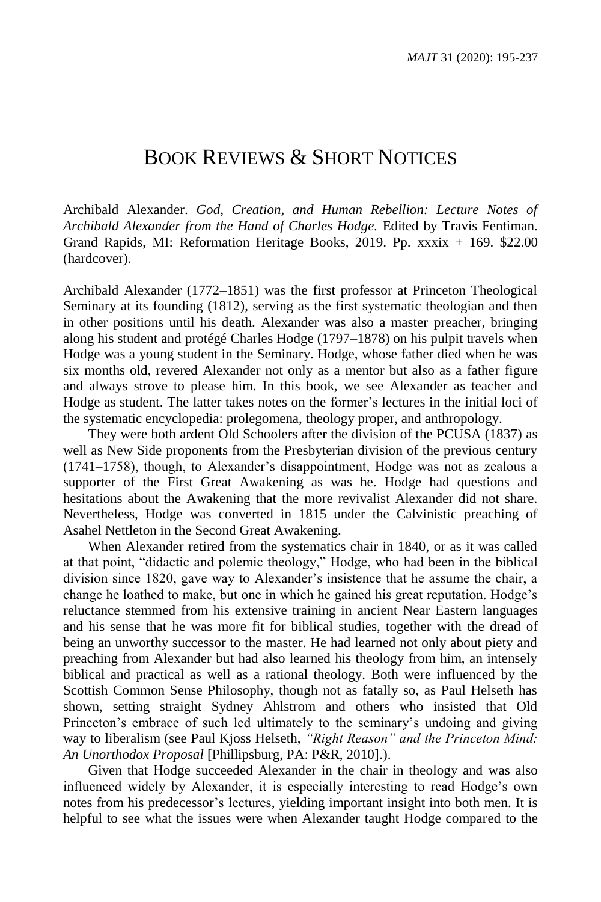# Book Reviews & Short Notices

Archibald Alexander. *God, Creation, and Human Rebellion: Lecture Notes of Archibald Alexander from the Hand of Charles Hodge.* Edited by Travis Fentiman. Grand Rapids, MI: Reformation Heritage Books, 2019. Pp. xxxix + 169. $22.00 (hardcover).

Archibald Alexander (1772–1851) was the first professor at Princeton Theological Seminary at its founding (1812), serving as the first systematic theologian and then in other positions until his death. Alexander was also a master preacher, bringing along his student and protégé Charles Hodge (1797–1878) on his pulpit travels when Hodge was a young student in the Seminary. Hodge, whose father died when he was six months old, revered Alexander not only as a mentor but also as a father figure and always strove to please him. In this book, we see Alexander as teacher and Hodge as student. The latter takes notes on the former's lectures in the initial loci of the systematic encyclopedia: prolegomena, theology proper, and anthropology.

They were both ardent Old Schoolers after the division of the PCUSA (1837) as well as New Side proponents from the Presbyterian division of the previous century (1741–1758), though, to Alexander's disappointment, Hodge was not as zealous a supporter of the First Great Awakening as was he. Hodge had questions and hesitations about the Awakening that the more revivalist Alexander did not share. Nevertheless, Hodge was converted in 1815 under the Calvinistic preaching of Asahel Nettleton in the Second Great Awakening.

When Alexander retired from the systematics chair in 1840, or as it was called at that point, "didactic and polemic theology," Hodge, who had been in the biblical division since 1820, gave way to Alexander's insistence that he assume the chair, a change he loathed to make, but one in which he gained his great reputation. Hodge's reluctance stemmed from his extensive training in ancient Near Eastern languages and his sense that he was more fit for biblical studies, together with the dread of being an unworthy successor to the master. He had learned not only about piety and preaching from Alexander but had also learned his theology from him, an intensely biblical and practical as well as a rational theology. Both were influenced by the Scottish Common Sense Philosophy, though not as fatally so, as Paul Helseth has shown, setting straight Sydney Ahlstrom and others who insisted that Old Princeton's embrace of such led ultimately to the seminary's undoing and giving way to liberalism (see Paul Kjoss Helseth, *"Right Reason" and the Princeton Mind: An Unorthodox Proposal* [Phillipsburg, PA: P&R, 2010].).

Given that Hodge succeeded Alexander in the chair in theology and was also influenced widely by Alexander, it is especially interesting to read Hodge's own notes from his predecessor's lectures, yielding important insight into both men. It is helpful to see what the issues were when Alexander taught Hodge compared to the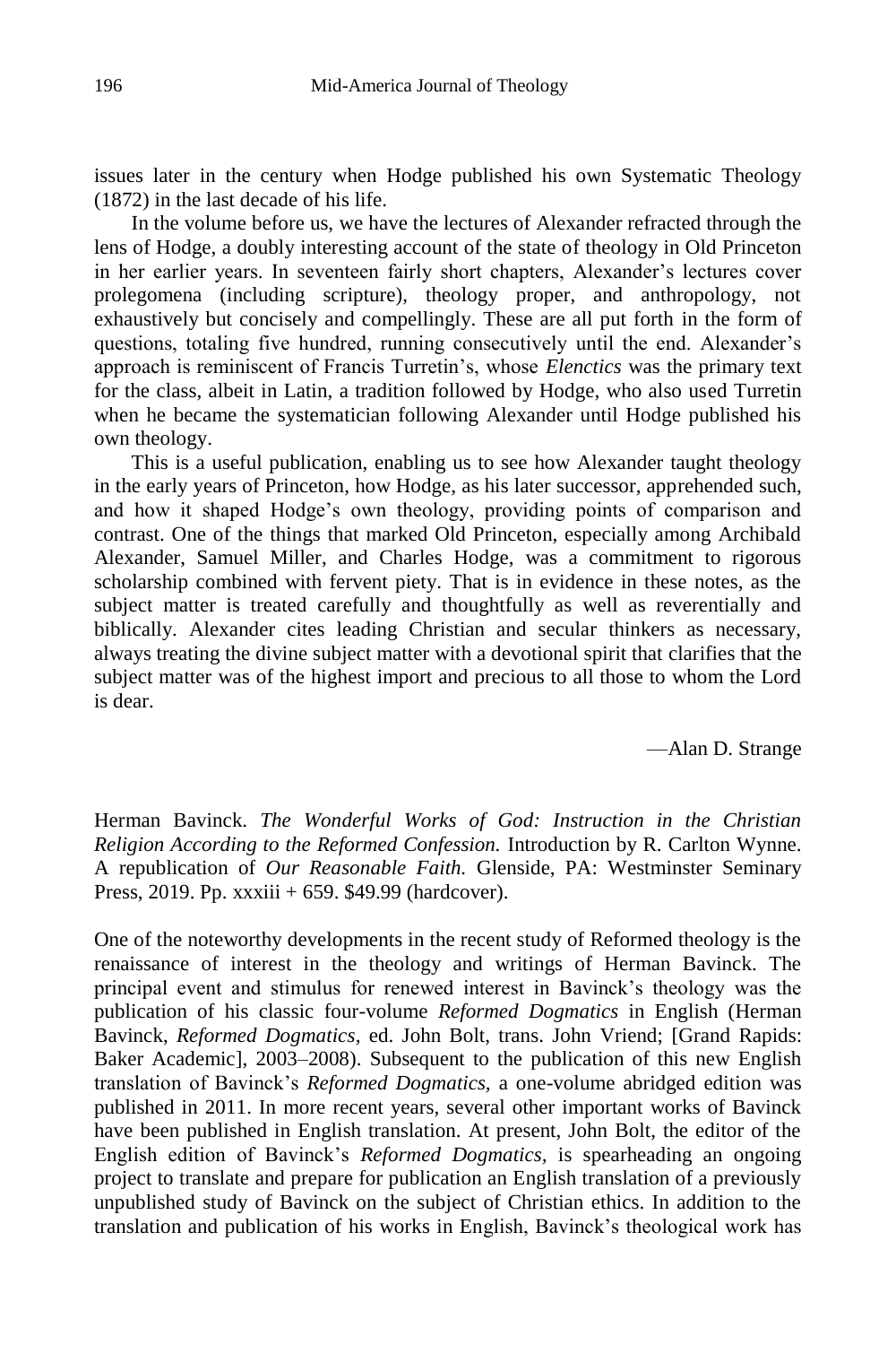issues later in the century when Hodge published his own Systematic Theology (1872) in the last decade of his life.

In the volume before us, we have the lectures of Alexander refracted through the lens of Hodge, a doubly interesting account of the state of theology in Old Princeton in her earlier years. In seventeen fairly short chapters, Alexander's lectures cover prolegomena (including scripture), theology proper, and anthropology, not exhaustively but concisely and compellingly. These are all put forth in the form of questions, totaling five hundred, running consecutively until the end. Alexander's approach is reminiscent of Francis Turretin's, whose *Elenctics* was the primary text for the class, albeit in Latin, a tradition followed by Hodge, who also used Turretin when he became the systematician following Alexander until Hodge published his own theology.

This is a useful publication, enabling us to see how Alexander taught theology in the early years of Princeton, how Hodge, as his later successor, apprehended such, and how it shaped Hodge's own theology, providing points of comparison and contrast. One of the things that marked Old Princeton, especially among Archibald Alexander, Samuel Miller, and Charles Hodge, was a commitment to rigorous scholarship combined with fervent piety. That is in evidence in these notes, as the subject matter is treated carefully and thoughtfully as well as reverentially and biblically. Alexander cites leading Christian and secular thinkers as necessary, always treating the divine subject matter with a devotional spirit that clarifies that the subject matter was of the highest import and precious to all those to whom the Lord is dear.

—Alan D. Strange

Herman Bavinck. *The Wonderful Works of God: Instruction in the Christian Religion According to the Reformed Confession.* Introduction by R. Carlton Wynne. A republication of *Our Reasonable Faith.* Glenside, PA: Westminster Seminary Press, 2019. Pp. xxxiii + 659. $49.99 (hardcover).

One of the noteworthy developments in the recent study of Reformed theology is the renaissance of interest in the theology and writings of Herman Bavinck. The principal event and stimulus for renewed interest in Bavinck's theology was the publication of his classic four-volume *Reformed Dogmatics* in English (Herman Bavinck, *Reformed Dogmatics*, ed. John Bolt, trans. John Vriend; [Grand Rapids: Baker Academic], 2003–2008). Subsequent to the publication of this new English translation of Bavinck's *Reformed Dogmatics,* a one-volume abridged edition was published in 2011. In more recent years, several other important works of Bavinck have been published in English translation. At present, John Bolt, the editor of the English edition of Bavinck's *Reformed Dogmatics*, is spearheading an ongoing project to translate and prepare for publication an English translation of a previously unpublished study of Bavinck on the subject of Christian ethics. In addition to the translation and publication of his works in English, Bavinck's theological work has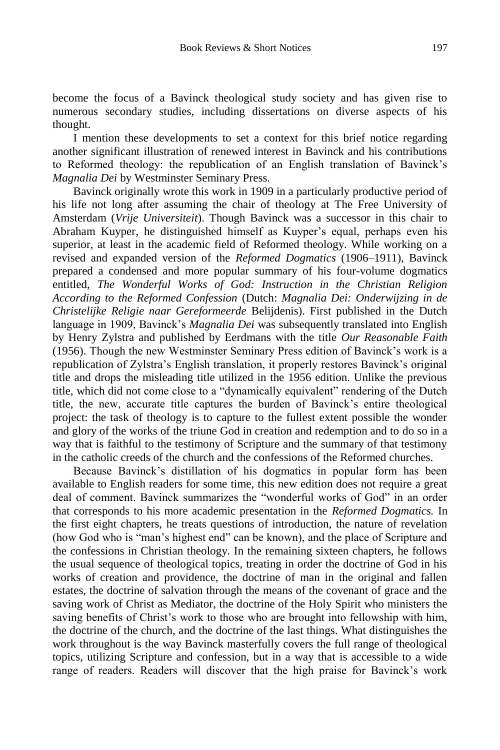become the focus of a Bavinck theological study society and has given rise to numerous secondary studies, including dissertations on diverse aspects of his thought.

I mention these developments to set a context for this brief notice regarding another significant illustration of renewed interest in Bavinck and his contributions to Reformed theology: the republication of an English translation of Bavinck's *Magnalia Dei* by Westminster Seminary Press.

Bavinck originally wrote this work in 1909 in a particularly productive period of his life not long after assuming the chair of theology at The Free University of Amsterdam (*Vrije Universiteit*). Though Bavinck was a successor in this chair to Abraham Kuyper, he distinguished himself as Kuyper's equal, perhaps even his superior, at least in the academic field of Reformed theology. While working on a revised and expanded version of the *Reformed Dogmatics* (1906–1911), Bavinck prepared a condensed and more popular summary of his four-volume dogmatics entitled, *The Wonderful Works of God: Instruction in the Christian Religion According to the Reformed Confession* (Dutch: *Magnalia Dei: Onderwijzing in de Christelijke Religie naar Gereformeerde* Belijdenis). First published in the Dutch language in 1909, Bavinck's *Magnalia Dei* was subsequently translated into English by Henry Zylstra and published by Eerdmans with the title *Our Reasonable Faith* (1956). Though the new Westminster Seminary Press edition of Bavinck's work is a republication of Zylstra's English translation, it properly restores Bavinck's original title and drops the misleading title utilized in the 1956 edition. Unlike the previous title, which did not come close to a "dynamically equivalent" rendering of the Dutch title, the new, accurate title captures the burden of Bavinck's entire theological project: the task of theology is to capture to the fullest extent possible the wonder and glory of the works of the triune God in creation and redemption and to do so in a way that is faithful to the testimony of Scripture and the summary of that testimony in the catholic creeds of the church and the confessions of the Reformed churches.

Because Bavinck's distillation of his dogmatics in popular form has been available to English readers for some time, this new edition does not require a great deal of comment. Bavinck summarizes the "wonderful works of God" in an order that corresponds to his more academic presentation in the *Reformed Dogmatics.* In the first eight chapters, he treats questions of introduction, the nature of revelation (how God who is "man's highest end" can be known), and the place of Scripture and the confessions in Christian theology. In the remaining sixteen chapters, he follows the usual sequence of theological topics, treating in order the doctrine of God in his works of creation and providence, the doctrine of man in the original and fallen estates, the doctrine of salvation through the means of the covenant of grace and the saving work of Christ as Mediator, the doctrine of the Holy Spirit who ministers the saving benefits of Christ's work to those who are brought into fellowship with him, the doctrine of the church, and the doctrine of the last things. What distinguishes the work throughout is the way Bavinck masterfully covers the full range of theological topics, utilizing Scripture and confession, but in a way that is accessible to a wide range of readers. Readers will discover that the high praise for Bavinck's work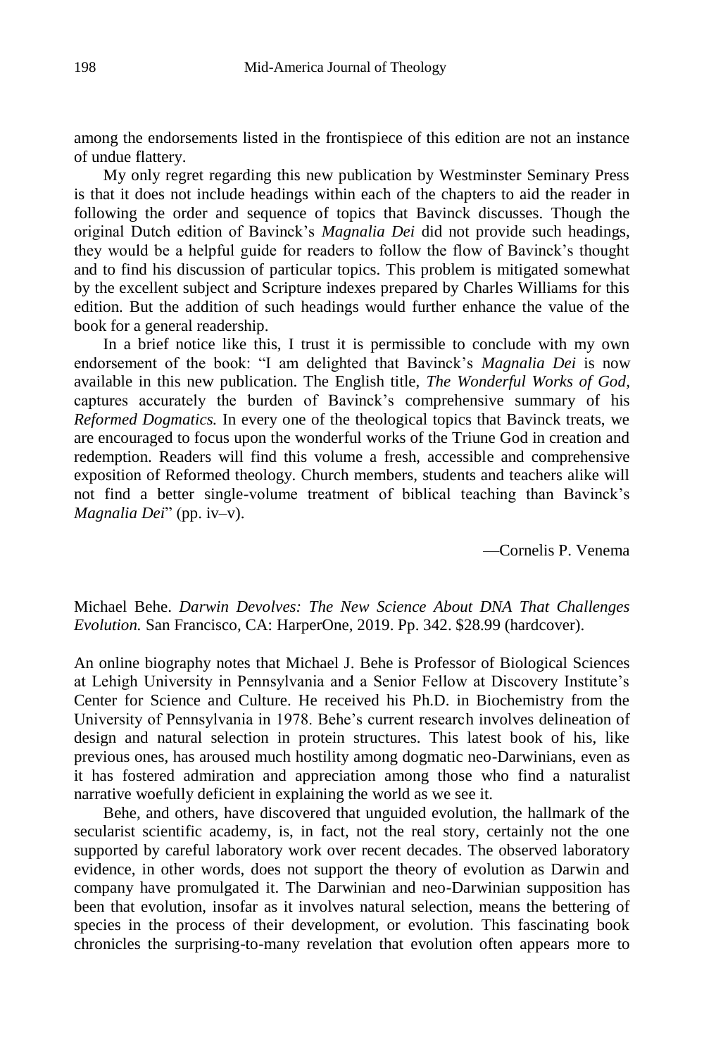among the endorsements listed in the frontispiece of this edition are not an instance of undue flattery.

My only regret regarding this new publication by Westminster Seminary Press is that it does not include headings within each of the chapters to aid the reader in following the order and sequence of topics that Bavinck discusses. Though the original Dutch edition of Bavinck's *Magnalia Dei* did not provide such headings, they would be a helpful guide for readers to follow the flow of Bavinck's thought and to find his discussion of particular topics. This problem is mitigated somewhat by the excellent subject and Scripture indexes prepared by Charles Williams for this edition. But the addition of such headings would further enhance the value of the book for a general readership.

In a brief notice like this, I trust it is permissible to conclude with my own endorsement of the book: "I am delighted that Bavinck's *Magnalia Dei* is now available in this new publication. The English title, *The Wonderful Works of God,* captures accurately the burden of Bavinck's comprehensive summary of his *Reformed Dogmatics.* In every one of the theological topics that Bavinck treats, we are encouraged to focus upon the wonderful works of the Triune God in creation and redemption. Readers will find this volume a fresh, accessible and comprehensive exposition of Reformed theology. Church members, students and teachers alike will not find a better single-volume treatment of biblical teaching than Bavinck's *Magnalia Dei*" (pp. iv–v).

—Cornelis P. Venema

Michael Behe. *Darwin Devolves: The New Science About DNA That Challenges Evolution.* San Francisco, CA: HarperOne, 2019. Pp. 342. $28.99 (hardcover).

An online biography notes that Michael J. Behe is Professor of Biological Sciences at Lehigh University in Pennsylvania and a Senior Fellow at Discovery Institute's Center for Science and Culture. He received his Ph.D. in Biochemistry from the University of Pennsylvania in 1978. Behe's current research involves delineation of design and natural selection in protein structures. This latest book of his, like previous ones, has aroused much hostility among dogmatic neo-Darwinians, even as it has fostered admiration and appreciation among those who find a naturalist narrative woefully deficient in explaining the world as we see it.

Behe, and others, have discovered that unguided evolution, the hallmark of the secularist scientific academy, is, in fact, not the real story, certainly not the one supported by careful laboratory work over recent decades. The observed laboratory evidence, in other words, does not support the theory of evolution as Darwin and company have promulgated it. The Darwinian and neo-Darwinian supposition has been that evolution, insofar as it involves natural selection, means the bettering of species in the process of their development, or evolution. This fascinating book chronicles the surprising-to-many revelation that evolution often appears more to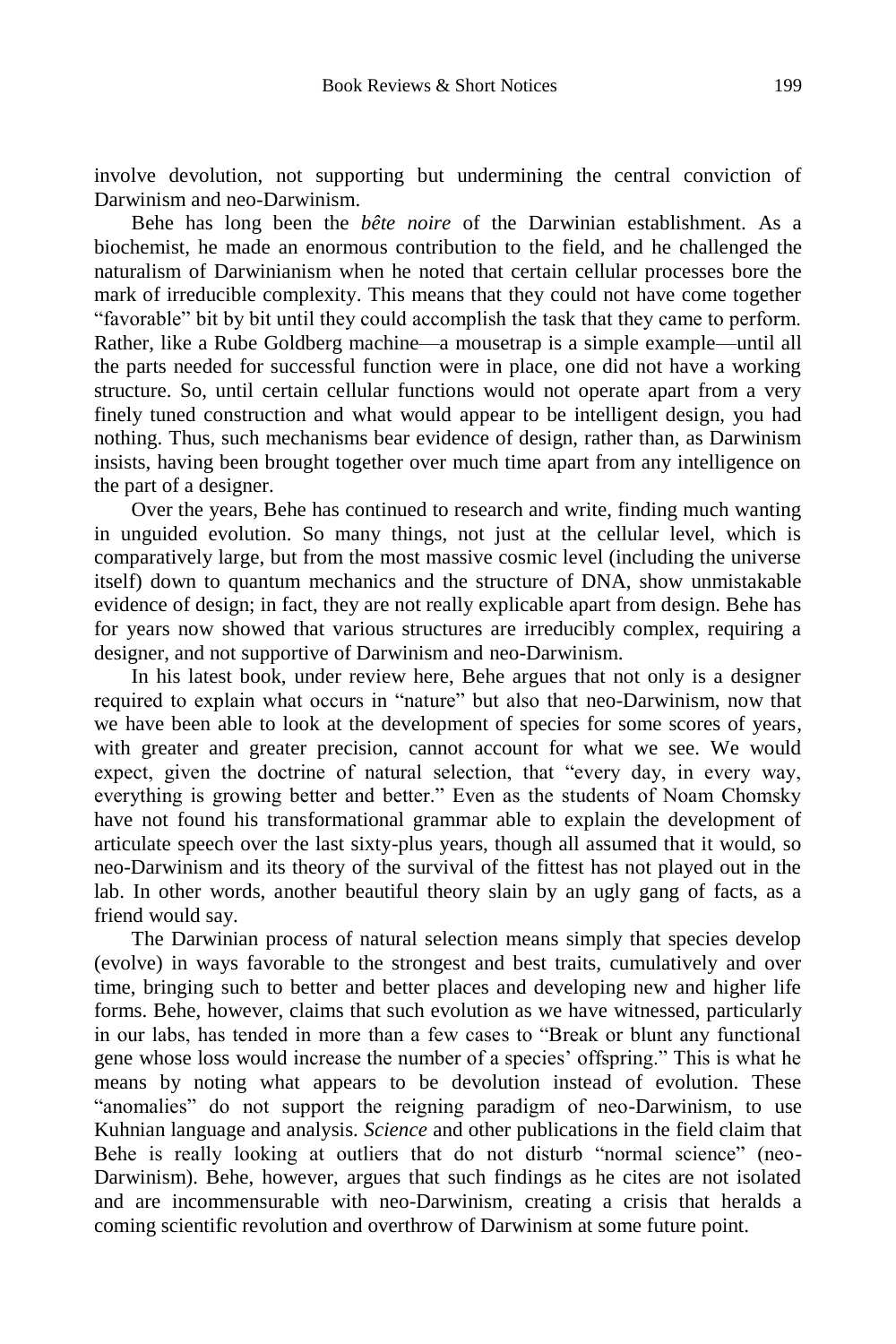involve devolution, not supporting but undermining the central conviction of Darwinism and neo-Darwinism.

Behe has long been the *bête noire* of the Darwinian establishment. As a biochemist, he made an enormous contribution to the field, and he challenged the naturalism of Darwinianism when he noted that certain cellular processes bore the mark of irreducible complexity. This means that they could not have come together "favorable" bit by bit until they could accomplish the task that they came to perform. Rather, like a Rube Goldberg machine—a mousetrap is a simple example—until all the parts needed for successful function were in place, one did not have a working structure. So, until certain cellular functions would not operate apart from a very finely tuned construction and what would appear to be intelligent design, you had nothing. Thus, such mechanisms bear evidence of design, rather than, as Darwinism insists, having been brought together over much time apart from any intelligence on the part of a designer.

Over the years, Behe has continued to research and write, finding much wanting in unguided evolution. So many things, not just at the cellular level, which is comparatively large, but from the most massive cosmic level (including the universe itself) down to quantum mechanics and the structure of DNA, show unmistakable evidence of design; in fact, they are not really explicable apart from design. Behe has for years now showed that various structures are irreducibly complex, requiring a designer, and not supportive of Darwinism and neo-Darwinism.

In his latest book, under review here, Behe argues that not only is a designer required to explain what occurs in "nature" but also that neo-Darwinism, now that we have been able to look at the development of species for some scores of years, with greater and greater precision, cannot account for what we see. We would expect, given the doctrine of natural selection, that "every day, in every way, everything is growing better and better." Even as the students of Noam Chomsky have not found his transformational grammar able to explain the development of articulate speech over the last sixty-plus years, though all assumed that it would, so neo-Darwinism and its theory of the survival of the fittest has not played out in the lab. In other words, another beautiful theory slain by an ugly gang of facts, as a friend would say.

The Darwinian process of natural selection means simply that species develop (evolve) in ways favorable to the strongest and best traits, cumulatively and over time, bringing such to better and better places and developing new and higher life forms. Behe, however, claims that such evolution as we have witnessed, particularly in our labs, has tended in more than a few cases to "Break or blunt any functional gene whose loss would increase the number of a species' offspring." This is what he means by noting what appears to be devolution instead of evolution. These "anomalies" do not support the reigning paradigm of neo-Darwinism, to use Kuhnian language and analysis. *Science* and other publications in the field claim that Behe is really looking at outliers that do not disturb "normal science" (neo-Darwinism). Behe, however, argues that such findings as he cites are not isolated and are incommensurable with neo-Darwinism, creating a crisis that heralds a coming scientific revolution and overthrow of Darwinism at some future point.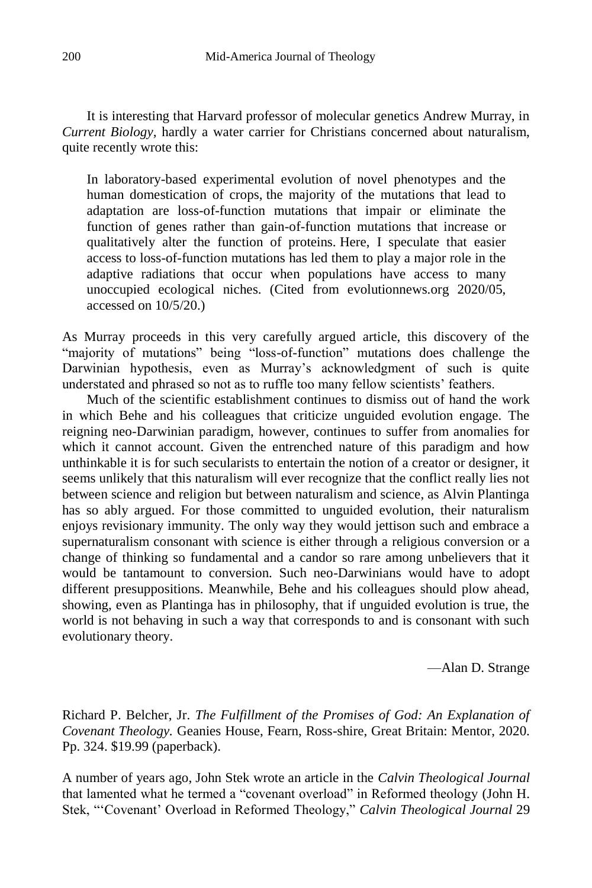It is interesting that Harvard professor of molecular genetics Andrew Murray, in *Current Biology*, hardly a water carrier for Christians concerned about naturalism, quite recently wrote this:

> In laboratory-based experimental evolution of novel phenotypes and the human domestication of crops, the majority of the mutations that lead to adaptation are loss-of-function mutations that impair or eliminate the function of genes rather than gain-of-function mutations that increase or qualitatively alter the function of proteins. Here, I speculate that easier access to loss-of-function mutations has led them to play a major role in the adaptive radiations that occur when populations have access to many unoccupied ecological niches. (Cited from evolutionnews.org 2020/05, accessed on 10/5/20.)

As Murray proceeds in this very carefully argued article, this discovery of the "majority of mutations" being "loss-of-function" mutations does challenge the Darwinian hypothesis, even as Murray's acknowledgment of such is quite understated and phrased so not as to ruffle too many fellow scientists' feathers.

Much of the scientific establishment continues to dismiss out of hand the work in which Behe and his colleagues that criticize unguided evolution engage. The reigning neo-Darwinian paradigm, however, continues to suffer from anomalies for which it cannot account. Given the entrenched nature of this paradigm and how unthinkable it is for such secularists to entertain the notion of a creator or designer, it seems unlikely that this naturalism will ever recognize that the conflict really lies not between science and religion but between naturalism and science, as Alvin Plantinga has so ably argued. For those committed to unguided evolution, their naturalism enjoys revisionary immunity. The only way they would jettison such and embrace a supernaturalism consonant with science is either through a religious conversion or a change of thinking so fundamental and a candor so rare among unbelievers that it would be tantamount to conversion. Such neo-Darwinians would have to adopt different presuppositions. Meanwhile, Behe and his colleagues should plow ahead, showing, even as Plantinga has in philosophy, that if unguided evolution is true, the world is not behaving in such a way that corresponds to and is consonant with such evolutionary theory.

—Alan D. Strange

Richard P. Belcher, Jr. *The Fulfillment of the Promises of God: An Explanation of Covenant Theology.* Geanies House, Fearn, Ross-shire, Great Britain: Mentor, 2020. Pp. 324. $19.99 (paperback).

A number of years ago, John Stek wrote an article in the *Calvin Theological Journal* that lamented what he termed a "covenant overload" in Reformed theology (John H. Stek, "'Covenant' Overload in Reformed Theology," *Calvin Theological Journal* 29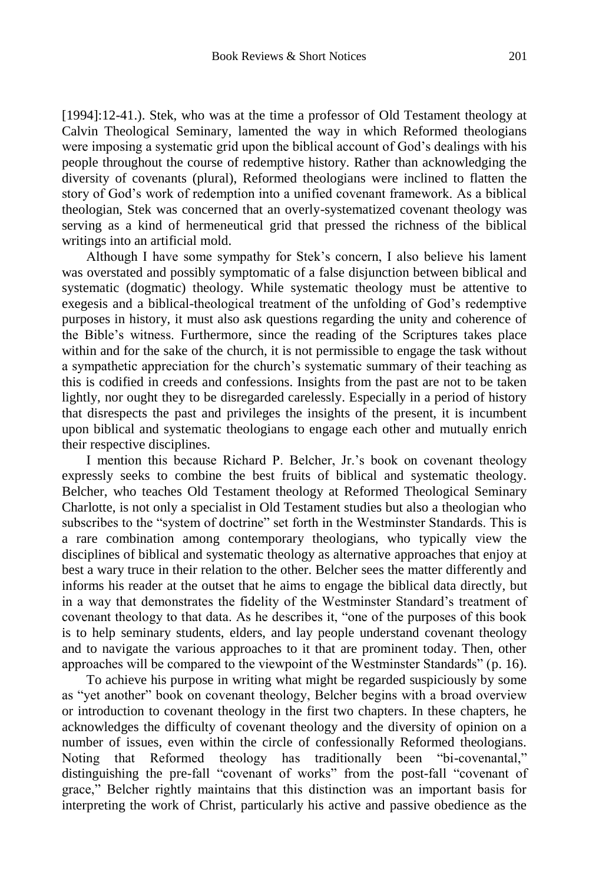[1994]:12-41.). Stek, who was at the time a professor of Old Testament theology at Calvin Theological Seminary, lamented the way in which Reformed theologians were imposing a systematic grid upon the biblical account of God's dealings with his people throughout the course of redemptive history. Rather than acknowledging the diversity of covenants (plural), Reformed theologians were inclined to flatten the story of God's work of redemption into a unified covenant framework. As a biblical theologian, Stek was concerned that an overly-systematized covenant theology was serving as a kind of hermeneutical grid that pressed the richness of the biblical writings into an artificial mold.

Although I have some sympathy for Stek's concern, I also believe his lament was overstated and possibly symptomatic of a false disjunction between biblical and systematic (dogmatic) theology. While systematic theology must be attentive to exegesis and a biblical-theological treatment of the unfolding of God's redemptive purposes in history, it must also ask questions regarding the unity and coherence of the Bible's witness. Furthermore, since the reading of the Scriptures takes place within and for the sake of the church, it is not permissible to engage the task without a sympathetic appreciation for the church's systematic summary of their teaching as this is codified in creeds and confessions. Insights from the past are not to be taken lightly, nor ought they to be disregarded carelessly. Especially in a period of history that disrespects the past and privileges the insights of the present, it is incumbent upon biblical and systematic theologians to engage each other and mutually enrich their respective disciplines.

I mention this because Richard P. Belcher, Jr.'s book on covenant theology expressly seeks to combine the best fruits of biblical and systematic theology. Belcher, who teaches Old Testament theology at Reformed Theological Seminary Charlotte, is not only a specialist in Old Testament studies but also a theologian who subscribes to the "system of doctrine" set forth in the Westminster Standards. This is a rare combination among contemporary theologians, who typically view the disciplines of biblical and systematic theology as alternative approaches that enjoy at best a wary truce in their relation to the other. Belcher sees the matter differently and informs his reader at the outset that he aims to engage the biblical data directly, but in a way that demonstrates the fidelity of the Westminster Standard's treatment of covenant theology to that data. As he describes it, "one of the purposes of this book is to help seminary students, elders, and lay people understand covenant theology and to navigate the various approaches to it that are prominent today. Then, other approaches will be compared to the viewpoint of the Westminster Standards" (p. 16).

To achieve his purpose in writing what might be regarded suspiciously by some as "yet another" book on covenant theology, Belcher begins with a broad overview or introduction to covenant theology in the first two chapters. In these chapters, he acknowledges the difficulty of covenant theology and the diversity of opinion on a number of issues, even within the circle of confessionally Reformed theologians. Noting that Reformed theology has traditionally been "bi-covenantal," distinguishing the pre-fall "covenant of works" from the post-fall "covenant of grace," Belcher rightly maintains that this distinction was an important basis for interpreting the work of Christ, particularly his active and passive obedience as the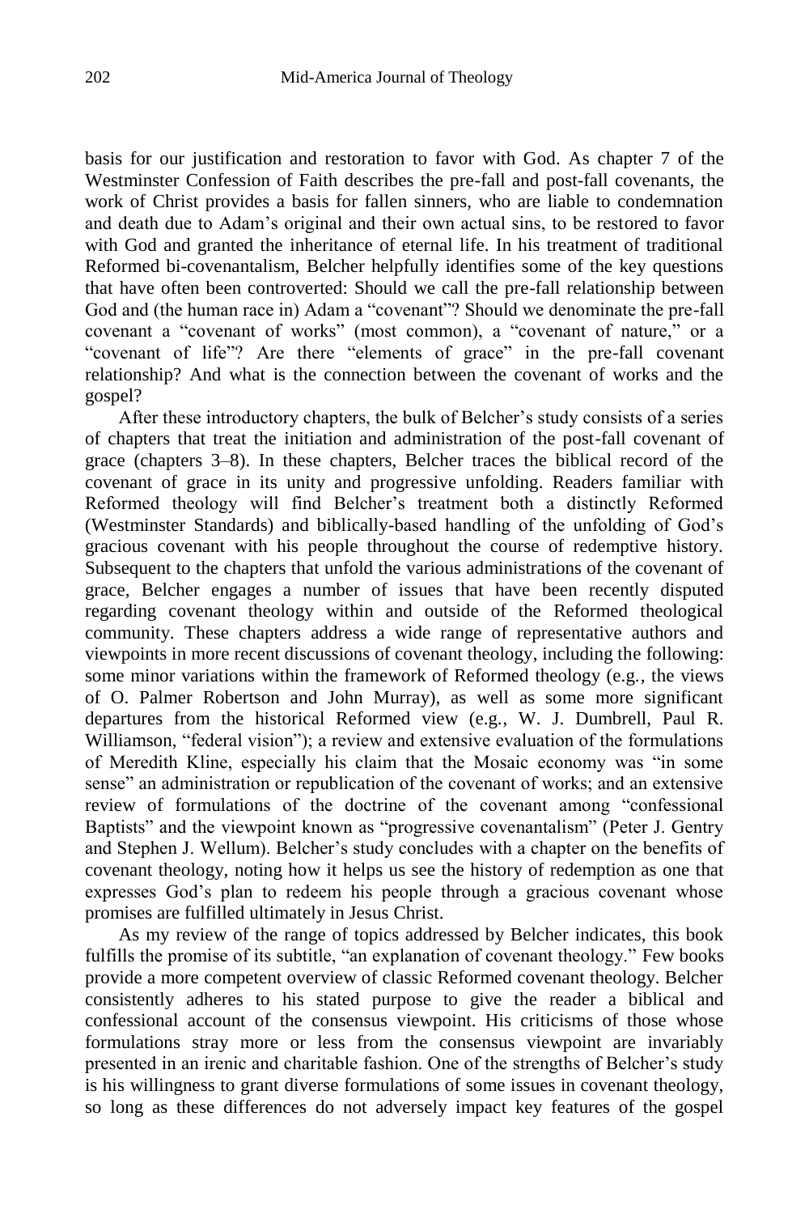basis for our justification and restoration to favor with God. As chapter 7 of the Westminster Confession of Faith describes the pre-fall and post-fall covenants, the work of Christ provides a basis for fallen sinners, who are liable to condemnation and death due to Adam's original and their own actual sins, to be restored to favor with God and granted the inheritance of eternal life. In his treatment of traditional Reformed bi-covenantalism, Belcher helpfully identifies some of the key questions that have often been controverted: Should we call the pre-fall relationship between God and (the human race in) Adam a "covenant"? Should we denominate the pre-fall covenant a "covenant of works" (most common), a "covenant of nature," or a "covenant of life"? Are there "elements of grace" in the pre-fall covenant relationship? And what is the connection between the covenant of works and the gospel?

After these introductory chapters, the bulk of Belcher's study consists of a series of chapters that treat the initiation and administration of the post-fall covenant of grace (chapters 3–8). In these chapters, Belcher traces the biblical record of the covenant of grace in its unity and progressive unfolding. Readers familiar with Reformed theology will find Belcher's treatment both a distinctly Reformed (Westminster Standards) and biblically-based handling of the unfolding of God's gracious covenant with his people throughout the course of redemptive history. Subsequent to the chapters that unfold the various administrations of the covenant of grace, Belcher engages a number of issues that have been recently disputed regarding covenant theology within and outside of the Reformed theological community. These chapters address a wide range of representative authors and viewpoints in more recent discussions of covenant theology, including the following: some minor variations within the framework of Reformed theology (e.g., the views of O. Palmer Robertson and John Murray), as well as some more significant departures from the historical Reformed view (e.g., W. J. Dumbrell, Paul R. Williamson, "federal vision"); a review and extensive evaluation of the formulations of Meredith Kline, especially his claim that the Mosaic economy was "in some sense" an administration or republication of the covenant of works; and an extensive review of formulations of the doctrine of the covenant among "confessional Baptists" and the viewpoint known as "progressive covenantalism" (Peter J. Gentry and Stephen J. Wellum). Belcher's study concludes with a chapter on the benefits of covenant theology, noting how it helps us see the history of redemption as one that expresses God's plan to redeem his people through a gracious covenant whose promises are fulfilled ultimately in Jesus Christ.

As my review of the range of topics addressed by Belcher indicates, this book fulfills the promise of its subtitle, "an explanation of covenant theology." Few books provide a more competent overview of classic Reformed covenant theology. Belcher consistently adheres to his stated purpose to give the reader a biblical and confessional account of the consensus viewpoint. His criticisms of those whose formulations stray more or less from the consensus viewpoint are invariably presented in an irenic and charitable fashion. One of the strengths of Belcher's study is his willingness to grant diverse formulations of some issues in covenant theology, so long as these differences do not adversely impact key features of the gospel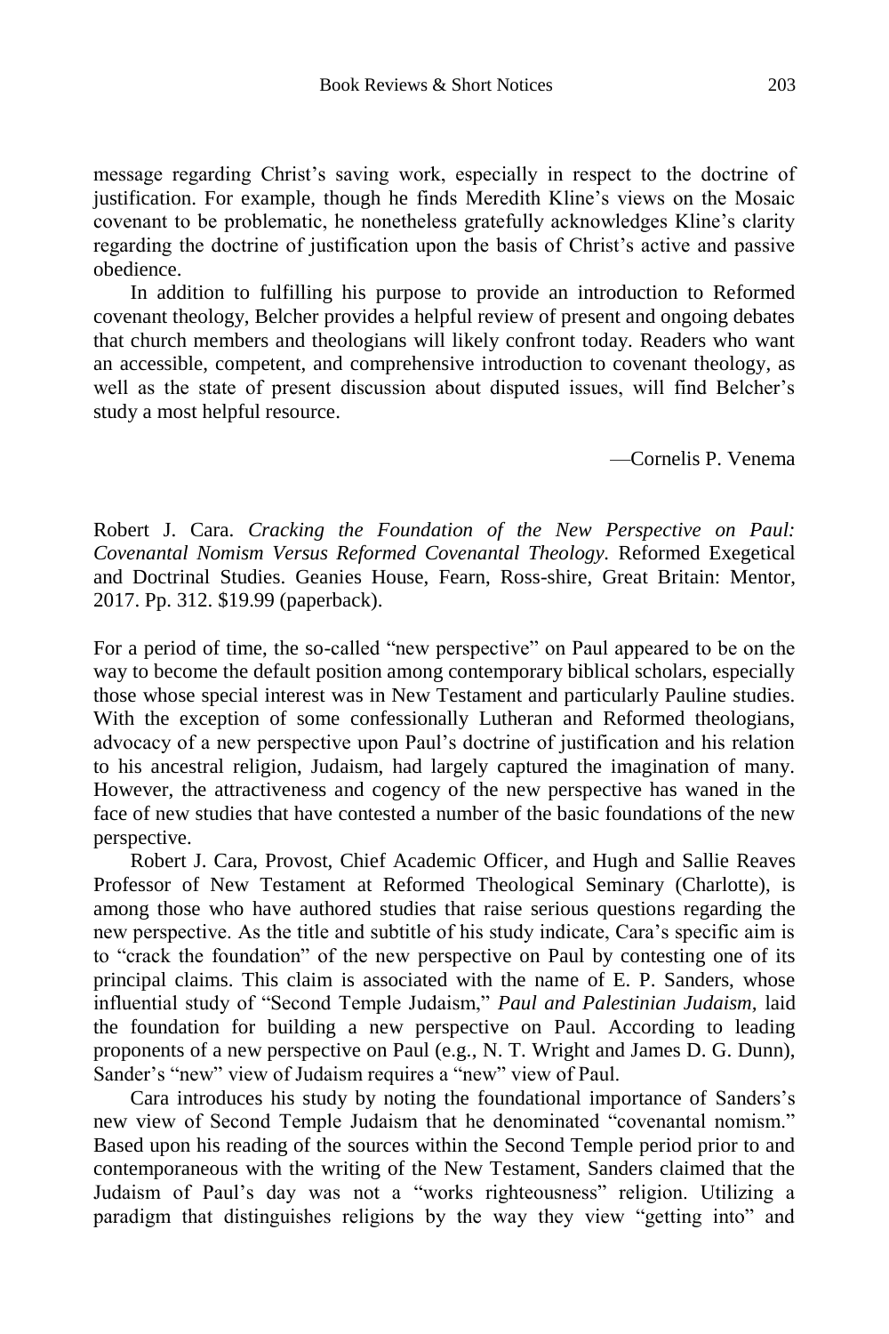message regarding Christ's saving work, especially in respect to the doctrine of justification. For example, though he finds Meredith Kline's views on the Mosaic covenant to be problematic, he nonetheless gratefully acknowledges Kline's clarity regarding the doctrine of justification upon the basis of Christ's active and passive obedience.

In addition to fulfilling his purpose to provide an introduction to Reformed covenant theology, Belcher provides a helpful review of present and ongoing debates that church members and theologians will likely confront today. Readers who want an accessible, competent, and comprehensive introduction to covenant theology, as well as the state of present discussion about disputed issues, will find Belcher's study a most helpful resource.

—Cornelis P. Venema

Robert J. Cara. *Cracking the Foundation of the New Perspective on Paul: Covenantal Nomism Versus Reformed Covenantal Theology.* Reformed Exegetical and Doctrinal Studies. Geanies House, Fearn, Ross-shire, Great Britain: Mentor, 2017. Pp. 312. $19.99 (paperback).

For a period of time, the so-called "new perspective" on Paul appeared to be on the way to become the default position among contemporary biblical scholars, especially those whose special interest was in New Testament and particularly Pauline studies. With the exception of some confessionally Lutheran and Reformed theologians, advocacy of a new perspective upon Paul's doctrine of justification and his relation to his ancestral religion, Judaism, had largely captured the imagination of many. However, the attractiveness and cogency of the new perspective has waned in the face of new studies that have contested a number of the basic foundations of the new perspective.

Robert J. Cara, Provost, Chief Academic Officer, and Hugh and Sallie Reaves Professor of New Testament at Reformed Theological Seminary (Charlotte), is among those who have authored studies that raise serious questions regarding the new perspective. As the title and subtitle of his study indicate, Cara's specific aim is to "crack the foundation" of the new perspective on Paul by contesting one of its principal claims. This claim is associated with the name of E. P. Sanders, whose influential study of "Second Temple Judaism," *Paul and Palestinian Judaism,* laid the foundation for building a new perspective on Paul. According to leading proponents of a new perspective on Paul (e.g., N. T. Wright and James D. G. Dunn), Sander's "new" view of Judaism requires a "new" view of Paul.

Cara introduces his study by noting the foundational importance of Sanders's new view of Second Temple Judaism that he denominated "covenantal nomism." Based upon his reading of the sources within the Second Temple period prior to and contemporaneous with the writing of the New Testament, Sanders claimed that the Judaism of Paul's day was not a "works righteousness" religion. Utilizing a paradigm that distinguishes religions by the way they view "getting into" and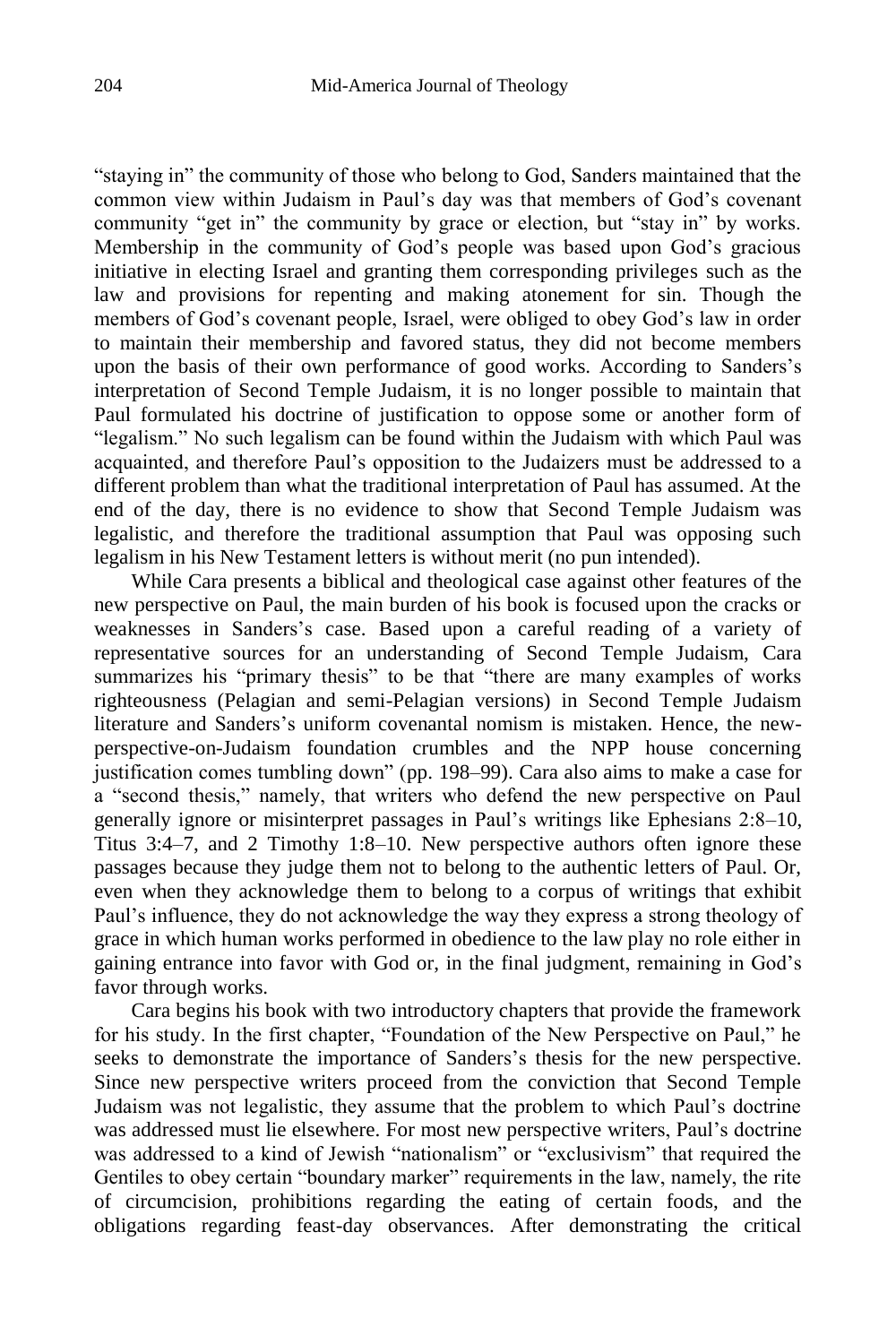"staying in" the community of those who belong to God, Sanders maintained that the common view within Judaism in Paul's day was that members of God's covenant community "get in" the community by grace or election, but "stay in" by works. Membership in the community of God's people was based upon God's gracious initiative in electing Israel and granting them corresponding privileges such as the law and provisions for repenting and making atonement for sin. Though the members of God's covenant people, Israel, were obliged to obey God's law in order to maintain their membership and favored status, they did not become members upon the basis of their own performance of good works. According to Sanders's interpretation of Second Temple Judaism, it is no longer possible to maintain that Paul formulated his doctrine of justification to oppose some or another form of "legalism." No such legalism can be found within the Judaism with which Paul was acquainted, and therefore Paul's opposition to the Judaizers must be addressed to a different problem than what the traditional interpretation of Paul has assumed. At the end of the day, there is no evidence to show that Second Temple Judaism was legalistic, and therefore the traditional assumption that Paul was opposing such legalism in his New Testament letters is without merit (no pun intended).

While Cara presents a biblical and theological case against other features of the new perspective on Paul, the main burden of his book is focused upon the cracks or weaknesses in Sanders's case. Based upon a careful reading of a variety of representative sources for an understanding of Second Temple Judaism, Cara summarizes his "primary thesis" to be that "there are many examples of works righteousness (Pelagian and semi-Pelagian versions) in Second Temple Judaism literature and Sanders's uniform covenantal nomism is mistaken. Hence, the new-perspective-on-Judaism foundation crumbles and the NPP house concerning justification comes tumbling down" (pp. 198–99). Cara also aims to make a case for a "second thesis," namely, that writers who defend the new perspective on Paul generally ignore or misinterpret passages in Paul's writings like Ephesians 2:8–10, Titus 3:4–7, and 2 Timothy 1:8–10. New perspective authors often ignore these passages because they judge them not to belong to the authentic letters of Paul. Or, even when they acknowledge them to belong to a corpus of writings that exhibit Paul's influence, they do not acknowledge the way they express a strong theology of grace in which human works performed in obedience to the law play no role either in gaining entrance into favor with God or, in the final judgment, remaining in God's favor through works.

Cara begins his book with two introductory chapters that provide the framework for his study. In the first chapter, "Foundation of the New Perspective on Paul," he seeks to demonstrate the importance of Sanders's thesis for the new perspective. Since new perspective writers proceed from the conviction that Second Temple Judaism was not legalistic, they assume that the problem to which Paul's doctrine was addressed must lie elsewhere. For most new perspective writers, Paul's doctrine was addressed to a kind of Jewish "nationalism" or "exclusivism" that required the Gentiles to obey certain "boundary marker" requirements in the law, namely, the rite of circumcision, prohibitions regarding the eating of certain foods, and the obligations regarding feast-day observances. After demonstrating the critical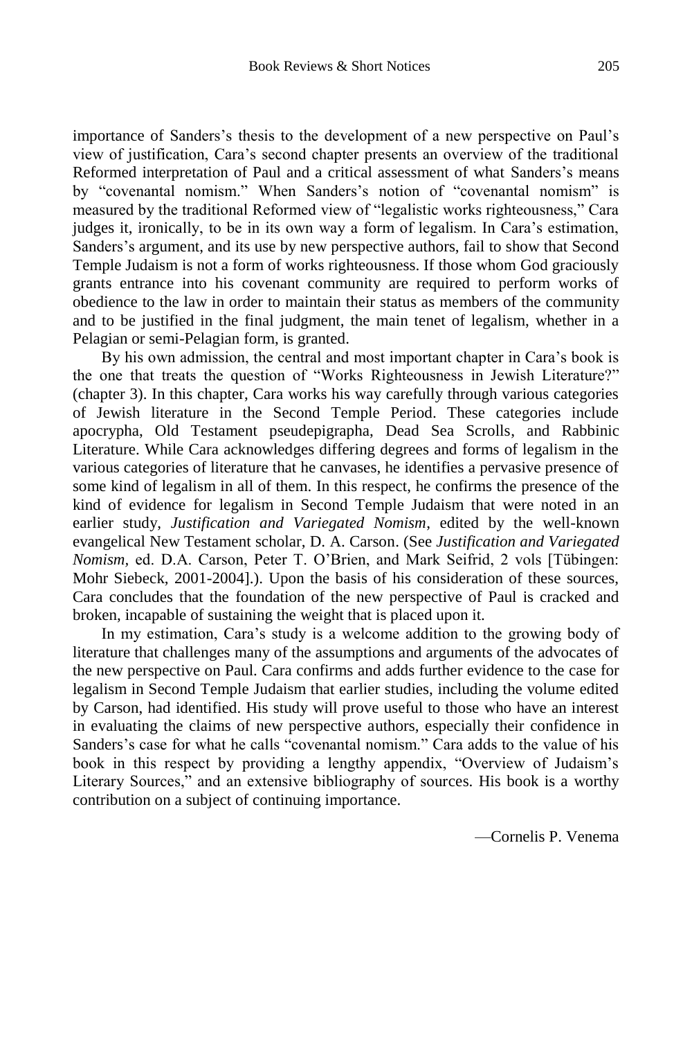importance of Sanders's thesis to the development of a new perspective on Paul's view of justification, Cara's second chapter presents an overview of the traditional Reformed interpretation of Paul and a critical assessment of what Sanders's means by "covenantal nomism." When Sanders's notion of "covenantal nomism" is measured by the traditional Reformed view of "legalistic works righteousness," Cara judges it, ironically, to be in its own way a form of legalism. In Cara's estimation, Sanders's argument, and its use by new perspective authors, fail to show that Second Temple Judaism is not a form of works righteousness. If those whom God graciously grants entrance into his covenant community are required to perform works of obedience to the law in order to maintain their status as members of the community and to be justified in the final judgment, the main tenet of legalism, whether in a Pelagian or semi-Pelagian form, is granted.

By his own admission, the central and most important chapter in Cara's book is the one that treats the question of "Works Righteousness in Jewish Literature?" (chapter 3). In this chapter, Cara works his way carefully through various categories of Jewish literature in the Second Temple Period. These categories include apocrypha, Old Testament pseudepigrapha, Dead Sea Scrolls, and Rabbinic Literature. While Cara acknowledges differing degrees and forms of legalism in the various categories of literature that he canvases, he identifies a pervasive presence of some kind of legalism in all of them. In this respect, he confirms the presence of the kind of evidence for legalism in Second Temple Judaism that were noted in an earlier study, *Justification and Variegated Nomism*, edited by the well-known evangelical New Testament scholar, D. A. Carson. (See *Justification and Variegated Nomism*, ed. D.A. Carson, Peter T. O'Brien, and Mark Seifrid, 2 vols [Tübingen: Mohr Siebeck, 2001-2004].). Upon the basis of his consideration of these sources, Cara concludes that the foundation of the new perspective of Paul is cracked and broken, incapable of sustaining the weight that is placed upon it.

In my estimation, Cara's study is a welcome addition to the growing body of literature that challenges many of the assumptions and arguments of the advocates of the new perspective on Paul. Cara confirms and adds further evidence to the case for legalism in Second Temple Judaism that earlier studies, including the volume edited by Carson, had identified. His study will prove useful to those who have an interest in evaluating the claims of new perspective authors, especially their confidence in Sanders's case for what he calls "covenantal nomism." Cara adds to the value of his book in this respect by providing a lengthy appendix, "Overview of Judaism's Literary Sources," and an extensive bibliography of sources. His book is a worthy contribution on a subject of continuing importance.

—Cornelis P. Venema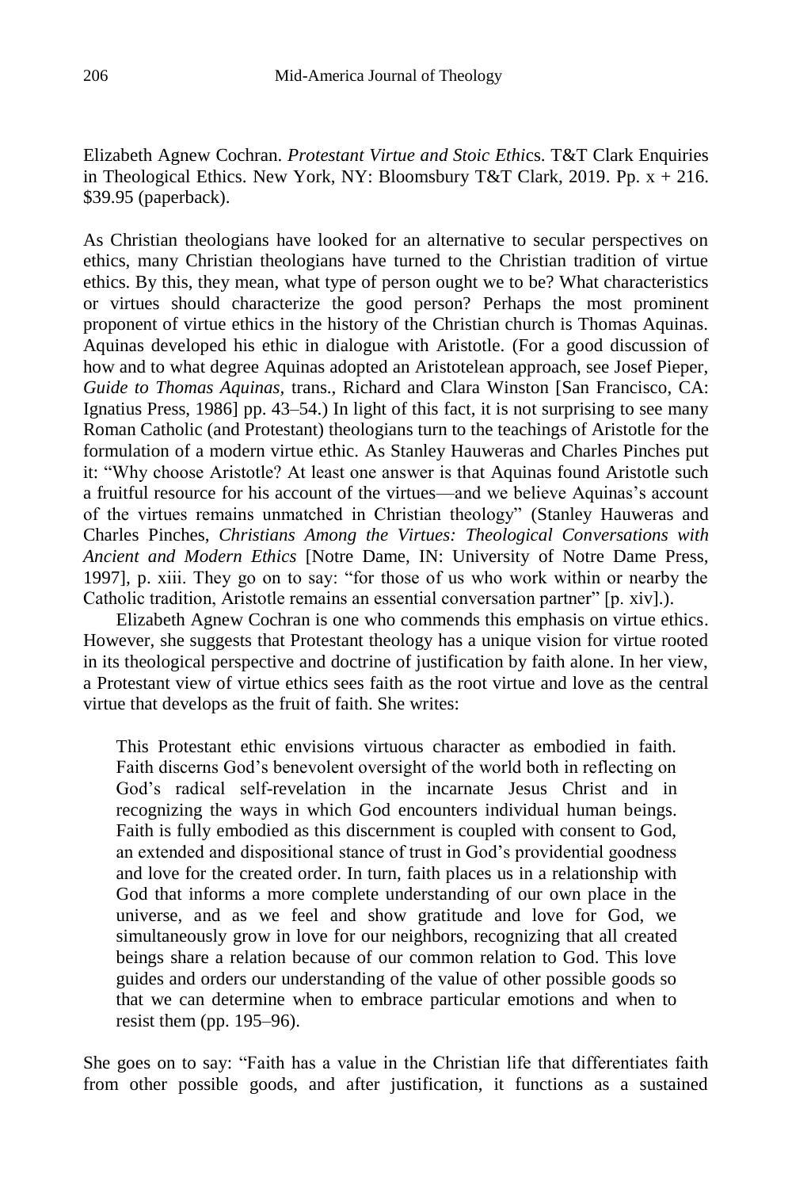Elizabeth Agnew Cochran. *Protestant Virtue and Stoic Ethics.* T&T Clark Enquiries in Theological Ethics. New York, NY: Bloomsbury T&T Clark, 2019. Pp. x + 216. $39.95 (paperback).

As Christian theologians have looked for an alternative to secular perspectives on ethics, many Christian theologians have turned to the Christian tradition of virtue ethics. By this, they mean, what type of person ought we to be? What characteristics or virtues should characterize the good person? Perhaps the most prominent proponent of virtue ethics in the history of the Christian church is Thomas Aquinas. Aquinas developed his ethic in dialogue with Aristotle. (For a good discussion of how and to what degree Aquinas adopted an Aristotelean approach, see Josef Pieper, *Guide to Thomas Aquinas,* trans., Richard and Clara Winston [San Francisco, CA: Ignatius Press, 1986] pp. 43–54.) In light of this fact, it is not surprising to see many Roman Catholic (and Protestant) theologians turn to the teachings of Aristotle for the formulation of a modern virtue ethic. As Stanley Hauweras and Charles Pinches put it: "Why choose Aristotle? At least one answer is that Aquinas found Aristotle such a fruitful resource for his account of the virtues—and we believe Aquinas's account of the virtues remains unmatched in Christian theology" (Stanley Hauweras and Charles Pinches, *Christians Among the Virtues: Theological Conversations with Ancient and Modern Ethics* [Notre Dame, IN: University of Notre Dame Press, 1997], p. xiii. They go on to say: "for those of us who work within or nearby the Catholic tradition, Aristotle remains an essential conversation partner" [p. xiv].).

Elizabeth Agnew Cochran is one who commends this emphasis on virtue ethics. However, she suggests that Protestant theology has a unique vision for virtue rooted in its theological perspective and doctrine of justification by faith alone. In her view, a Protestant view of virtue ethics sees faith as the root virtue and love as the central virtue that develops as the fruit of faith. She writes:

> This Protestant ethic envisions virtuous character as embodied in faith. Faith discerns God's benevolent oversight of the world both in reflecting on God's radical self-revelation in the incarnate Jesus Christ and in recognizing the ways in which God encounters individual human beings. Faith is fully embodied as this discernment is coupled with consent to God, an extended and dispositional stance of trust in God's providential goodness and love for the created order. In turn, faith places us in a relationship with God that informs a more complete understanding of our own place in the universe, and as we feel and show gratitude and love for God, we simultaneously grow in love for our neighbors, recognizing that all created beings share a relation because of our common relation to God. This love guides and orders our understanding of the value of other possible goods so that we can determine when to embrace particular emotions and when to resist them (pp. 195–96).

She goes on to say: "Faith has a value in the Christian life that differentiates faith from other possible goods, and after justification, it functions as a sustained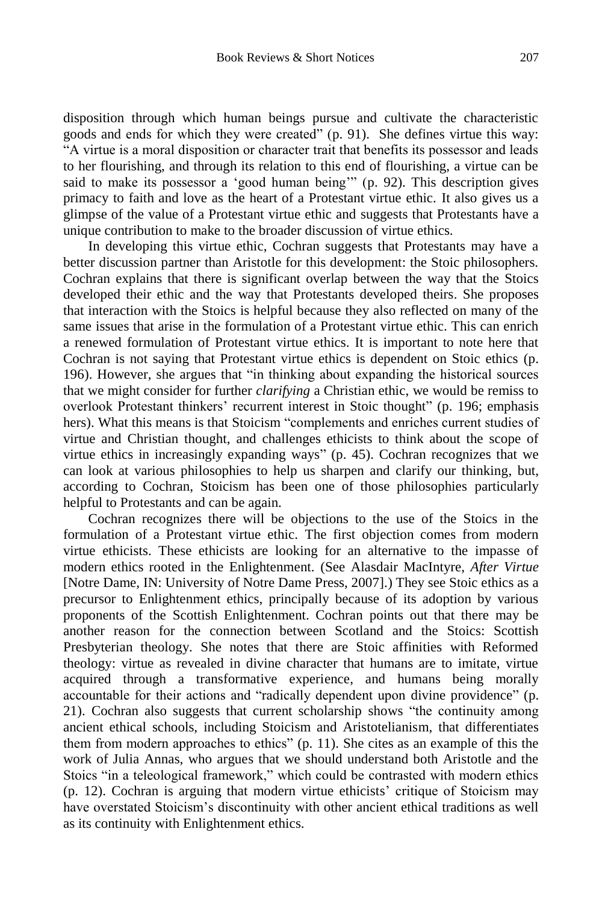disposition through which human beings pursue and cultivate the characteristic goods and ends for which they were created" (p. 91). She defines virtue this way: "A virtue is a moral disposition or character trait that benefits its possessor and leads to her flourishing, and through its relation to this end of flourishing, a virtue can be said to make its possessor a 'good human being'" (p. 92). This description gives primacy to faith and love as the heart of a Protestant virtue ethic. It also gives us a glimpse of the value of a Protestant virtue ethic and suggests that Protestants have a unique contribution to make to the broader discussion of virtue ethics.

In developing this virtue ethic, Cochran suggests that Protestants may have a better discussion partner than Aristotle for this development: the Stoic philosophers. Cochran explains that there is significant overlap between the way that the Stoics developed their ethic and the way that Protestants developed theirs. She proposes that interaction with the Stoics is helpful because they also reflected on many of the same issues that arise in the formulation of a Protestant virtue ethic. This can enrich a renewed formulation of Protestant virtue ethics. It is important to note here that Cochran is not saying that Protestant virtue ethics is dependent on Stoic ethics (p. 196). However, she argues that "in thinking about expanding the historical sources that we might consider for further *clarifying* a Christian ethic, we would be remiss to overlook Protestant thinkers' recurrent interest in Stoic thought" (p. 196; emphasis hers). What this means is that Stoicism "complements and enriches current studies of virtue and Christian thought, and challenges ethicists to think about the scope of virtue ethics in increasingly expanding ways" (p. 45). Cochran recognizes that we can look at various philosophies to help us sharpen and clarify our thinking, but, according to Cochran, Stoicism has been one of those philosophies particularly helpful to Protestants and can be again.

Cochran recognizes there will be objections to the use of the Stoics in the formulation of a Protestant virtue ethic. The first objection comes from modern virtue ethicists. These ethicists are looking for an alternative to the impasse of modern ethics rooted in the Enlightenment. (See Alasdair MacIntyre, *After Virtue* [Notre Dame, IN: University of Notre Dame Press, 2007].) They see Stoic ethics as a precursor to Enlightenment ethics, principally because of its adoption by various proponents of the Scottish Enlightenment. Cochran points out that there may be another reason for the connection between Scotland and the Stoics: Scottish Presbyterian theology. She notes that there are Stoic affinities with Reformed theology: virtue as revealed in divine character that humans are to imitate, virtue acquired through a transformative experience, and humans being morally accountable for their actions and "radically dependent upon divine providence" (p. 21). Cochran also suggests that current scholarship shows "the continuity among ancient ethical schools, including Stoicism and Aristotelianism, that differentiates them from modern approaches to ethics" (p. 11). She cites as an example of this the work of Julia Annas, who argues that we should understand both Aristotle and the Stoics "in a teleological framework," which could be contrasted with modern ethics (p. 12). Cochran is arguing that modern virtue ethicists' critique of Stoicism may have overstated Stoicism's discontinuity with other ancient ethical traditions as well as its continuity with Enlightenment ethics.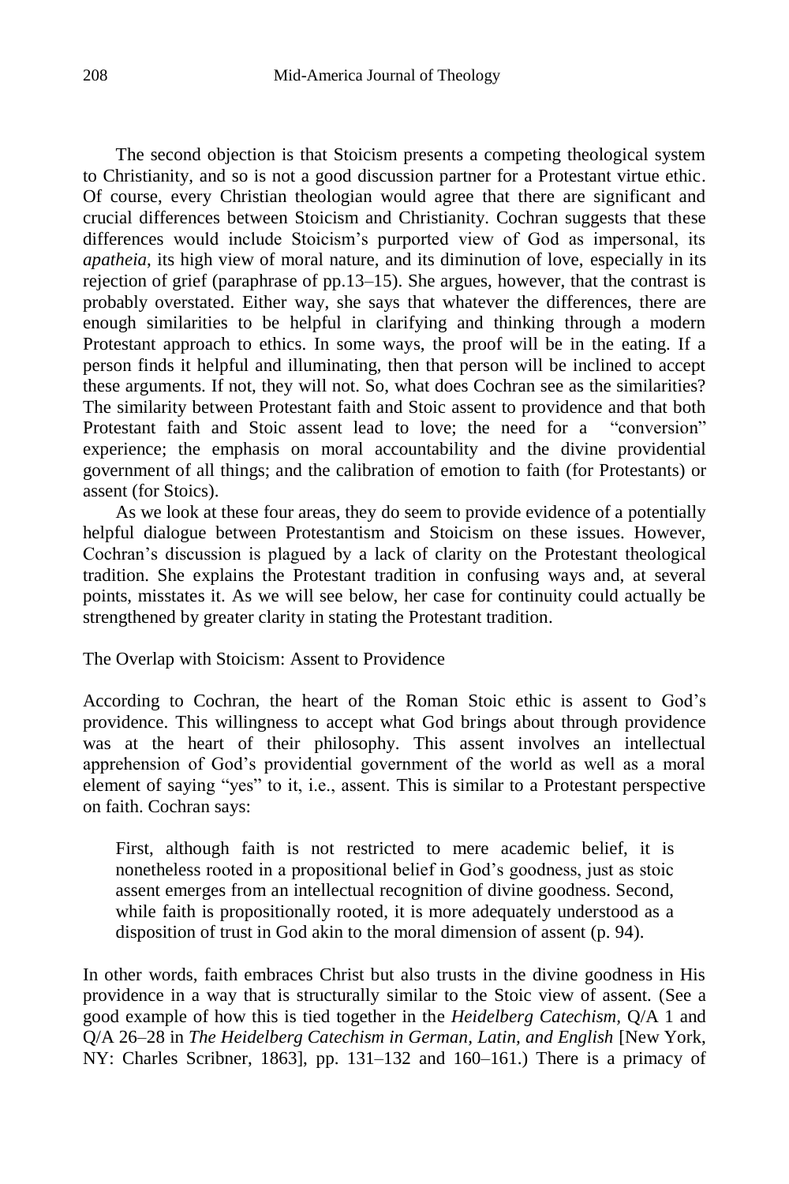The second objection is that Stoicism presents a competing theological system to Christianity, and so is not a good discussion partner for a Protestant virtue ethic. Of course, every Christian theologian would agree that there are significant and crucial differences between Stoicism and Christianity. Cochran suggests that these differences would include Stoicism's purported view of God as impersonal, its *apatheia*, its high view of moral nature, and its diminution of love, especially in its rejection of grief (paraphrase of pp.13–15). She argues, however, that the contrast is probably overstated. Either way, she says that whatever the differences, there are enough similarities to be helpful in clarifying and thinking through a modern Protestant approach to ethics. In some ways, the proof will be in the eating. If a person finds it helpful and illuminating, then that person will be inclined to accept these arguments. If not, they will not. So, what does Cochran see as the similarities? The similarity between Protestant faith and Stoic assent to providence and that both Protestant faith and Stoic assent lead to love; the need for a "conversion" experience; the emphasis on moral accountability and the divine providential government of all things; and the calibration of emotion to faith (for Protestants) or assent (for Stoics).

As we look at these four areas, they do seem to provide evidence of a potentially helpful dialogue between Protestantism and Stoicism on these issues. However, Cochran's discussion is plagued by a lack of clarity on the Protestant theological tradition. She explains the Protestant tradition in confusing ways and, at several points, misstates it. As we will see below, her case for continuity could actually be strengthened by greater clarity in stating the Protestant tradition.

## The Overlap with Stoicism: Assent to Providence

According to Cochran, the heart of the Roman Stoic ethic is assent to God's providence. This willingness to accept what God brings about through providence was at the heart of their philosophy. This assent involves an intellectual apprehension of God's providential government of the world as well as a moral element of saying "yes" to it, i.e., assent. This is similar to a Protestant perspective on faith. Cochran says:

> First, although faith is not restricted to mere academic belief, it is nonetheless rooted in a propositional belief in God's goodness, just as stoic assent emerges from an intellectual recognition of divine goodness. Second, while faith is propositionally rooted, it is more adequately understood as a disposition of trust in God akin to the moral dimension of assent (p. 94).

In other words, faith embraces Christ but also trusts in the divine goodness in His providence in a way that is structurally similar to the Stoic view of assent. (See a good example of how this is tied together in the *Heidelberg Catechism*, Q/A 1 and Q/A 26–28 in *The Heidelberg Catechism in German, Latin, and English* [New York, NY: Charles Scribner, 1863], pp. 131–132 and 160–161.) There is a primacy of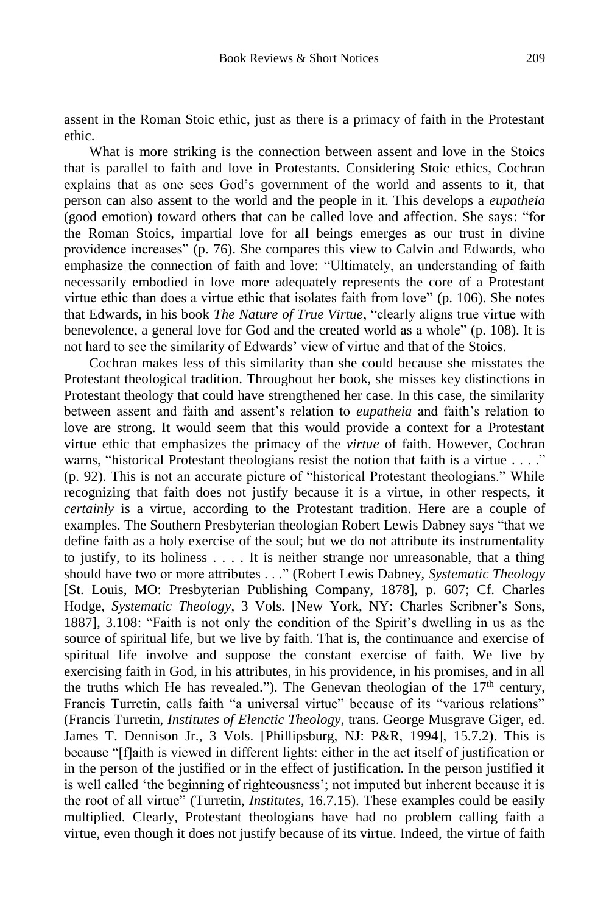assent in the Roman Stoic ethic, just as there is a primacy of faith in the Protestant ethic.

What is more striking is the connection between assent and love in the Stoics that is parallel to faith and love in Protestants. Considering Stoic ethics, Cochran explains that as one sees God's government of the world and assents to it, that person can also assent to the world and the people in it. This develops a *eupatheia* (good emotion) toward others that can be called love and affection. She says: "for the Roman Stoics, impartial love for all beings emerges as our trust in divine providence increases" (p. 76). She compares this view to Calvin and Edwards, who emphasize the connection of faith and love: "Ultimately, an understanding of faith necessarily embodied in love more adequately represents the core of a Protestant virtue ethic than does a virtue ethic that isolates faith from love" (p. 106). She notes that Edwards, in his book *The Nature of True Virtue*, "clearly aligns true virtue with benevolence, a general love for God and the created world as a whole" (p. 108). It is not hard to see the similarity of Edwards' view of virtue and that of the Stoics.

Cochran makes less of this similarity than she could because she misstates the Protestant theological tradition. Throughout her book, she misses key distinctions in Protestant theology that could have strengthened her case. In this case, the similarity between assent and faith and assent's relation to *eupatheia* and faith's relation to love are strong. It would seem that this would provide a context for a Protestant virtue ethic that emphasizes the primacy of the *virtue* of faith. However, Cochran warns, "historical Protestant theologians resist the notion that faith is a virtue . . . ." (p. 92). This is not an accurate picture of "historical Protestant theologians." While recognizing that faith does not justify because it is a virtue, in other respects, it *certainly* is a virtue, according to the Protestant tradition. Here are a couple of examples. The Southern Presbyterian theologian Robert Lewis Dabney says "that we define faith as a holy exercise of the soul; but we do not attribute its instrumentality to justify, to its holiness . . . . It is neither strange nor unreasonable, that a thing should have two or more attributes . . ." (Robert Lewis Dabney, *Systematic Theology* [St. Louis, MO: Presbyterian Publishing Company, 1878], p. 607; Cf. Charles Hodge, *Systematic Theology*, 3 Vols. [New York, NY: Charles Scribner's Sons, 1887], 3.108: "Faith is not only the condition of the Spirit's dwelling in us as the source of spiritual life, but we live by faith. That is, the continuance and exercise of spiritual life involve and suppose the constant exercise of faith. We live by exercising faith in God, in his attributes, in his providence, in his promises, and in all the truths which He has revealed."). The Genevan theologian of the 17th century, Francis Turretin, calls faith "a universal virtue" because of its "various relations" (Francis Turretin, *Institutes of Elenctic Theology*, trans. George Musgrave Giger, ed. James T. Dennison Jr., 3 Vols. [Phillipsburg, NJ: P&R, 1994], 15.7.2). This is because "[f]aith is viewed in different lights: either in the act itself of justification or in the person of the justified or in the effect of justification. In the person justified it is well called 'the beginning of righteousness'; not imputed but inherent because it is the root of all virtue" (Turretin, *Institutes,* 16.7.15). These examples could be easily multiplied. Clearly, Protestant theologians have had no problem calling faith a virtue, even though it does not justify because of its virtue. Indeed, the virtue of faith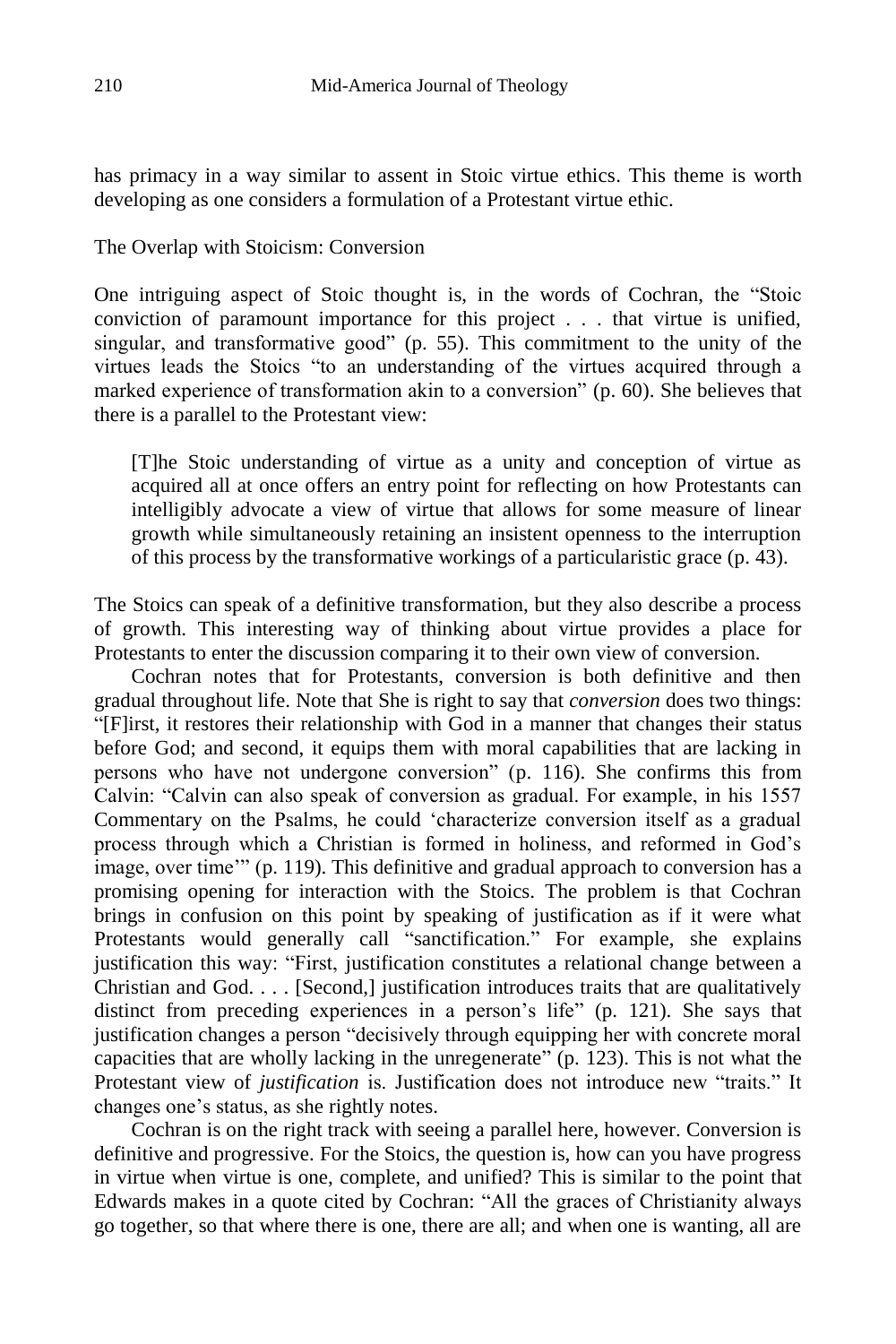has primacy in a way similar to assent in Stoic virtue ethics. This theme is worth developing as one considers a formulation of a Protestant virtue ethic.

## The Overlap with Stoicism: Conversion

One intriguing aspect of Stoic thought is, in the words of Cochran, the "Stoic conviction of paramount importance for this project . . . that virtue is unified, singular, and transformative good" (p. 55). This commitment to the unity of the virtues leads the Stoics "to an understanding of the virtues acquired through a marked experience of transformation akin to a conversion" (p. 60). She believes that there is a parallel to the Protestant view:

> [T]he Stoic understanding of virtue as a unity and conception of virtue as acquired all at once offers an entry point for reflecting on how Protestants can intelligibly advocate a view of virtue that allows for some measure of linear growth while simultaneously retaining an insistent openness to the interruption of this process by the transformative workings of a particularistic grace (p. 43).

The Stoics can speak of a definitive transformation, but they also describe a process of growth. This interesting way of thinking about virtue provides a place for Protestants to enter the discussion comparing it to their own view of conversion.

Cochran notes that for Protestants, conversion is both definitive and then gradual throughout life. Note that She is right to say that *conversion* does two things: "[F]irst, it restores their relationship with God in a manner that changes their status before God; and second, it equips them with moral capabilities that are lacking in persons who have not undergone conversion" (p. 116). She confirms this from Calvin: "Calvin can also speak of conversion as gradual. For example, in his 1557 Commentary on the Psalms, he could 'characterize conversion itself as a gradual process through which a Christian is formed in holiness, and reformed in God's image, over time'" (p. 119). This definitive and gradual approach to conversion has a promising opening for interaction with the Stoics. The problem is that Cochran brings in confusion on this point by speaking of justification as if it were what Protestants would generally call "sanctification." For example, she explains justification this way: "First, justification constitutes a relational change between a Christian and God. . . . [Second,] justification introduces traits that are qualitatively distinct from preceding experiences in a person's life" (p. 121). She says that justification changes a person "decisively through equipping her with concrete moral capacities that are wholly lacking in the unregenerate" (p. 123). This is not what the Protestant view of *justification* is. Justification does not introduce new "traits." It changes one's status, as she rightly notes.

Cochran is on the right track with seeing a parallel here, however. Conversion is definitive and progressive. For the Stoics, the question is, how can you have progress in virtue when virtue is one, complete, and unified? This is similar to the point that Edwards makes in a quote cited by Cochran: "All the graces of Christianity always go together, so that where there is one, there are all; and when one is wanting, all are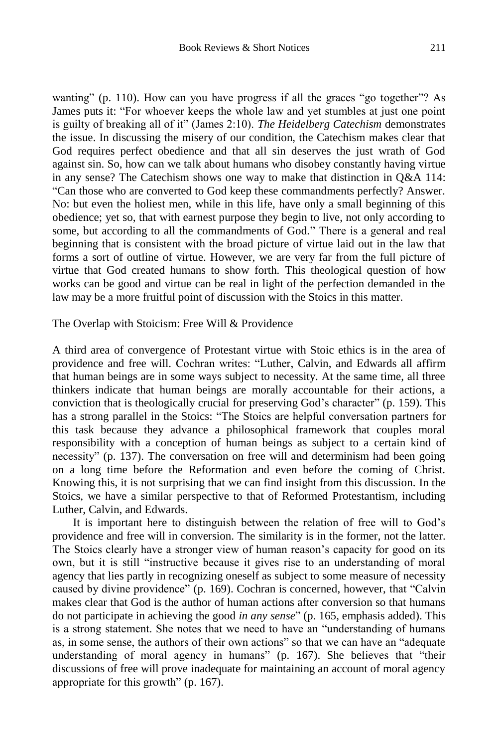wanting" (p. 110). How can you have progress if all the graces "go together"? As James puts it: "For whoever keeps the whole law and yet stumbles at just one point is guilty of breaking all of it" (James 2:10). *The Heidelberg Catechism* demonstrates the issue. In discussing the misery of our condition, the Catechism makes clear that God requires perfect obedience and that all sin deserves the just wrath of God against sin. So, how can we talk about humans who disobey constantly having virtue in any sense? The Catechism shows one way to make that distinction in Q&A 114: "Can those who are converted to God keep these commandments perfectly? Answer. No: but even the holiest men, while in this life, have only a small beginning of this obedience; yet so, that with earnest purpose they begin to live, not only according to some, but according to all the commandments of God." There is a general and real beginning that is consistent with the broad picture of virtue laid out in the law that forms a sort of outline of virtue. However, we are very far from the full picture of virtue that God created humans to show forth. This theological question of how works can be good and virtue can be real in light of the perfection demanded in the law may be a more fruitful point of discussion with the Stoics in this matter.

## The Overlap with Stoicism: Free Will & Providence

A third area of convergence of Protestant virtue with Stoic ethics is in the area of providence and free will. Cochran writes: "Luther, Calvin, and Edwards all affirm that human beings are in some ways subject to necessity. At the same time, all three thinkers indicate that human beings are morally accountable for their actions, a conviction that is theologically crucial for preserving God's character" (p. 159). This has a strong parallel in the Stoics: "The Stoics are helpful conversation partners for this task because they advance a philosophical framework that couples moral responsibility with a conception of human beings as subject to a certain kind of necessity" (p. 137). The conversation on free will and determinism had been going on a long time before the Reformation and even before the coming of Christ. Knowing this, it is not surprising that we can find insight from this discussion. In the Stoics, we have a similar perspective to that of Reformed Protestantism, including Luther, Calvin, and Edwards.

It is important here to distinguish between the relation of free will to God's providence and free will in conversion. The similarity is in the former, not the latter. The Stoics clearly have a stronger view of human reason's capacity for good on its own, but it is still "instructive because it gives rise to an understanding of moral agency that lies partly in recognizing oneself as subject to some measure of necessity caused by divine providence" (p. 169). Cochran is concerned, however, that "Calvin makes clear that God is the author of human actions after conversion so that humans do not participate in achieving the good *in any sense*" (p. 165, emphasis added). This is a strong statement. She notes that we need to have an "understanding of humans as, in some sense, the authors of their own actions" so that we can have an "adequate understanding of moral agency in humans" (p. 167). She believes that "their discussions of free will prove inadequate for maintaining an account of moral agency appropriate for this growth" (p. 167).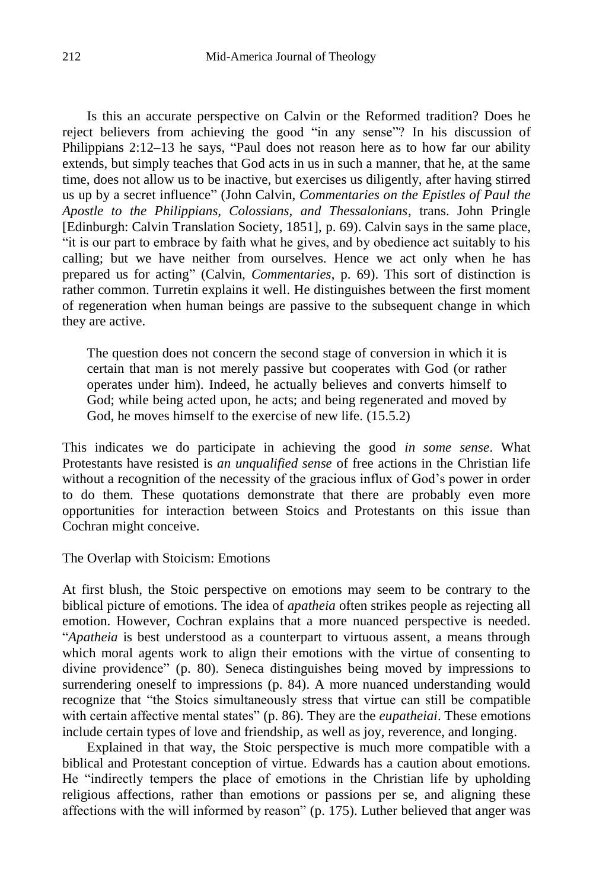Is this an accurate perspective on Calvin or the Reformed tradition? Does he reject believers from achieving the good "in any sense"? In his discussion of Philippians 2:12–13 he says, "Paul does not reason here as to how far our ability extends, but simply teaches that God acts in us in such a manner, that he, at the same time, does not allow us to be inactive, but exercises us diligently, after having stirred us up by a secret influence" (John Calvin, *Commentaries on the Epistles of Paul the Apostle to the Philippians, Colossians, and Thessalonians*, trans. John Pringle [Edinburgh: Calvin Translation Society, 1851], p. 69). Calvin says in the same place, "it is our part to embrace by faith what he gives, and by obedience act suitably to his calling; but we have neither from ourselves. Hence we act only when he has prepared us for acting" (Calvin, *Commentaries*, p. 69). This sort of distinction is rather common. Turretin explains it well. He distinguishes between the first moment of regeneration when human beings are passive to the subsequent change in which they are active.

> The question does not concern the second stage of conversion in which it is certain that man is not merely passive but cooperates with God (or rather operates under him). Indeed, he actually believes and converts himself to God; while being acted upon, he acts; and being regenerated and moved by God, he moves himself to the exercise of new life. (15.5.2)

This indicates we do participate in achieving the good *in some sense*. What Protestants have resisted is *an unqualified sense* of free actions in the Christian life without a recognition of the necessity of the gracious influx of God's power in order to do them. These quotations demonstrate that there are probably even more opportunities for interaction between Stoics and Protestants on this issue than Cochran might conceive.

## The Overlap with Stoicism: Emotions

At first blush, the Stoic perspective on emotions may seem to be contrary to the biblical picture of emotions. The idea of *apatheia* often strikes people as rejecting all emotion. However, Cochran explains that a more nuanced perspective is needed. "*Apatheia* is best understood as a counterpart to virtuous assent, a means through which moral agents work to align their emotions with the virtue of consenting to divine providence" (p. 80). Seneca distinguishes being moved by impressions to surrendering oneself to impressions (p. 84). A more nuanced understanding would recognize that "the Stoics simultaneously stress that virtue can still be compatible with certain affective mental states" (p. 86). They are the *eupatheiai*. These emotions include certain types of love and friendship, as well as joy, reverence, and longing.

Explained in that way, the Stoic perspective is much more compatible with a biblical and Protestant conception of virtue. Edwards has a caution about emotions. He "indirectly tempers the place of emotions in the Christian life by upholding religious affections, rather than emotions or passions per se, and aligning these affections with the will informed by reason" (p. 175). Luther believed that anger was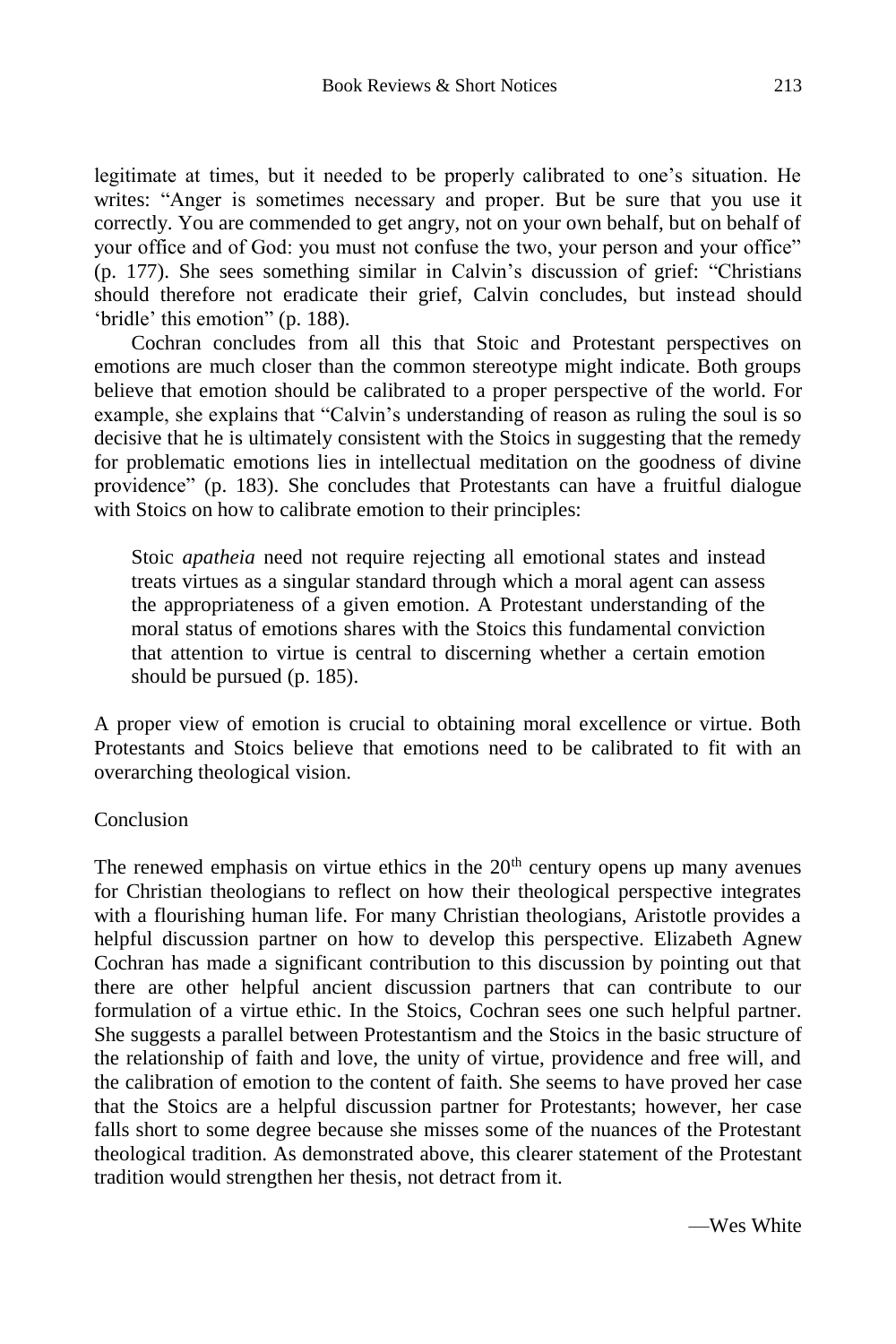legitimate at times, but it needed to be properly calibrated to one's situation. He writes: "Anger is sometimes necessary and proper. But be sure that you use it correctly. You are commended to get angry, not on your own behalf, but on behalf of your office and of God: you must not confuse the two, your person and your office" (p. 177). She sees something similar in Calvin's discussion of grief: "Christians should therefore not eradicate their grief, Calvin concludes, but instead should 'bridle' this emotion" (p. 188).

Cochran concludes from all this that Stoic and Protestant perspectives on emotions are much closer than the common stereotype might indicate. Both groups believe that emotion should be calibrated to a proper perspective of the world. For example, she explains that "Calvin's understanding of reason as ruling the soul is so decisive that he is ultimately consistent with the Stoics in suggesting that the remedy for problematic emotions lies in intellectual meditation on the goodness of divine providence" (p. 183). She concludes that Protestants can have a fruitful dialogue with Stoics on how to calibrate emotion to their principles:

> Stoic *apatheia* need not require rejecting all emotional states and instead treats virtues as a singular standard through which a moral agent can assess the appropriateness of a given emotion. A Protestant understanding of the moral status of emotions shares with the Stoics this fundamental conviction that attention to virtue is central to discerning whether a certain emotion should be pursued (p. 185).

A proper view of emotion is crucial to obtaining moral excellence or virtue. Both Protestants and Stoics believe that emotions need to be calibrated to fit with an overarching theological vision.

Conclusion

The renewed emphasis on virtue ethics in the 20th century opens up many avenues for Christian theologians to reflect on how their theological perspective integrates with a flourishing human life. For many Christian theologians, Aristotle provides a helpful discussion partner on how to develop this perspective. Elizabeth Agnew Cochran has made a significant contribution to this discussion by pointing out that there are other helpful ancient discussion partners that can contribute to our formulation of a virtue ethic. In the Stoics, Cochran sees one such helpful partner. She suggests a parallel between Protestantism and the Stoics in the basic structure of the relationship of faith and love, the unity of virtue, providence and free will, and the calibration of emotion to the content of faith. She seems to have proved her case that the Stoics are a helpful discussion partner for Protestants; however, her case falls short to some degree because she misses some of the nuances of the Protestant theological tradition. As demonstrated above, this clearer statement of the Protestant tradition would strengthen her thesis, not detract from it.

—Wes White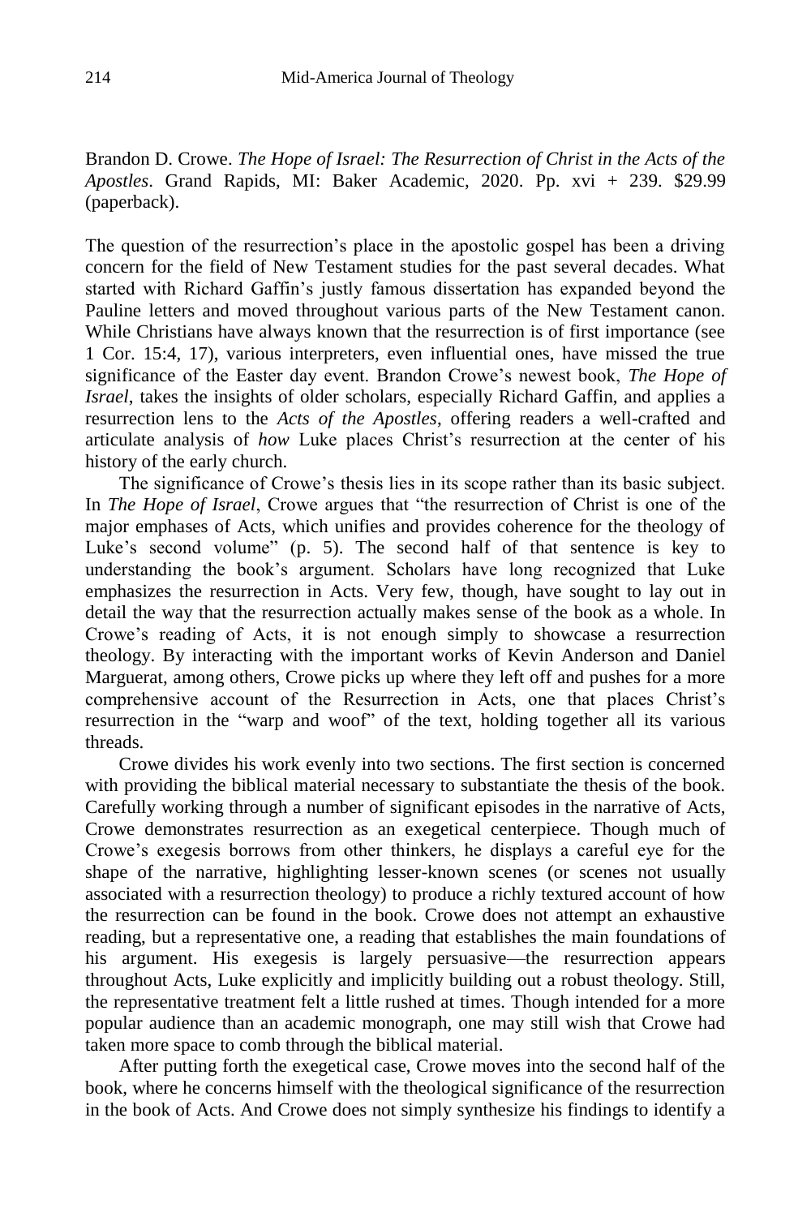Brandon D. Crowe. *The Hope of Israel: The Resurrection of Christ in the Acts of the Apostles*. Grand Rapids, MI: Baker Academic, 2020. Pp. xvi + 239. $29.99 (paperback).

The question of the resurrection's place in the apostolic gospel has been a driving concern for the field of New Testament studies for the past several decades. What started with Richard Gaffin's justly famous dissertation has expanded beyond the Pauline letters and moved throughout various parts of the New Testament canon. While Christians have always known that the resurrection is of first importance (see 1 Cor. 15:4, 17), various interpreters, even influential ones, have missed the true significance of the Easter day event. Brandon Crowe's newest book, *The Hope of Israel*, takes the insights of older scholars, especially Richard Gaffin, and applies a resurrection lens to the *Acts of the Apostles*, offering readers a well-crafted and articulate analysis of *how* Luke places Christ's resurrection at the center of his history of the early church.

The significance of Crowe's thesis lies in its scope rather than its basic subject. In *The Hope of Israel*, Crowe argues that "the resurrection of Christ is one of the major emphases of Acts, which unifies and provides coherence for the theology of Luke's second volume" (p. 5). The second half of that sentence is key to understanding the book's argument. Scholars have long recognized that Luke emphasizes the resurrection in Acts. Very few, though, have sought to lay out in detail the way that the resurrection actually makes sense of the book as a whole. In Crowe's reading of Acts, it is not enough simply to showcase a resurrection theology. By interacting with the important works of Kevin Anderson and Daniel Marguerat, among others, Crowe picks up where they left off and pushes for a more comprehensive account of the Resurrection in Acts, one that places Christ's resurrection in the "warp and woof" of the text, holding together all its various threads.

Crowe divides his work evenly into two sections. The first section is concerned with providing the biblical material necessary to substantiate the thesis of the book. Carefully working through a number of significant episodes in the narrative of Acts, Crowe demonstrates resurrection as an exegetical centerpiece. Though much of Crowe's exegesis borrows from other thinkers, he displays a careful eye for the shape of the narrative, highlighting lesser-known scenes (or scenes not usually associated with a resurrection theology) to produce a richly textured account of how the resurrection can be found in the book. Crowe does not attempt an exhaustive reading, but a representative one, a reading that establishes the main foundations of his argument. His exegesis is largely persuasive—the resurrection appears throughout Acts, Luke explicitly and implicitly building out a robust theology. Still, the representative treatment felt a little rushed at times. Though intended for a more popular audience than an academic monograph, one may still wish that Crowe had taken more space to comb through the biblical material.

After putting forth the exegetical case, Crowe moves into the second half of the book, where he concerns himself with the theological significance of the resurrection in the book of Acts. And Crowe does not simply synthesize his findings to identify a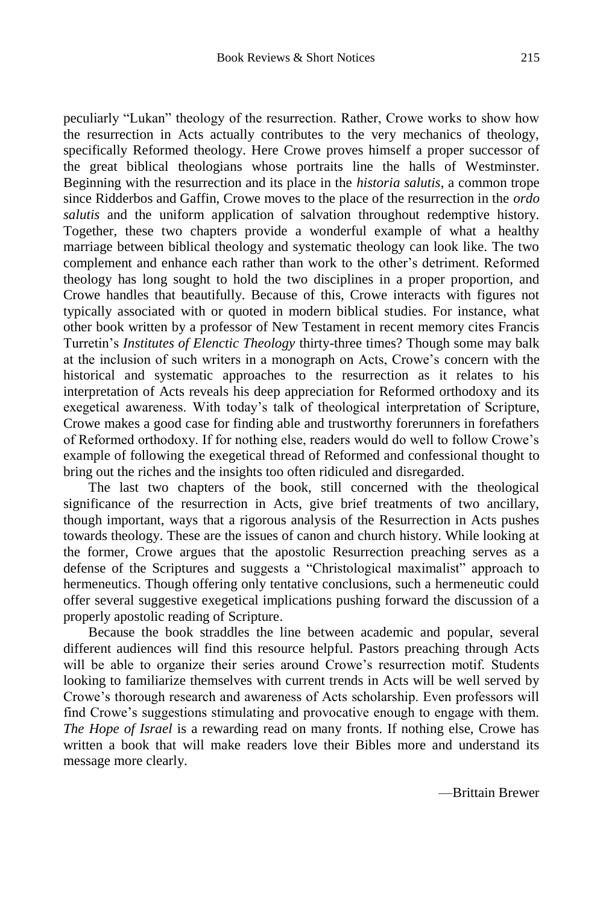peculiarly "Lukan" theology of the resurrection. Rather, Crowe works to show how the resurrection in Acts actually contributes to the very mechanics of theology, specifically Reformed theology. Here Crowe proves himself a proper successor of the great biblical theologians whose portraits line the halls of Westminster. Beginning with the resurrection and its place in the *historia salutis*, a common trope since Ridderbos and Gaffin, Crowe moves to the place of the resurrection in the *ordo salutis* and the uniform application of salvation throughout redemptive history. Together, these two chapters provide a wonderful example of what a healthy marriage between biblical theology and systematic theology can look like. The two complement and enhance each rather than work to the other's detriment. Reformed theology has long sought to hold the two disciplines in a proper proportion, and Crowe handles that beautifully. Because of this, Crowe interacts with figures not typically associated with or quoted in modern biblical studies. For instance, what other book written by a professor of New Testament in recent memory cites Francis Turretin's *Institutes of Elenctic Theology* thirty-three times? Though some may balk at the inclusion of such writers in a monograph on Acts, Crowe's concern with the historical and systematic approaches to the resurrection as it relates to his interpretation of Acts reveals his deep appreciation for Reformed orthodoxy and its exegetical awareness. With today's talk of theological interpretation of Scripture, Crowe makes a good case for finding able and trustworthy forerunners in forefathers of Reformed orthodoxy. If for nothing else, readers would do well to follow Crowe's example of following the exegetical thread of Reformed and confessional thought to bring out the riches and the insights too often ridiculed and disregarded.

The last two chapters of the book, still concerned with the theological significance of the resurrection in Acts, give brief treatments of two ancillary, though important, ways that a rigorous analysis of the Resurrection in Acts pushes towards theology. These are the issues of canon and church history. While looking at the former, Crowe argues that the apostolic Resurrection preaching serves as a defense of the Scriptures and suggests a "Christological maximalist" approach to hermeneutics. Though offering only tentative conclusions, such a hermeneutic could offer several suggestive exegetical implications pushing forward the discussion of a properly apostolic reading of Scripture.

Because the book straddles the line between academic and popular, several different audiences will find this resource helpful. Pastors preaching through Acts will be able to organize their series around Crowe's resurrection motif. Students looking to familiarize themselves with current trends in Acts will be well served by Crowe's thorough research and awareness of Acts scholarship. Even professors will find Crowe's suggestions stimulating and provocative enough to engage with them. *The Hope of Israel* is a rewarding read on many fronts. If nothing else, Crowe has written a book that will make readers love their Bibles more and understand its message more clearly.

—Brittain Brewer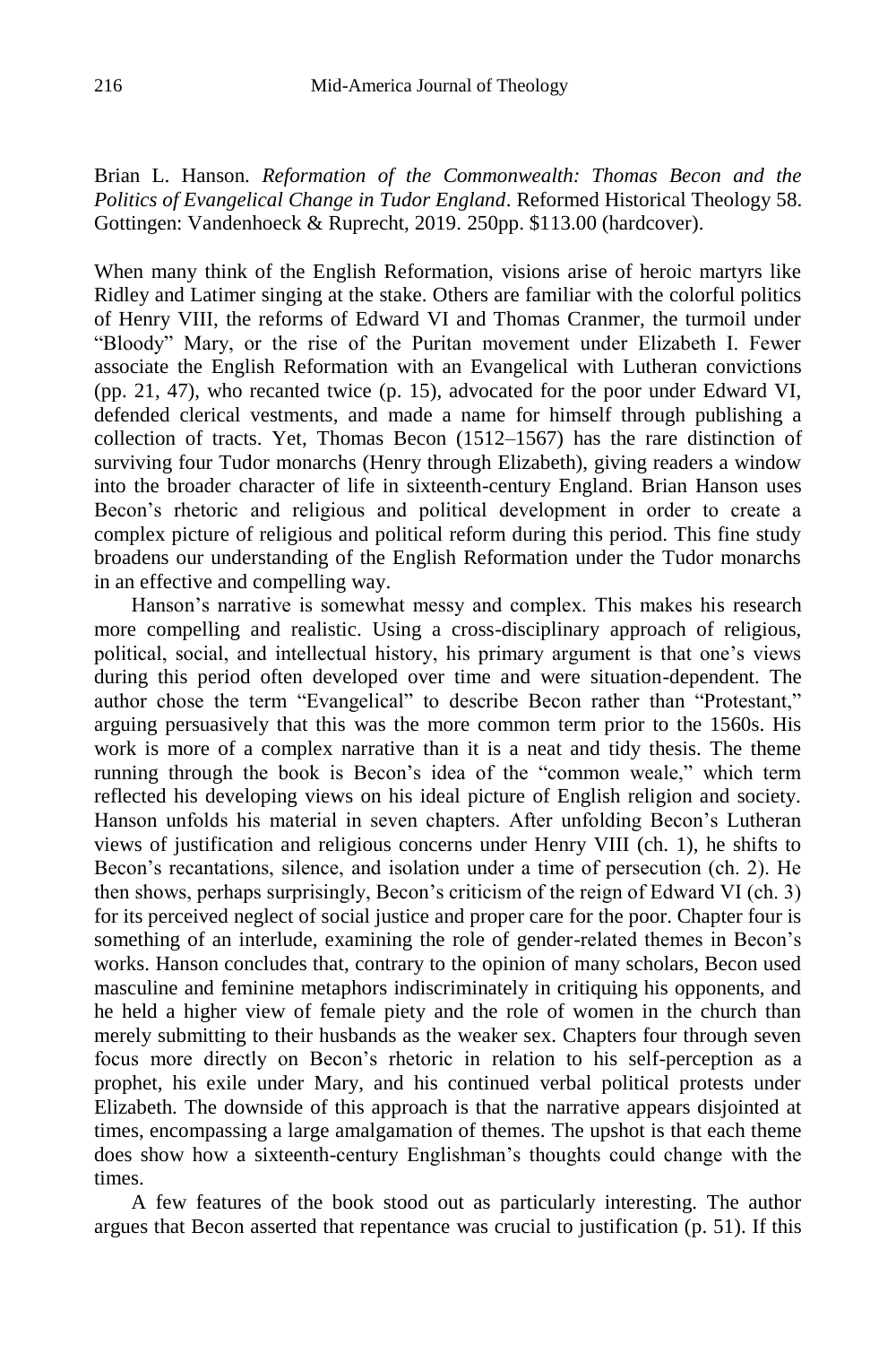Brian L. Hanson. *Reformation of the Commonwealth: Thomas Becon and the Politics of Evangelical Change in Tudor England*. Reformed Historical Theology 58. Gottingen: Vandenhoeck & Ruprecht, 2019. 250pp. $113.00 (hardcover).

When many think of the English Reformation, visions arise of heroic martyrs like Ridley and Latimer singing at the stake. Others are familiar with the colorful politics of Henry VIII, the reforms of Edward VI and Thomas Cranmer, the turmoil under "Bloody" Mary, or the rise of the Puritan movement under Elizabeth I. Fewer associate the English Reformation with an Evangelical with Lutheran convictions (pp. 21, 47), who recanted twice (p. 15), advocated for the poor under Edward VI, defended clerical vestments, and made a name for himself through publishing a collection of tracts. Yet, Thomas Becon (1512–1567) has the rare distinction of surviving four Tudor monarchs (Henry through Elizabeth), giving readers a window into the broader character of life in sixteenth-century England. Brian Hanson uses Becon's rhetoric and religious and political development in order to create a complex picture of religious and political reform during this period. This fine study broadens our understanding of the English Reformation under the Tudor monarchs in an effective and compelling way.

Hanson's narrative is somewhat messy and complex. This makes his research more compelling and realistic. Using a cross-disciplinary approach of religious, political, social, and intellectual history, his primary argument is that one's views during this period often developed over time and were situation-dependent. The author chose the term "Evangelical" to describe Becon rather than "Protestant," arguing persuasively that this was the more common term prior to the 1560s. His work is more of a complex narrative than it is a neat and tidy thesis. The theme running through the book is Becon's idea of the "common weale," which term reflected his developing views on his ideal picture of English religion and society. Hanson unfolds his material in seven chapters. After unfolding Becon's Lutheran views of justification and religious concerns under Henry VIII (ch. 1), he shifts to Becon's recantations, silence, and isolation under a time of persecution (ch. 2). He then shows, perhaps surprisingly, Becon's criticism of the reign of Edward VI (ch. 3) for its perceived neglect of social justice and proper care for the poor. Chapter four is something of an interlude, examining the role of gender-related themes in Becon's works. Hanson concludes that, contrary to the opinion of many scholars, Becon used masculine and feminine metaphors indiscriminately in critiquing his opponents, and he held a higher view of female piety and the role of women in the church than merely submitting to their husbands as the weaker sex. Chapters four through seven focus more directly on Becon's rhetoric in relation to his self-perception as a prophet, his exile under Mary, and his continued verbal political protests under Elizabeth. The downside of this approach is that the narrative appears disjointed at times, encompassing a large amalgamation of themes. The upshot is that each theme does show how a sixteenth-century Englishman's thoughts could change with the times.

A few features of the book stood out as particularly interesting. The author argues that Becon asserted that repentance was crucial to justification (p. 51). If this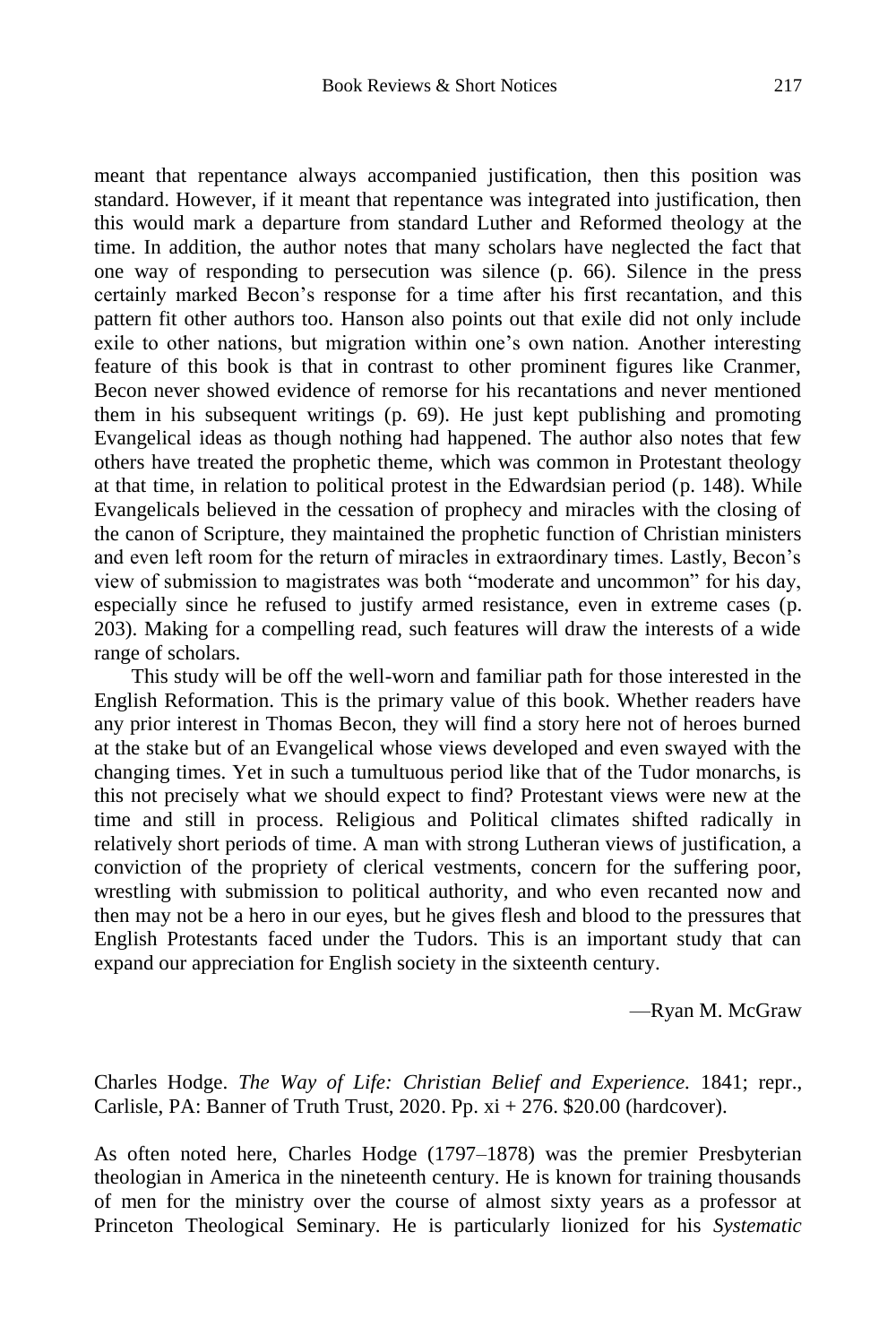meant that repentance always accompanied justification, then this position was standard. However, if it meant that repentance was integrated into justification, then this would mark a departure from standard Luther and Reformed theology at the time. In addition, the author notes that many scholars have neglected the fact that one way of responding to persecution was silence (p. 66). Silence in the press certainly marked Becon's response for a time after his first recantation, and this pattern fit other authors too. Hanson also points out that exile did not only include exile to other nations, but migration within one's own nation. Another interesting feature of this book is that in contrast to other prominent figures like Cranmer, Becon never showed evidence of remorse for his recantations and never mentioned them in his subsequent writings (p. 69). He just kept publishing and promoting Evangelical ideas as though nothing had happened. The author also notes that few others have treated the prophetic theme, which was common in Protestant theology at that time, in relation to political protest in the Edwardsian period (p. 148). While Evangelicals believed in the cessation of prophecy and miracles with the closing of the canon of Scripture, they maintained the prophetic function of Christian ministers and even left room for the return of miracles in extraordinary times. Lastly, Becon's view of submission to magistrates was both "moderate and uncommon" for his day, especially since he refused to justify armed resistance, even in extreme cases (p. 203). Making for a compelling read, such features will draw the interests of a wide range of scholars.

This study will be off the well-worn and familiar path for those interested in the English Reformation. This is the primary value of this book. Whether readers have any prior interest in Thomas Becon, they will find a story here not of heroes burned at the stake but of an Evangelical whose views developed and even swayed with the changing times. Yet in such a tumultuous period like that of the Tudor monarchs, is this not precisely what we should expect to find? Protestant views were new at the time and still in process. Religious and Political climates shifted radically in relatively short periods of time. A man with strong Lutheran views of justification, a conviction of the propriety of clerical vestments, concern for the suffering poor, wrestling with submission to political authority, and who even recanted now and then may not be a hero in our eyes, but he gives flesh and blood to the pressures that English Protestants faced under the Tudors. This is an important study that can expand our appreciation for English society in the sixteenth century.

—Ryan M. McGraw

Charles Hodge. *The Way of Life: Christian Belief and Experience.* 1841; repr., Carlisle, PA: Banner of Truth Trust, 2020. Pp. xi + 276. $20.00 (hardcover).

As often noted here, Charles Hodge (1797–1878) was the premier Presbyterian theologian in America in the nineteenth century. He is known for training thousands of men for the ministry over the course of almost sixty years as a professor at Princeton Theological Seminary. He is particularly lionized for his *Systematic*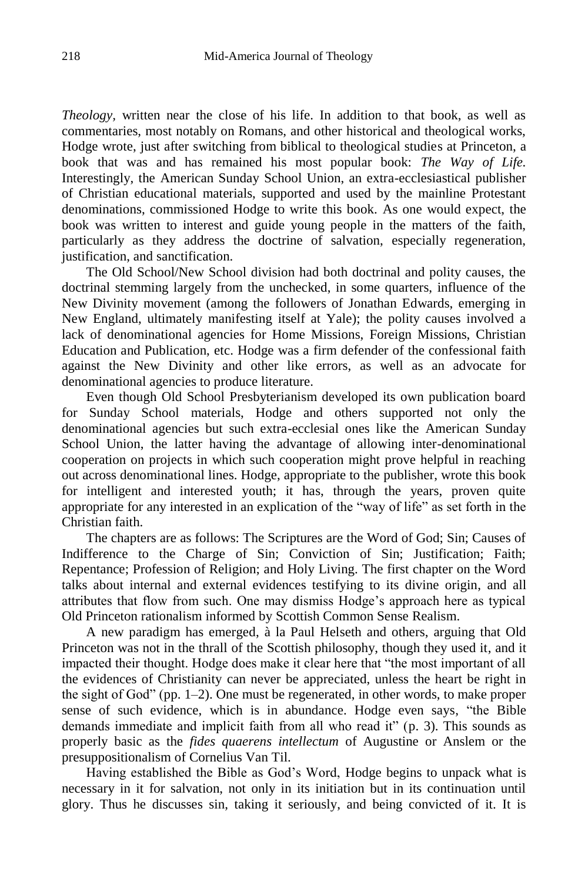*Theology,* written near the close of his life. In addition to that book, as well as commentaries, most notably on Romans, and other historical and theological works, Hodge wrote, just after switching from biblical to theological studies at Princeton, a book that was and has remained his most popular book: *The Way of Life.* Interestingly, the American Sunday School Union, an extra-ecclesiastical publisher of Christian educational materials, supported and used by the mainline Protestant denominations, commissioned Hodge to write this book. As one would expect, the book was written to interest and guide young people in the matters of the faith, particularly as they address the doctrine of salvation, especially regeneration, justification, and sanctification.

The Old School/New School division had both doctrinal and polity causes, the doctrinal stemming largely from the unchecked, in some quarters, influence of the New Divinity movement (among the followers of Jonathan Edwards, emerging in New England, ultimately manifesting itself at Yale); the polity causes involved a lack of denominational agencies for Home Missions, Foreign Missions, Christian Education and Publication, etc. Hodge was a firm defender of the confessional faith against the New Divinity and other like errors, as well as an advocate for denominational agencies to produce literature.

Even though Old School Presbyterianism developed its own publication board for Sunday School materials, Hodge and others supported not only the denominational agencies but such extra-ecclesial ones like the American Sunday School Union, the latter having the advantage of allowing inter-denominational cooperation on projects in which such cooperation might prove helpful in reaching out across denominational lines. Hodge, appropriate to the publisher, wrote this book for intelligent and interested youth; it has, through the years, proven quite appropriate for any interested in an explication of the "way of life" as set forth in the Christian faith.

The chapters are as follows: The Scriptures are the Word of God; Sin; Causes of Indifference to the Charge of Sin; Conviction of Sin; Justification; Faith; Repentance; Profession of Religion; and Holy Living. The first chapter on the Word talks about internal and external evidences testifying to its divine origin, and all attributes that flow from such. One may dismiss Hodge's approach here as typical Old Princeton rationalism informed by Scottish Common Sense Realism.

A new paradigm has emerged, à la Paul Helseth and others, arguing that Old Princeton was not in the thrall of the Scottish philosophy, though they used it, and it impacted their thought. Hodge does make it clear here that "the most important of all the evidences of Christianity can never be appreciated, unless the heart be right in the sight of God" (pp. 1–2). One must be regenerated, in other words, to make proper sense of such evidence, which is in abundance. Hodge even says, "the Bible demands immediate and implicit faith from all who read it" (p. 3). This sounds as properly basic as the *fides quaerens intellectum* of Augustine or Anslem or the presuppositionalism of Cornelius Van Til.

Having established the Bible as God's Word, Hodge begins to unpack what is necessary in it for salvation, not only in its initiation but in its continuation until glory. Thus he discusses sin, taking it seriously, and being convicted of it. It is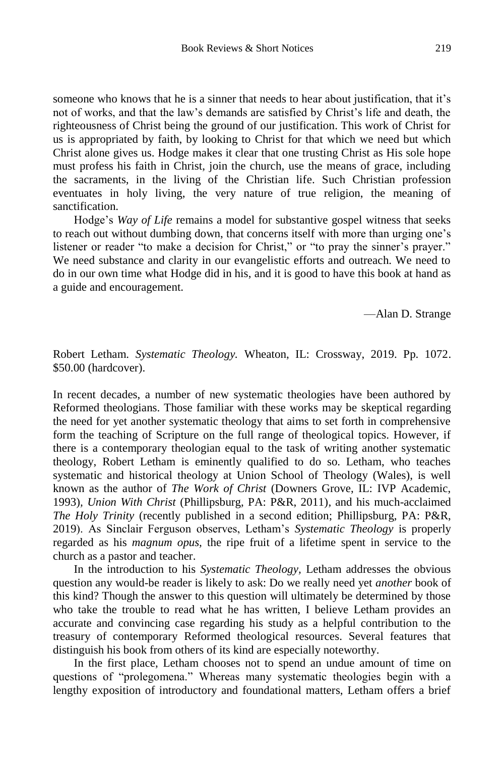someone who knows that he is a sinner that needs to hear about justification, that it's not of works, and that the law's demands are satisfied by Christ's life and death, the righteousness of Christ being the ground of our justification. This work of Christ for us is appropriated by faith, by looking to Christ for that which we need but which Christ alone gives us. Hodge makes it clear that one trusting Christ as His sole hope must profess his faith in Christ, join the church, use the means of grace, including the sacraments, in the living of the Christian life. Such Christian profession eventuates in holy living, the very nature of true religion, the meaning of sanctification.

Hodge's *Way of Life* remains a model for substantive gospel witness that seeks to reach out without dumbing down, that concerns itself with more than urging one's listener or reader "to make a decision for Christ," or "to pray the sinner's prayer." We need substance and clarity in our evangelistic efforts and outreach. We need to do in our own time what Hodge did in his, and it is good to have this book at hand as a guide and encouragement.

—Alan D. Strange

Robert Letham. *Systematic Theology.* Wheaton, IL: Crossway, 2019. Pp. 1072. $50.00 (hardcover).

In recent decades, a number of new systematic theologies have been authored by Reformed theologians. Those familiar with these works may be skeptical regarding the need for yet another systematic theology that aims to set forth in comprehensive form the teaching of Scripture on the full range of theological topics. However, if there is a contemporary theologian equal to the task of writing another systematic theology, Robert Letham is eminently qualified to do so. Letham, who teaches systematic and historical theology at Union School of Theology (Wales), is well known as the author of *The Work of Christ* (Downers Grove, IL: IVP Academic, 1993), *Union With Christ* (Phillipsburg, PA: P&R, 2011), and his much-acclaimed *The Holy Trinity* (recently published in a second edition; Phillipsburg, PA: P&R, 2019). As Sinclair Ferguson observes, Letham's *Systematic Theology* is properly regarded as his *magnum opus*, the ripe fruit of a lifetime spent in service to the church as a pastor and teacher.

In the introduction to his *Systematic Theology*, Letham addresses the obvious question any would-be reader is likely to ask: Do we really need yet *another* book of this kind? Though the answer to this question will ultimately be determined by those who take the trouble to read what he has written, I believe Letham provides an accurate and convincing case regarding his study as a helpful contribution to the treasury of contemporary Reformed theological resources. Several features that distinguish his book from others of its kind are especially noteworthy.

In the first place, Letham chooses not to spend an undue amount of time on questions of "prolegomena." Whereas many systematic theologies begin with a lengthy exposition of introductory and foundational matters, Letham offers a brief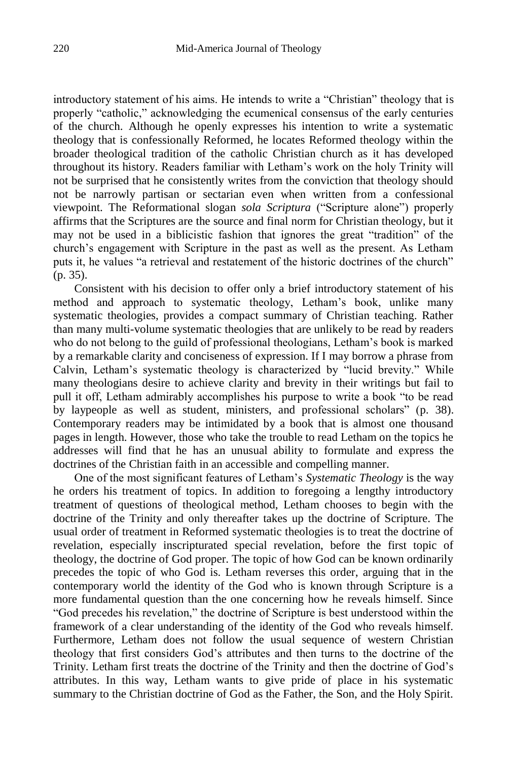introductory statement of his aims. He intends to write a "Christian" theology that is properly "catholic," acknowledging the ecumenical consensus of the early centuries of the church. Although he openly expresses his intention to write a systematic theology that is confessionally Reformed, he locates Reformed theology within the broader theological tradition of the catholic Christian church as it has developed throughout its history. Readers familiar with Letham's work on the holy Trinity will not be surprised that he consistently writes from the conviction that theology should not be narrowly partisan or sectarian even when written from a confessional viewpoint. The Reformational slogan *sola Scriptura* ("Scripture alone") properly affirms that the Scriptures are the source and final norm for Christian theology, but it may not be used in a biblicistic fashion that ignores the great "tradition" of the church's engagement with Scripture in the past as well as the present. As Letham puts it, he values "a retrieval and restatement of the historic doctrines of the church" (p. 35).

Consistent with his decision to offer only a brief introductory statement of his method and approach to systematic theology, Letham's book, unlike many systematic theologies, provides a compact summary of Christian teaching. Rather than many multi-volume systematic theologies that are unlikely to be read by readers who do not belong to the guild of professional theologians, Letham's book is marked by a remarkable clarity and conciseness of expression. If I may borrow a phrase from Calvin, Letham's systematic theology is characterized by "lucid brevity." While many theologians desire to achieve clarity and brevity in their writings but fail to pull it off, Letham admirably accomplishes his purpose to write a book "to be read by laypeople as well as student, ministers, and professional scholars" (p. 38). Contemporary readers may be intimidated by a book that is almost one thousand pages in length. However, those who take the trouble to read Letham on the topics he addresses will find that he has an unusual ability to formulate and express the doctrines of the Christian faith in an accessible and compelling manner.

One of the most significant features of Letham's *Systematic Theology* is the way he orders his treatment of topics. In addition to foregoing a lengthy introductory treatment of questions of theological method, Letham chooses to begin with the doctrine of the Trinity and only thereafter takes up the doctrine of Scripture. The usual order of treatment in Reformed systematic theologies is to treat the doctrine of revelation, especially inscripturated special revelation, before the first topic of theology, the doctrine of God proper. The topic of how God can be known ordinarily precedes the topic of who God is. Letham reverses this order, arguing that in the contemporary world the identity of the God who is known through Scripture is a more fundamental question than the one concerning how he reveals himself. Since "God precedes his revelation," the doctrine of Scripture is best understood within the framework of a clear understanding of the identity of the God who reveals himself. Furthermore, Letham does not follow the usual sequence of western Christian theology that first considers God's attributes and then turns to the doctrine of the Trinity. Letham first treats the doctrine of the Trinity and then the doctrine of God's attributes. In this way, Letham wants to give pride of place in his systematic summary to the Christian doctrine of God as the Father, the Son, and the Holy Spirit.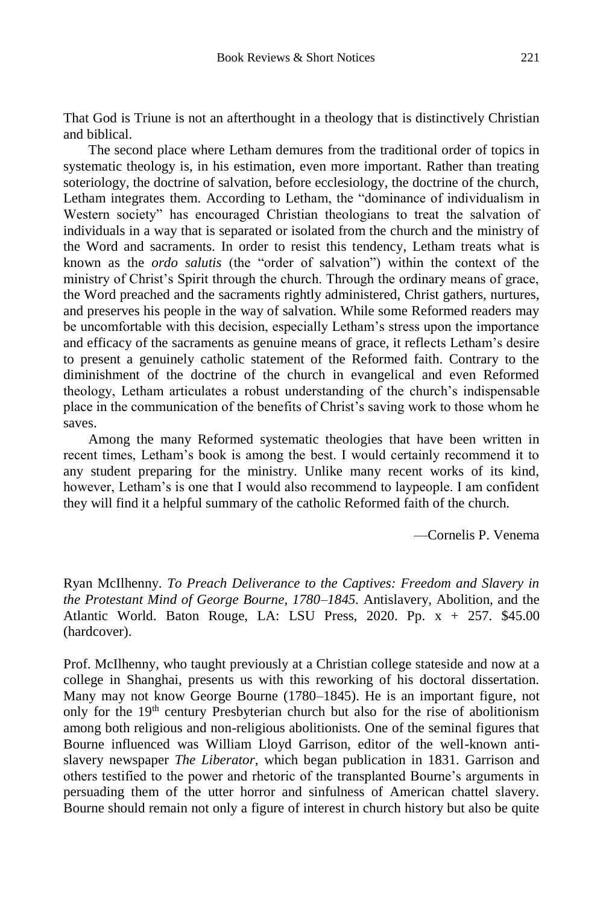That God is Triune is not an afterthought in a theology that is distinctively Christian and biblical.

The second place where Letham demures from the traditional order of topics in systematic theology is, in his estimation, even more important. Rather than treating soteriology, the doctrine of salvation, before ecclesiology, the doctrine of the church, Letham integrates them. According to Letham, the "dominance of individualism in Western society" has encouraged Christian theologians to treat the salvation of individuals in a way that is separated or isolated from the church and the ministry of the Word and sacraments. In order to resist this tendency, Letham treats what is known as the *ordo salutis* (the "order of salvation") within the context of the ministry of Christ's Spirit through the church. Through the ordinary means of grace, the Word preached and the sacraments rightly administered, Christ gathers, nurtures, and preserves his people in the way of salvation. While some Reformed readers may be uncomfortable with this decision, especially Letham's stress upon the importance and efficacy of the sacraments as genuine means of grace, it reflects Letham's desire to present a genuinely catholic statement of the Reformed faith. Contrary to the diminishment of the doctrine of the church in evangelical and even Reformed theology, Letham articulates a robust understanding of the church's indispensable place in the communication of the benefits of Christ's saving work to those whom he saves.

Among the many Reformed systematic theologies that have been written in recent times, Letham's book is among the best. I would certainly recommend it to any student preparing for the ministry. Unlike many recent works of its kind, however, Letham's is one that I would also recommend to laypeople. I am confident they will find it a helpful summary of the catholic Reformed faith of the church.

—Cornelis P. Venema

Ryan McIlhenny. *To Preach Deliverance to the Captives: Freedom and Slavery in the Protestant Mind of George Bourne, 1780–1845.* Antislavery, Abolition, and the Atlantic World. Baton Rouge, LA: LSU Press, 2020. Pp. x + 257. $45.00 (hardcover).

Prof. McIlhenny, who taught previously at a Christian college stateside and now at a college in Shanghai, presents us with this reworking of his doctoral dissertation. Many may not know George Bourne (1780–1845). He is an important figure, not only for the 19th century Presbyterian church but also for the rise of abolitionism among both religious and non-religious abolitionists. One of the seminal figures that Bourne influenced was William Lloyd Garrison, editor of the well-known anti-slavery newspaper *The Liberator*, which began publication in 1831. Garrison and others testified to the power and rhetoric of the transplanted Bourne's arguments in persuading them of the utter horror and sinfulness of American chattel slavery. Bourne should remain not only a figure of interest in church history but also be quite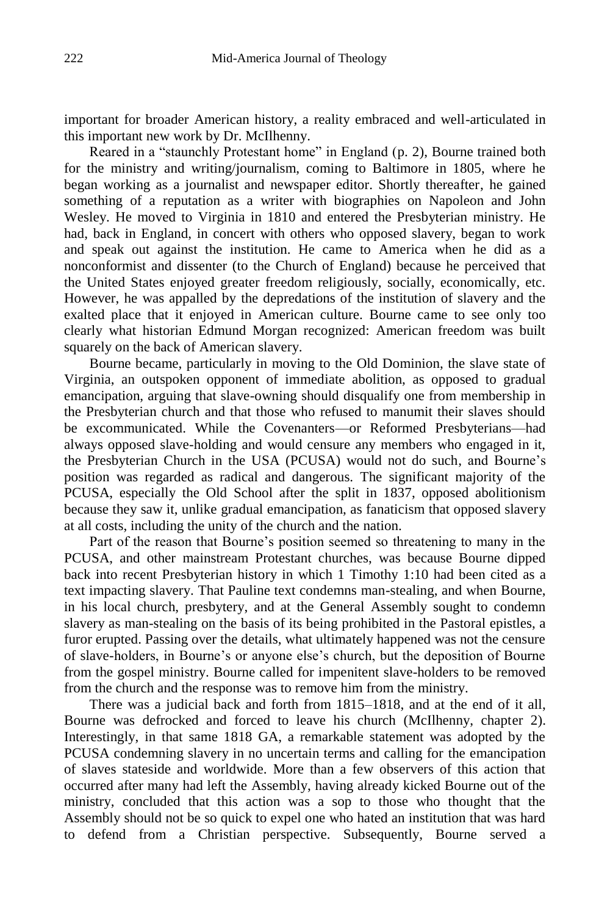important for broader American history, a reality embraced and well-articulated in this important new work by Dr. McIlhenny.

Reared in a "staunchly Protestant home" in England (p. 2), Bourne trained both for the ministry and writing/journalism, coming to Baltimore in 1805, where he began working as a journalist and newspaper editor. Shortly thereafter, he gained something of a reputation as a writer with biographies on Napoleon and John Wesley. He moved to Virginia in 1810 and entered the Presbyterian ministry. He had, back in England, in concert with others who opposed slavery, began to work and speak out against the institution. He came to America when he did as a nonconformist and dissenter (to the Church of England) because he perceived that the United States enjoyed greater freedom religiously, socially, economically, etc. However, he was appalled by the depredations of the institution of slavery and the exalted place that it enjoyed in American culture. Bourne came to see only too clearly what historian Edmund Morgan recognized: American freedom was built squarely on the back of American slavery.

Bourne became, particularly in moving to the Old Dominion, the slave state of Virginia, an outspoken opponent of immediate abolition, as opposed to gradual emancipation, arguing that slave-owning should disqualify one from membership in the Presbyterian church and that those who refused to manumit their slaves should be excommunicated. While the Covenanters—or Reformed Presbyterians—had always opposed slave-holding and would censure any members who engaged in it, the Presbyterian Church in the USA (PCUSA) would not do such, and Bourne's position was regarded as radical and dangerous. The significant majority of the PCUSA, especially the Old School after the split in 1837, opposed abolitionism because they saw it, unlike gradual emancipation, as fanaticism that opposed slavery at all costs, including the unity of the church and the nation.

Part of the reason that Bourne's position seemed so threatening to many in the PCUSA, and other mainstream Protestant churches, was because Bourne dipped back into recent Presbyterian history in which 1 Timothy 1:10 had been cited as a text impacting slavery. That Pauline text condemns man-stealing, and when Bourne, in his local church, presbytery, and at the General Assembly sought to condemn slavery as man-stealing on the basis of its being prohibited in the Pastoral epistles, a furor erupted. Passing over the details, what ultimately happened was not the censure of slave-holders, in Bourne's or anyone else's church, but the deposition of Bourne from the gospel ministry. Bourne called for impenitent slave-holders to be removed from the church and the response was to remove him from the ministry.

There was a judicial back and forth from 1815–1818, and at the end of it all, Bourne was defrocked and forced to leave his church (McIlhenny, chapter 2). Interestingly, in that same 1818 GA, a remarkable statement was adopted by the PCUSA condemning slavery in no uncertain terms and calling for the emancipation of slaves stateside and worldwide. More than a few observers of this action that occurred after many had left the Assembly, having already kicked Bourne out of the ministry, concluded that this action was a sop to those who thought that the Assembly should not be so quick to expel one who hated an institution that was hard to defend from a Christian perspective. Subsequently, Bourne served a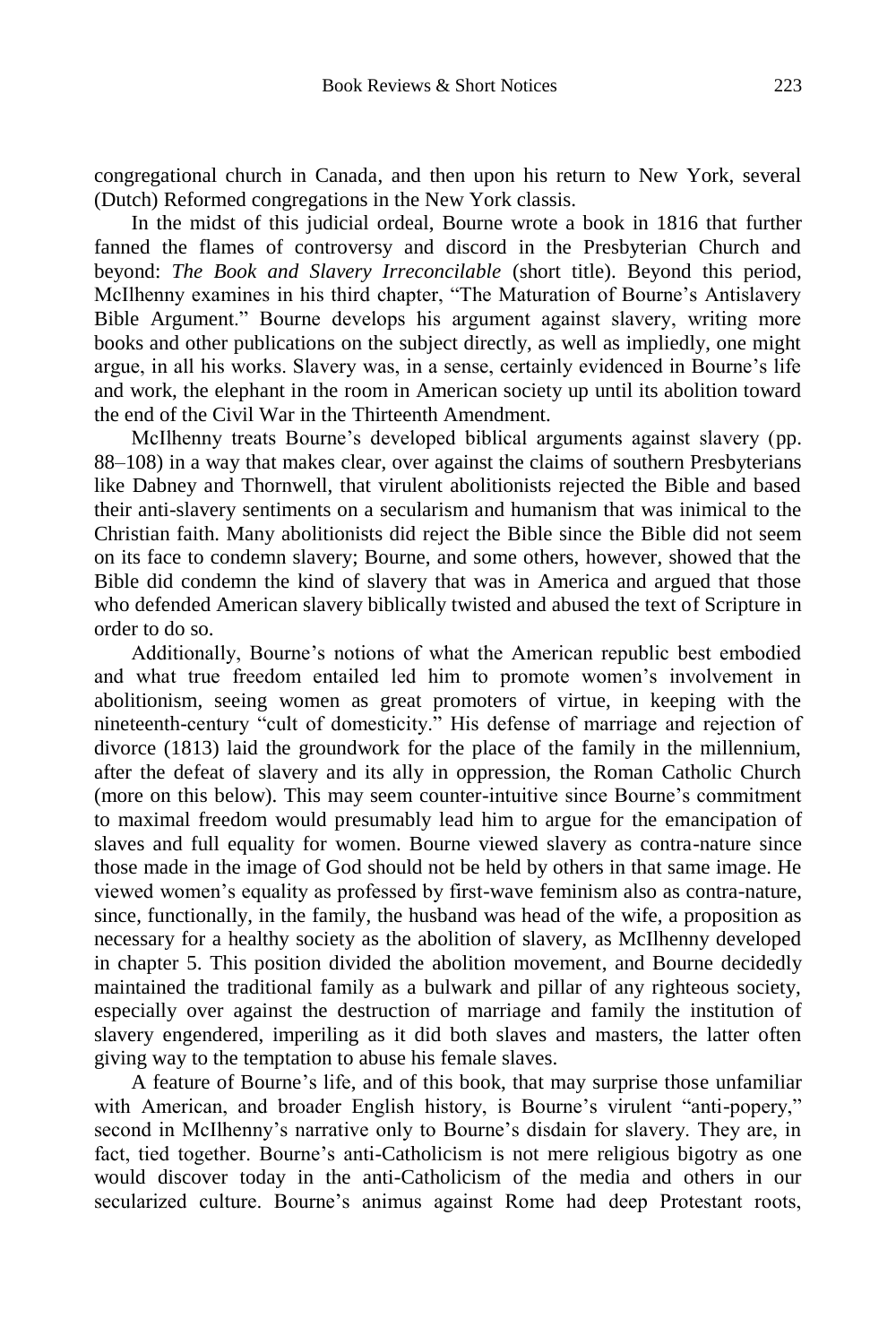congregational church in Canada, and then upon his return to New York, several (Dutch) Reformed congregations in the New York classis.

In the midst of this judicial ordeal, Bourne wrote a book in 1816 that further fanned the flames of controversy and discord in the Presbyterian Church and beyond: *The Book and Slavery Irreconcilable* (short title). Beyond this period, McIlhenny examines in his third chapter, "The Maturation of Bourne's Antislavery Bible Argument." Bourne develops his argument against slavery, writing more books and other publications on the subject directly, as well as impliedly, one might argue, in all his works. Slavery was, in a sense, certainly evidenced in Bourne's life and work, the elephant in the room in American society up until its abolition toward the end of the Civil War in the Thirteenth Amendment.

McIlhenny treats Bourne's developed biblical arguments against slavery (pp. 88–108) in a way that makes clear, over against the claims of southern Presbyterians like Dabney and Thornwell, that virulent abolitionists rejected the Bible and based their anti-slavery sentiments on a secularism and humanism that was inimical to the Christian faith. Many abolitionists did reject the Bible since the Bible did not seem on its face to condemn slavery; Bourne, and some others, however, showed that the Bible did condemn the kind of slavery that was in America and argued that those who defended American slavery biblically twisted and abused the text of Scripture in order to do so.

Additionally, Bourne's notions of what the American republic best embodied and what true freedom entailed led him to promote women's involvement in abolitionism, seeing women as great promoters of virtue, in keeping with the nineteenth-century "cult of domesticity." His defense of marriage and rejection of divorce (1813) laid the groundwork for the place of the family in the millennium, after the defeat of slavery and its ally in oppression, the Roman Catholic Church (more on this below). This may seem counter-intuitive since Bourne's commitment to maximal freedom would presumably lead him to argue for the emancipation of slaves and full equality for women. Bourne viewed slavery as contra-nature since those made in the image of God should not be held by others in that same image. He viewed women's equality as professed by first-wave feminism also as contra-nature, since, functionally, in the family, the husband was head of the wife, a proposition as necessary for a healthy society as the abolition of slavery, as McIlhenny developed in chapter 5. This position divided the abolition movement, and Bourne decidedly maintained the traditional family as a bulwark and pillar of any righteous society, especially over against the destruction of marriage and family the institution of slavery engendered, imperiling as it did both slaves and masters, the latter often giving way to the temptation to abuse his female slaves.

A feature of Bourne's life, and of this book, that may surprise those unfamiliar with American, and broader English history, is Bourne's virulent "anti-popery," second in McIlhenny's narrative only to Bourne's disdain for slavery. They are, in fact, tied together. Bourne's anti-Catholicism is not mere religious bigotry as one would discover today in the anti-Catholicism of the media and others in our secularized culture. Bourne's animus against Rome had deep Protestant roots,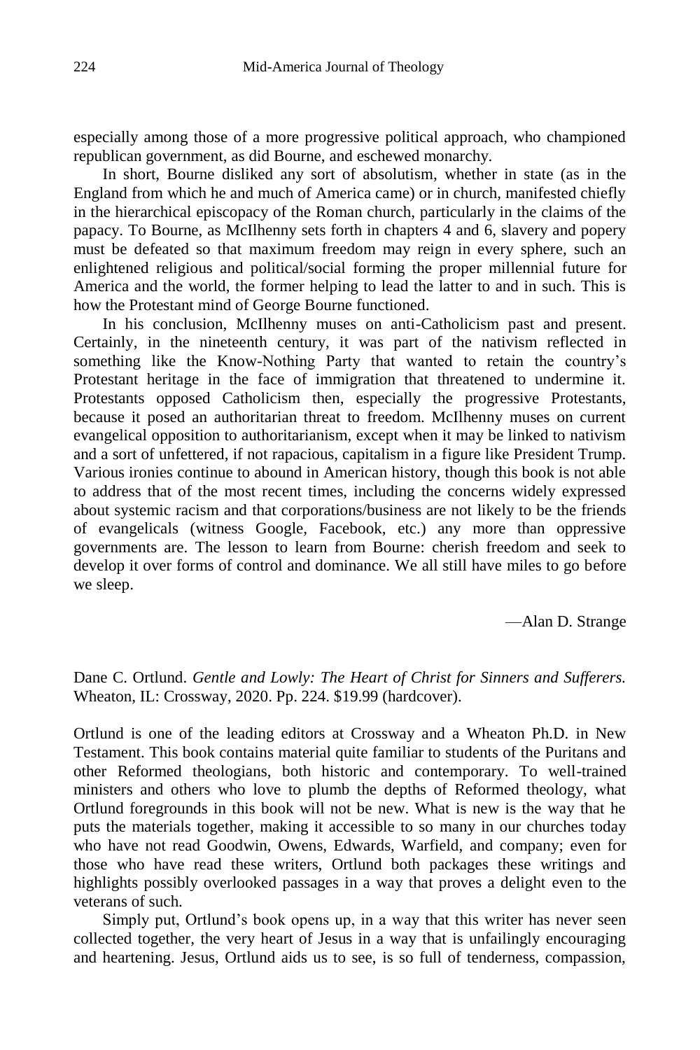especially among those of a more progressive political approach, who championed republican government, as did Bourne, and eschewed monarchy.

In short, Bourne disliked any sort of absolutism, whether in state (as in the England from which he and much of America came) or in church, manifested chiefly in the hierarchical episcopacy of the Roman church, particularly in the claims of the papacy. To Bourne, as McIlhenny sets forth in chapters 4 and 6, slavery and popery must be defeated so that maximum freedom may reign in every sphere, such an enlightened religious and political/social forming the proper millennial future for America and the world, the former helping to lead the latter to and in such. This is how the Protestant mind of George Bourne functioned.

In his conclusion, McIlhenny muses on anti-Catholicism past and present. Certainly, in the nineteenth century, it was part of the nativism reflected in something like the Know-Nothing Party that wanted to retain the country's Protestant heritage in the face of immigration that threatened to undermine it. Protestants opposed Catholicism then, especially the progressive Protestants, because it posed an authoritarian threat to freedom. McIlhenny muses on current evangelical opposition to authoritarianism, except when it may be linked to nativism and a sort of unfettered, if not rapacious, capitalism in a figure like President Trump. Various ironies continue to abound in American history, though this book is not able to address that of the most recent times, including the concerns widely expressed about systemic racism and that corporations/business are not likely to be the friends of evangelicals (witness Google, Facebook, etc.) any more than oppressive governments are. The lesson to learn from Bourne: cherish freedom and seek to develop it over forms of control and dominance. We all still have miles to go before we sleep.

—Alan D. Strange

Dane C. Ortlund. *Gentle and Lowly: The Heart of Christ for Sinners and Sufferers.* Wheaton, IL: Crossway, 2020. Pp. 224. $19.99 (hardcover).

Ortlund is one of the leading editors at Crossway and a Wheaton Ph.D. in New Testament. This book contains material quite familiar to students of the Puritans and other Reformed theologians, both historic and contemporary. To well-trained ministers and others who love to plumb the depths of Reformed theology, what Ortlund foregrounds in this book will not be new. What is new is the way that he puts the materials together, making it accessible to so many in our churches today who have not read Goodwin, Owens, Edwards, Warfield, and company; even for those who have read these writers, Ortlund both packages these writings and highlights possibly overlooked passages in a way that proves a delight even to the veterans of such.

Simply put, Ortlund's book opens up, in a way that this writer has never seen collected together, the very heart of Jesus in a way that is unfailingly encouraging and heartening. Jesus, Ortlund aids us to see, is so full of tenderness, compassion,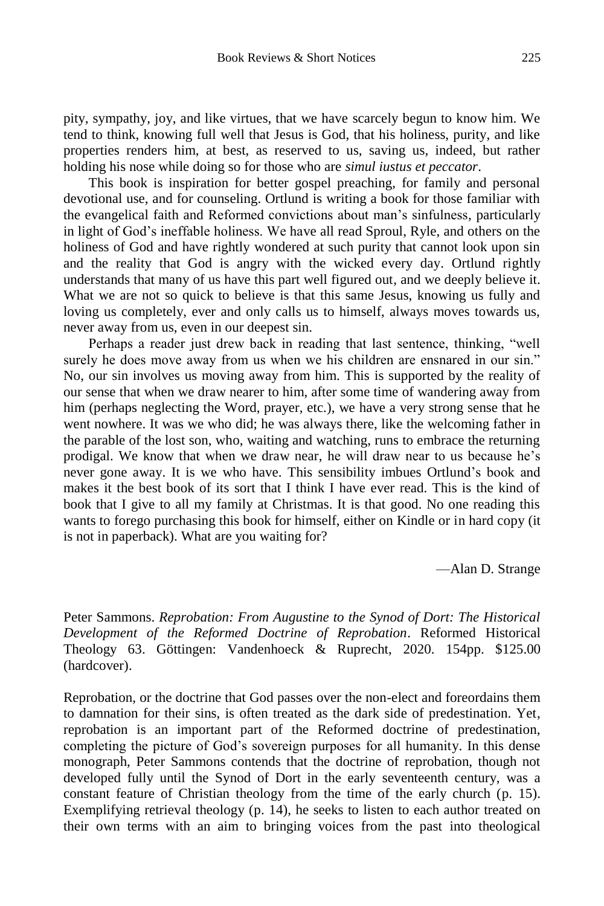pity, sympathy, joy, and like virtues, that we have scarcely begun to know him. We tend to think, knowing full well that Jesus is God, that his holiness, purity, and like properties renders him, at best, as reserved to us, saving us, indeed, but rather holding his nose while doing so for those who are *simul iustus et peccator*.

This book is inspiration for better gospel preaching, for family and personal devotional use, and for counseling. Ortlund is writing a book for those familiar with the evangelical faith and Reformed convictions about man's sinfulness, particularly in light of God's ineffable holiness. We have all read Sproul, Ryle, and others on the holiness of God and have rightly wondered at such purity that cannot look upon sin and the reality that God is angry with the wicked every day. Ortlund rightly understands that many of us have this part well figured out, and we deeply believe it. What we are not so quick to believe is that this same Jesus, knowing us fully and loving us completely, ever and only calls us to himself, always moves towards us, never away from us, even in our deepest sin.

Perhaps a reader just drew back in reading that last sentence, thinking, "well surely he does move away from us when we his children are ensnared in our sin." No, our sin involves us moving away from him. This is supported by the reality of our sense that when we draw nearer to him, after some time of wandering away from him (perhaps neglecting the Word, prayer, etc.), we have a very strong sense that he went nowhere. It was we who did; he was always there, like the welcoming father in the parable of the lost son, who, waiting and watching, runs to embrace the returning prodigal. We know that when we draw near, he will draw near to us because he's never gone away. It is we who have. This sensibility imbues Ortlund's book and makes it the best book of its sort that I think I have ever read. This is the kind of book that I give to all my family at Christmas. It is that good. No one reading this wants to forego purchasing this book for himself, either on Kindle or in hard copy (it is not in paperback). What are you waiting for?

—Alan D. Strange

Peter Sammons. *Reprobation: From Augustine to the Synod of Dort: The Historical Development of the Reformed Doctrine of Reprobation*. Reformed Historical Theology 63. Göttingen: Vandenhoeck & Ruprecht, 2020. 154pp. $125.00 (hardcover).

Reprobation, or the doctrine that God passes over the non-elect and foreordains them to damnation for their sins, is often treated as the dark side of predestination. Yet, reprobation is an important part of the Reformed doctrine of predestination, completing the picture of God's sovereign purposes for all humanity. In this dense monograph, Peter Sammons contends that the doctrine of reprobation, though not developed fully until the Synod of Dort in the early seventeenth century, was a constant feature of Christian theology from the time of the early church (p. 15). Exemplifying retrieval theology (p. 14), he seeks to listen to each author treated on their own terms with an aim to bringing voices from the past into theological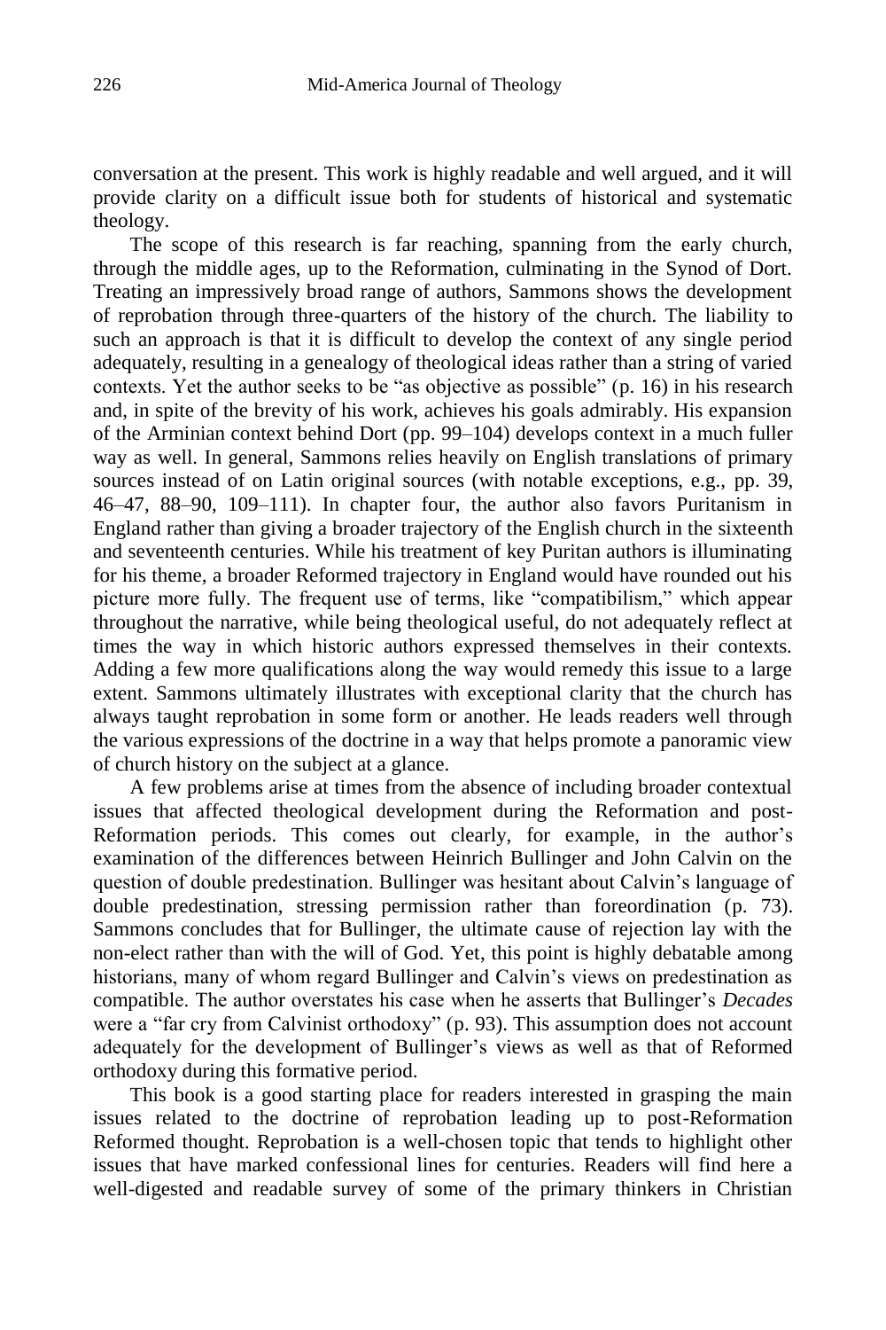conversation at the present. This work is highly readable and well argued, and it will provide clarity on a difficult issue both for students of historical and systematic theology.

The scope of this research is far reaching, spanning from the early church, through the middle ages, up to the Reformation, culminating in the Synod of Dort. Treating an impressively broad range of authors, Sammons shows the development of reprobation through three-quarters of the history of the church. The liability to such an approach is that it is difficult to develop the context of any single period adequately, resulting in a genealogy of theological ideas rather than a string of varied contexts. Yet the author seeks to be "as objective as possible" (p. 16) in his research and, in spite of the brevity of his work, achieves his goals admirably. His expansion of the Arminian context behind Dort (pp. 99–104) develops context in a much fuller way as well. In general, Sammons relies heavily on English translations of primary sources instead of on Latin original sources (with notable exceptions, e.g., pp. 39, 46–47, 88–90, 109–111). In chapter four, the author also favors Puritanism in England rather than giving a broader trajectory of the English church in the sixteenth and seventeenth centuries. While his treatment of key Puritan authors is illuminating for his theme, a broader Reformed trajectory in England would have rounded out his picture more fully. The frequent use of terms, like "compatibilism," which appear throughout the narrative, while being theological useful, do not adequately reflect at times the way in which historic authors expressed themselves in their contexts. Adding a few more qualifications along the way would remedy this issue to a large extent. Sammons ultimately illustrates with exceptional clarity that the church has always taught reprobation in some form or another. He leads readers well through the various expressions of the doctrine in a way that helps promote a panoramic view of church history on the subject at a glance.

A few problems arise at times from the absence of including broader contextual issues that affected theological development during the Reformation and post-Reformation periods. This comes out clearly, for example, in the author's examination of the differences between Heinrich Bullinger and John Calvin on the question of double predestination. Bullinger was hesitant about Calvin's language of double predestination, stressing permission rather than foreordination (p. 73). Sammons concludes that for Bullinger, the ultimate cause of rejection lay with the non-elect rather than with the will of God. Yet, this point is highly debatable among historians, many of whom regard Bullinger and Calvin's views on predestination as compatible. The author overstates his case when he asserts that Bullinger's *Decades* were a "far cry from Calvinist orthodoxy" (p. 93). This assumption does not account adequately for the development of Bullinger's views as well as that of Reformed orthodoxy during this formative period.

This book is a good starting place for readers interested in grasping the main issues related to the doctrine of reprobation leading up to post-Reformation Reformed thought. Reprobation is a well-chosen topic that tends to highlight other issues that have marked confessional lines for centuries. Readers will find here a well-digested and readable survey of some of the primary thinkers in Christian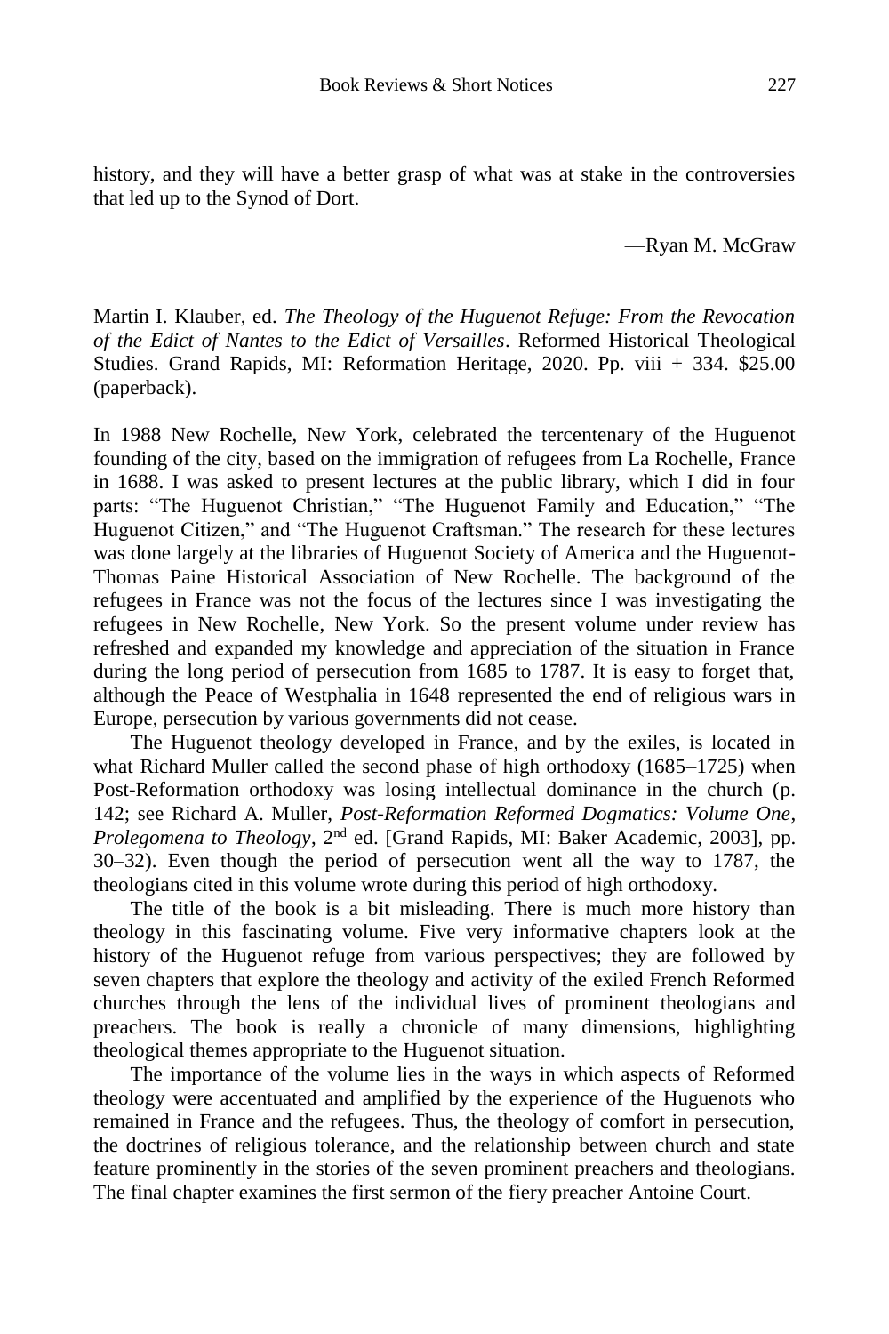history, and they will have a better grasp of what was at stake in the controversies that led up to the Synod of Dort.

—Ryan M. McGraw

Martin I. Klauber, ed. *The Theology of the Huguenot Refuge: From the Revocation of the Edict of Nantes to the Edict of Versailles*. Reformed Historical Theological Studies. Grand Rapids, MI: Reformation Heritage, 2020. Pp. viii + 334. $25.00 (paperback).

In 1988 New Rochelle, New York, celebrated the tercentenary of the Huguenot founding of the city, based on the immigration of refugees from La Rochelle, France in 1688. I was asked to present lectures at the public library, which I did in four parts: "The Huguenot Christian," "The Huguenot Family and Education," "The Huguenot Citizen," and "The Huguenot Craftsman." The research for these lectures was done largely at the libraries of Huguenot Society of America and the Huguenot-Thomas Paine Historical Association of New Rochelle. The background of the refugees in France was not the focus of the lectures since I was investigating the refugees in New Rochelle, New York. So the present volume under review has refreshed and expanded my knowledge and appreciation of the situation in France during the long period of persecution from 1685 to 1787. It is easy to forget that, although the Peace of Westphalia in 1648 represented the end of religious wars in Europe, persecution by various governments did not cease.

The Huguenot theology developed in France, and by the exiles, is located in what Richard Muller called the second phase of high orthodoxy (1685–1725) when Post-Reformation orthodoxy was losing intellectual dominance in the church (p. 142; see Richard A. Muller, *Post-Reformation Reformed Dogmatics: Volume One, Prolegomena to Theology*, 2nd ed. [Grand Rapids, MI: Baker Academic, 2003], pp. 30–32). Even though the period of persecution went all the way to 1787, the theologians cited in this volume wrote during this period of high orthodoxy.

The title of the book is a bit misleading. There is much more history than theology in this fascinating volume. Five very informative chapters look at the history of the Huguenot refuge from various perspectives; they are followed by seven chapters that explore the theology and activity of the exiled French Reformed churches through the lens of the individual lives of prominent theologians and preachers. The book is really a chronicle of many dimensions, highlighting theological themes appropriate to the Huguenot situation.

The importance of the volume lies in the ways in which aspects of Reformed theology were accentuated and amplified by the experience of the Huguenots who remained in France and the refugees. Thus, the theology of comfort in persecution, the doctrines of religious tolerance, and the relationship between church and state feature prominently in the stories of the seven prominent preachers and theologians. The final chapter examines the first sermon of the fiery preacher Antoine Court.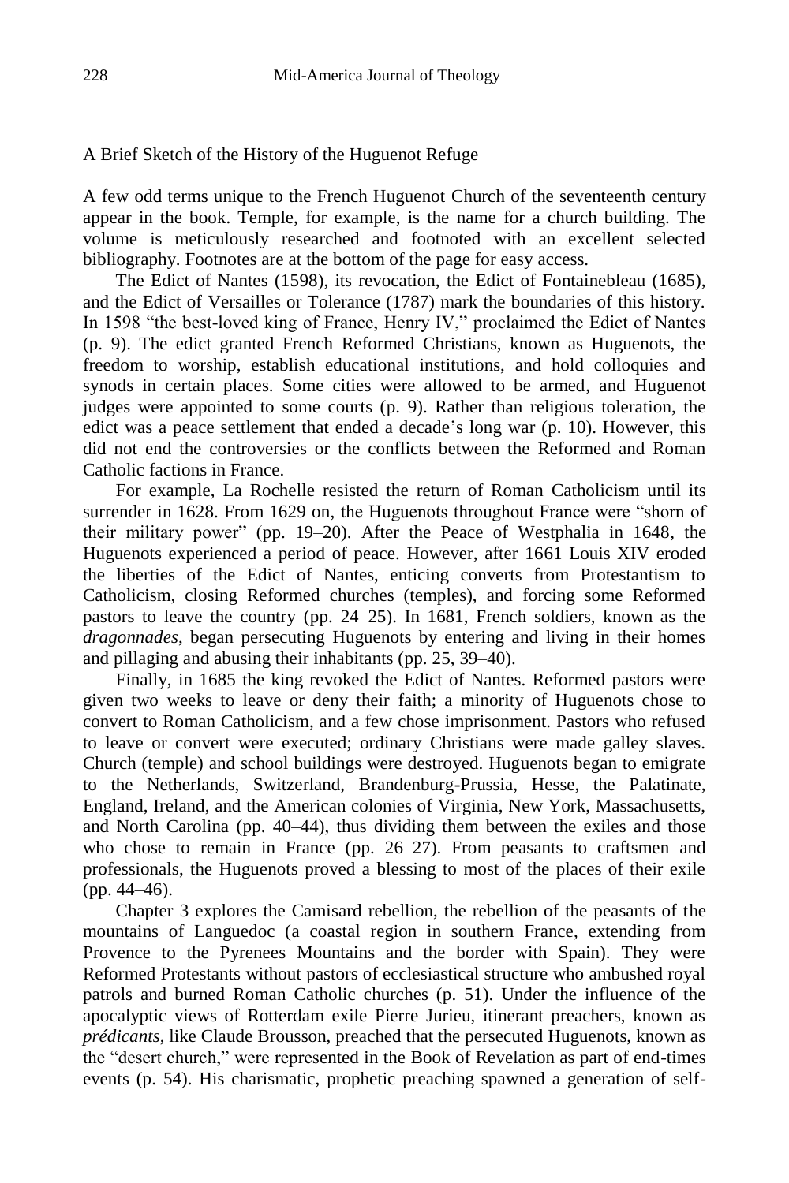A Brief Sketch of the History of the Huguenot Refuge

A few odd terms unique to the French Huguenot Church of the seventeenth century appear in the book. Temple, for example, is the name for a church building. The volume is meticulously researched and footnoted with an excellent selected bibliography. Footnotes are at the bottom of the page for easy access.

The Edict of Nantes (1598), its revocation, the Edict of Fontainebleau (1685), and the Edict of Versailles or Tolerance (1787) mark the boundaries of this history. In 1598 "the best-loved king of France, Henry IV," proclaimed the Edict of Nantes (p. 9). The edict granted French Reformed Christians, known as Huguenots, the freedom to worship, establish educational institutions, and hold colloquies and synods in certain places. Some cities were allowed to be armed, and Huguenot judges were appointed to some courts (p. 9). Rather than religious toleration, the edict was a peace settlement that ended a decade's long war (p. 10). However, this did not end the controversies or the conflicts between the Reformed and Roman Catholic factions in France.

For example, La Rochelle resisted the return of Roman Catholicism until its surrender in 1628. From 1629 on, the Huguenots throughout France were "shorn of their military power" (pp. 19–20). After the Peace of Westphalia in 1648, the Huguenots experienced a period of peace. However, after 1661 Louis XIV eroded the liberties of the Edict of Nantes, enticing converts from Protestantism to Catholicism, closing Reformed churches (temples), and forcing some Reformed pastors to leave the country (pp. 24–25). In 1681, French soldiers, known as the *dragonnades*, began persecuting Huguenots by entering and living in their homes and pillaging and abusing their inhabitants (pp. 25, 39–40).

Finally, in 1685 the king revoked the Edict of Nantes. Reformed pastors were given two weeks to leave or deny their faith; a minority of Huguenots chose to convert to Roman Catholicism, and a few chose imprisonment. Pastors who refused to leave or convert were executed; ordinary Christians were made galley slaves. Church (temple) and school buildings were destroyed. Huguenots began to emigrate to the Netherlands, Switzerland, Brandenburg-Prussia, Hesse, the Palatinate, England, Ireland, and the American colonies of Virginia, New York, Massachusetts, and North Carolina (pp. 40–44), thus dividing them between the exiles and those who chose to remain in France (pp. 26–27). From peasants to craftsmen and professionals, the Huguenots proved a blessing to most of the places of their exile (pp. 44–46).

Chapter 3 explores the Camisard rebellion, the rebellion of the peasants of the mountains of Languedoc (a coastal region in southern France, extending from Provence to the Pyrenees Mountains and the border with Spain). They were Reformed Protestants without pastors of ecclesiastical structure who ambushed royal patrols and burned Roman Catholic churches (p. 51). Under the influence of the apocalyptic views of Rotterdam exile Pierre Jurieu, itinerant preachers, known as *prédicants*, like Claude Brousson, preached that the persecuted Huguenots, known as the "desert church," were represented in the Book of Revelation as part of end-times events (p. 54). His charismatic, prophetic preaching spawned a generation of self-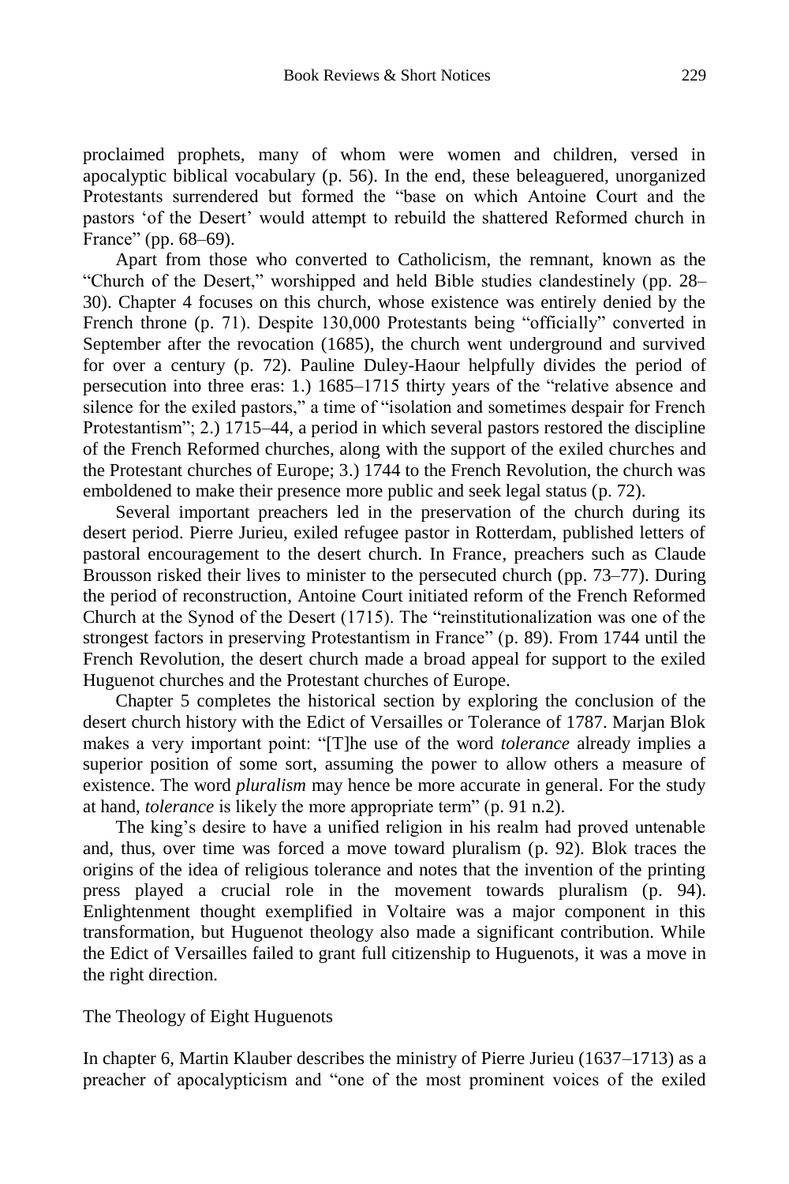proclaimed prophets, many of whom were women and children, versed in apocalyptic biblical vocabulary (p. 56). In the end, these beleaguered, unorganized Protestants surrendered but formed the "base on which Antoine Court and the pastors 'of the Desert' would attempt to rebuild the shattered Reformed church in France" (pp. 68–69).

Apart from those who converted to Catholicism, the remnant, known as the "Church of the Desert," worshipped and held Bible studies clandestinely (pp. 28–30). Chapter 4 focuses on this church, whose existence was entirely denied by the French throne (p. 71). Despite 130,000 Protestants being "officially" converted in September after the revocation (1685), the church went underground and survived for over a century (p. 72). Pauline Duley-Haour helpfully divides the period of persecution into three eras: 1.) 1685–1715 thirty years of the "relative absence and silence for the exiled pastors," a time of "isolation and sometimes despair for French Protestantism"; 2.) 1715–44, a period in which several pastors restored the discipline of the French Reformed churches, along with the support of the exiled churches and the Protestant churches of Europe; 3.) 1744 to the French Revolution, the church was emboldened to make their presence more public and seek legal status (p. 72).

Several important preachers led in the preservation of the church during its desert period. Pierre Jurieu, exiled refugee pastor in Rotterdam, published letters of pastoral encouragement to the desert church. In France, preachers such as Claude Brousson risked their lives to minister to the persecuted church (pp. 73–77). During the period of reconstruction, Antoine Court initiated reform of the French Reformed Church at the Synod of the Desert (1715). The "reinstitutionalization was one of the strongest factors in preserving Protestantism in France" (p. 89). From 1744 until the French Revolution, the desert church made a broad appeal for support to the exiled Huguenot churches and the Protestant churches of Europe.

Chapter 5 completes the historical section by exploring the conclusion of the desert church history with the Edict of Versailles or Tolerance of 1787. Marjan Blok makes a very important point: "[T]he use of the word *tolerance* already implies a superior position of some sort, assuming the power to allow others a measure of existence. The word *pluralism* may hence be more accurate in general. For the study at hand, *tolerance* is likely the more appropriate term" (p. 91 n.2).

The king's desire to have a unified religion in his realm had proved untenable and, thus, over time was forced a move toward pluralism (p. 92). Blok traces the origins of the idea of religious tolerance and notes that the invention of the printing press played a crucial role in the movement towards pluralism (p. 94). Enlightenment thought exemplified in Voltaire was a major component in this transformation, but Huguenot theology also made a significant contribution. While the Edict of Versailles failed to grant full citizenship to Huguenots, it was a move in the right direction.

## The Theology of Eight Huguenots

In chapter 6, Martin Klauber describes the ministry of Pierre Jurieu (1637–1713) as a preacher of apocalypticism and "one of the most prominent voices of the exiled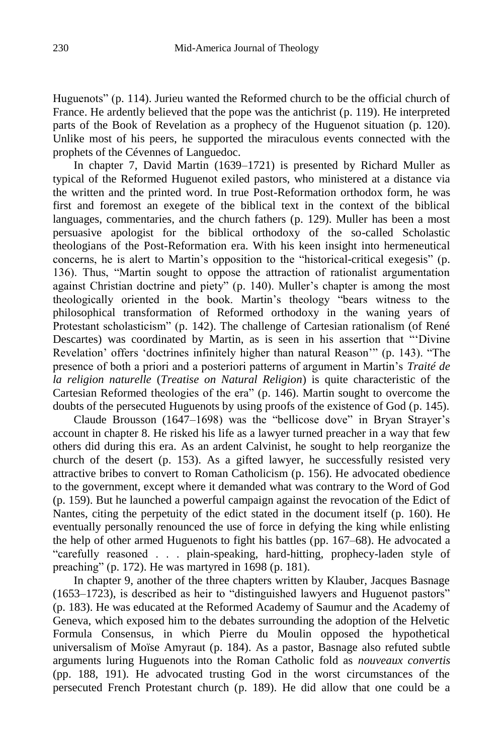Huguenots" (p. 114). Jurieu wanted the Reformed church to be the official church of France. He ardently believed that the pope was the antichrist (p. 119). He interpreted parts of the Book of Revelation as a prophecy of the Huguenot situation (p. 120). Unlike most of his peers, he supported the miraculous events connected with the prophets of the Cévennes of Languedoc.

In chapter 7, David Martin (1639–1721) is presented by Richard Muller as typical of the Reformed Huguenot exiled pastors, who ministered at a distance via the written and the printed word. In true Post-Reformation orthodox form, he was first and foremost an exegete of the biblical text in the context of the biblical languages, commentaries, and the church fathers (p. 129). Muller has been a most persuasive apologist for the biblical orthodoxy of the so-called Scholastic theologians of the Post-Reformation era. With his keen insight into hermeneutical concerns, he is alert to Martin's opposition to the "historical-critical exegesis" (p. 136). Thus, "Martin sought to oppose the attraction of rationalist argumentation against Christian doctrine and piety" (p. 140). Muller's chapter is among the most theologically oriented in the book. Martin's theology "bears witness to the philosophical transformation of Reformed orthodoxy in the waning years of Protestant scholasticism" (p. 142). The challenge of Cartesian rationalism (of René Descartes) was coordinated by Martin, as is seen in his assertion that "'Divine Revelation' offers 'doctrines infinitely higher than natural Reason'" (p. 143). "The presence of both a priori and a posteriori patterns of argument in Martin's *Traité de la religion naturelle* (*Treatise on Natural Religion*) is quite characteristic of the Cartesian Reformed theologies of the era" (p. 146). Martin sought to overcome the doubts of the persecuted Huguenots by using proofs of the existence of God (p. 145).

Claude Brousson (1647–1698) was the "bellicose dove" in Bryan Strayer's account in chapter 8. He risked his life as a lawyer turned preacher in a way that few others did during this era. As an ardent Calvinist, he sought to help reorganize the church of the desert (p. 153). As a gifted lawyer, he successfully resisted very attractive bribes to convert to Roman Catholicism (p. 156). He advocated obedience to the government, except where it demanded what was contrary to the Word of God (p. 159). But he launched a powerful campaign against the revocation of the Edict of Nantes, citing the perpetuity of the edict stated in the document itself (p. 160). He eventually personally renounced the use of force in defying the king while enlisting the help of other armed Huguenots to fight his battles (pp. 167–68). He advocated a "carefully reasoned . . . plain-speaking, hard-hitting, prophecy-laden style of preaching" (p. 172). He was martyred in 1698 (p. 181).

In chapter 9, another of the three chapters written by Klauber, Jacques Basnage (1653–1723), is described as heir to "distinguished lawyers and Huguenot pastors" (p. 183). He was educated at the Reformed Academy of Saumur and the Academy of Geneva, which exposed him to the debates surrounding the adoption of the Helvetic Formula Consensus, in which Pierre du Moulin opposed the hypothetical universalism of Moïse Amyraut (p. 184). As a pastor, Basnage also refuted subtle arguments luring Huguenots into the Roman Catholic fold as *nouveaux convertis* (pp. 188, 191). He advocated trusting God in the worst circumstances of the persecuted French Protestant church (p. 189). He did allow that one could be a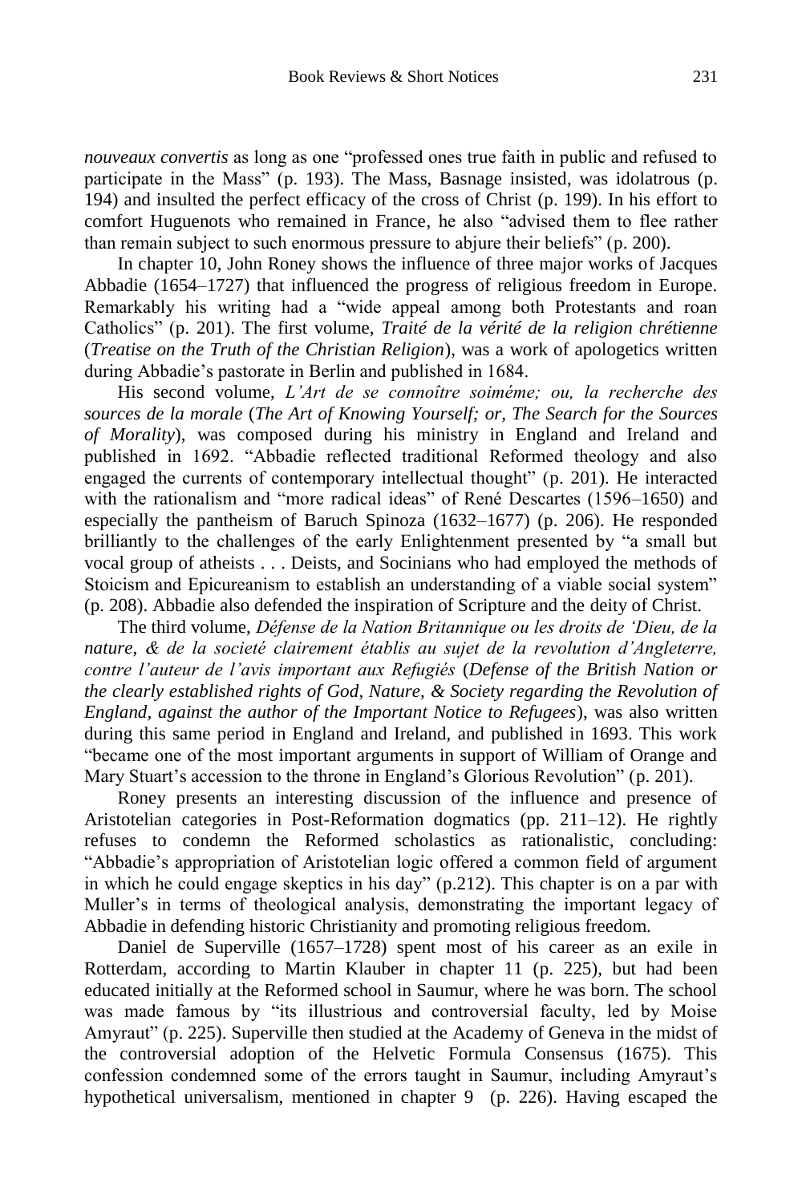*nouveaux convertis* as long as one "professed ones true faith in public and refused to participate in the Mass" (p. 193). The Mass, Basnage insisted, was idolatrous (p. 194) and insulted the perfect efficacy of the cross of Christ (p. 199). In his effort to comfort Huguenots who remained in France, he also "advised them to flee rather than remain subject to such enormous pressure to abjure their beliefs" (p. 200).

In chapter 10, John Roney shows the influence of three major works of Jacques Abbadie (1654–1727) that influenced the progress of religious freedom in Europe. Remarkably his writing had a "wide appeal among both Protestants and roan Catholics" (p. 201). The first volume, *Traité de la vérité de la religion chrétienne* (*Treatise on the Truth of the Christian Religion*), was a work of apologetics written during Abbadie's pastorate in Berlin and published in 1684.

His second volume, *L'Art de se connoître soiméme; ou, la recherche des sources de la morale* (*The Art of Knowing Yourself; or, The Search for the Sources of Morality*), was composed during his ministry in England and Ireland and published in 1692. "Abbadie reflected traditional Reformed theology and also engaged the currents of contemporary intellectual thought" (p. 201). He interacted with the rationalism and "more radical ideas" of René Descartes (1596–1650) and especially the pantheism of Baruch Spinoza (1632–1677) (p. 206). He responded brilliantly to the challenges of the early Enlightenment presented by "a small but vocal group of atheists . . . Deists, and Socinians who had employed the methods of Stoicism and Epicureanism to establish an understanding of a viable social system" (p. 208). Abbadie also defended the inspiration of Scripture and the deity of Christ.

The third volume, *Défense de la Nation Britannique ou les droits de 'Dieu, de la nature, & de la societé clairement établis au sujet de la revolution d'Angleterre, contre l'auteur de l'avis important aux Refugiés* (*Defense of the British Nation or the clearly established rights of God, Nature, & Society regarding the Revolution of England, against the author of the Important Notice to Refugees*), was also written during this same period in England and Ireland, and published in 1693. This work "became one of the most important arguments in support of William of Orange and Mary Stuart's accession to the throne in England's Glorious Revolution" (p. 201).

Roney presents an interesting discussion of the influence and presence of Aristotelian categories in Post-Reformation dogmatics (pp. 211–12). He rightly refuses to condemn the Reformed scholastics as rationalistic, concluding: "Abbadie's appropriation of Aristotelian logic offered a common field of argument in which he could engage skeptics in his day" (p.212). This chapter is on a par with Muller's in terms of theological analysis, demonstrating the important legacy of Abbadie in defending historic Christianity and promoting religious freedom.

Daniel de Superville (1657–1728) spent most of his career as an exile in Rotterdam, according to Martin Klauber in chapter 11 (p. 225), but had been educated initially at the Reformed school in Saumur, where he was born. The school was made famous by "its illustrious and controversial faculty, led by Moise Amyraut" (p. 225). Superville then studied at the Academy of Geneva in the midst of the controversial adoption of the Helvetic Formula Consensus (1675). This confession condemned some of the errors taught in Saumur, including Amyraut's hypothetical universalism, mentioned in chapter 9 (p. 226). Having escaped the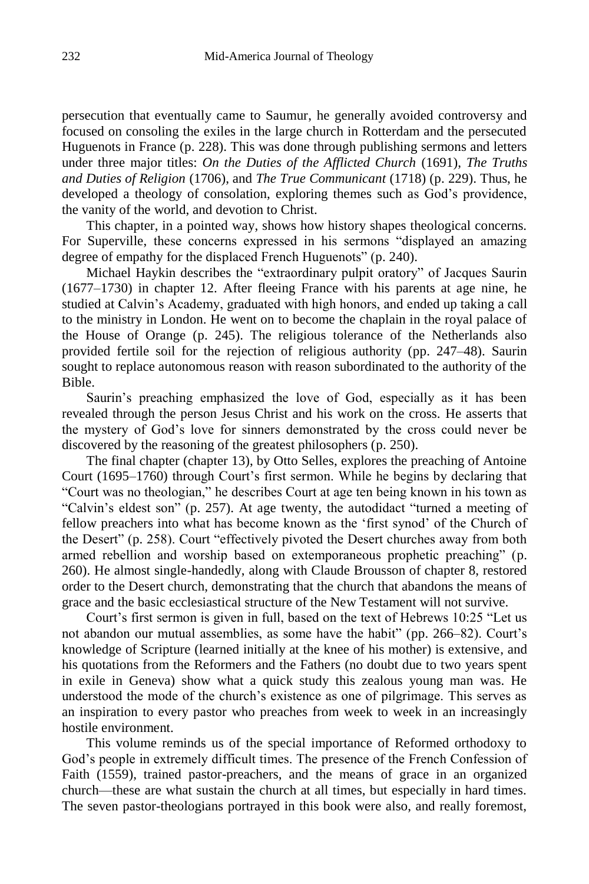persecution that eventually came to Saumur, he generally avoided controversy and focused on consoling the exiles in the large church in Rotterdam and the persecuted Huguenots in France (p. 228). This was done through publishing sermons and letters under three major titles: *On the Duties of the Afflicted Church* (1691), *The Truths and Duties of Religion* (1706), and *The True Communicant* (1718) (p. 229). Thus, he developed a theology of consolation, exploring themes such as God's providence, the vanity of the world, and devotion to Christ.

This chapter, in a pointed way, shows how history shapes theological concerns. For Superville, these concerns expressed in his sermons "displayed an amazing degree of empathy for the displaced French Huguenots" (p. 240).

Michael Haykin describes the "extraordinary pulpit oratory" of Jacques Saurin (1677–1730) in chapter 12. After fleeing France with his parents at age nine, he studied at Calvin's Academy, graduated with high honors, and ended up taking a call to the ministry in London. He went on to become the chaplain in the royal palace of the House of Orange (p. 245). The religious tolerance of the Netherlands also provided fertile soil for the rejection of religious authority (pp. 247–48). Saurin sought to replace autonomous reason with reason subordinated to the authority of the Bible.

Saurin's preaching emphasized the love of God, especially as it has been revealed through the person Jesus Christ and his work on the cross. He asserts that the mystery of God's love for sinners demonstrated by the cross could never be discovered by the reasoning of the greatest philosophers (p. 250).

The final chapter (chapter 13), by Otto Selles, explores the preaching of Antoine Court (1695–1760) through Court's first sermon. While he begins by declaring that "Court was no theologian," he describes Court at age ten being known in his town as "Calvin's eldest son" (p. 257). At age twenty, the autodidact "turned a meeting of fellow preachers into what has become known as the 'first synod' of the Church of the Desert" (p. 258). Court "effectively pivoted the Desert churches away from both armed rebellion and worship based on extemporaneous prophetic preaching" (p. 260). He almost single-handedly, along with Claude Brousson of chapter 8, restored order to the Desert church, demonstrating that the church that abandons the means of grace and the basic ecclesiastical structure of the New Testament will not survive.

Court's first sermon is given in full, based on the text of Hebrews 10:25 "Let us not abandon our mutual assemblies, as some have the habit" (pp. 266–82). Court's knowledge of Scripture (learned initially at the knee of his mother) is extensive, and his quotations from the Reformers and the Fathers (no doubt due to two years spent in exile in Geneva) show what a quick study this zealous young man was. He understood the mode of the church's existence as one of pilgrimage. This serves as an inspiration to every pastor who preaches from week to week in an increasingly hostile environment.

This volume reminds us of the special importance of Reformed orthodoxy to God's people in extremely difficult times. The presence of the French Confession of Faith (1559), trained pastor-preachers, and the means of grace in an organized church—these are what sustain the church at all times, but especially in hard times. The seven pastor-theologians portrayed in this book were also, and really foremost,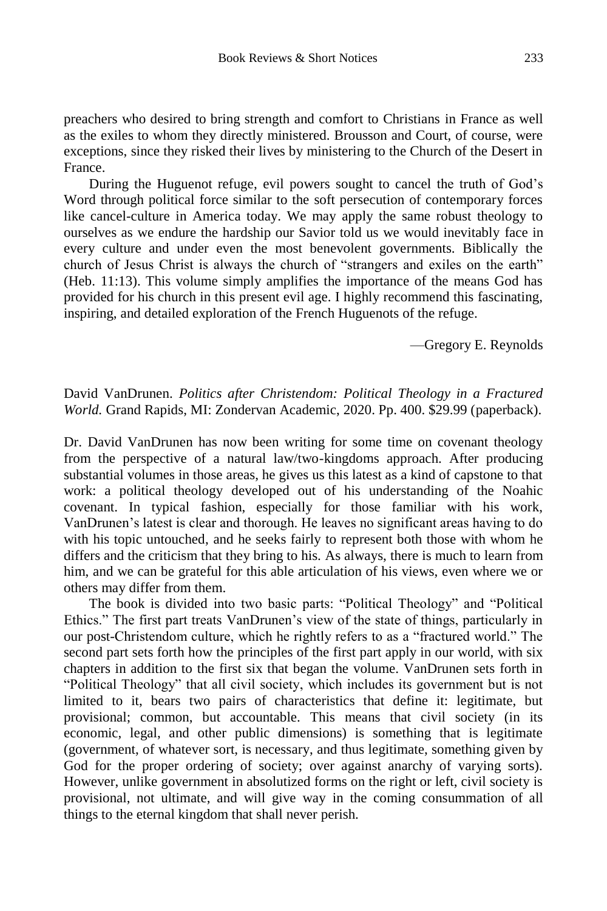preachers who desired to bring strength and comfort to Christians in France as well as the exiles to whom they directly ministered. Brousson and Court, of course, were exceptions, since they risked their lives by ministering to the Church of the Desert in France.

During the Huguenot refuge, evil powers sought to cancel the truth of God's Word through political force similar to the soft persecution of contemporary forces like cancel-culture in America today. We may apply the same robust theology to ourselves as we endure the hardship our Savior told us we would inevitably face in every culture and under even the most benevolent governments. Biblically the church of Jesus Christ is always the church of "strangers and exiles on the earth" (Heb. 11:13). This volume simply amplifies the importance of the means God has provided for his church in this present evil age. I highly recommend this fascinating, inspiring, and detailed exploration of the French Huguenots of the refuge.

—Gregory E. Reynolds

David VanDrunen. *Politics after Christendom: Political Theology in a Fractured World.* Grand Rapids, MI: Zondervan Academic, 2020. Pp. 400. $29.99 (paperback).

Dr. David VanDrunen has now been writing for some time on covenant theology from the perspective of a natural law/two-kingdoms approach. After producing substantial volumes in those areas, he gives us this latest as a kind of capstone to that work: a political theology developed out of his understanding of the Noahic covenant. In typical fashion, especially for those familiar with his work, VanDrunen's latest is clear and thorough. He leaves no significant areas having to do with his topic untouched, and he seeks fairly to represent both those with whom he differs and the criticism that they bring to his. As always, there is much to learn from him, and we can be grateful for this able articulation of his views, even where we or others may differ from them.

The book is divided into two basic parts: "Political Theology" and "Political Ethics." The first part treats VanDrunen's view of the state of things, particularly in our post-Christendom culture, which he rightly refers to as a "fractured world." The second part sets forth how the principles of the first part apply in our world, with six chapters in addition to the first six that began the volume. VanDrunen sets forth in "Political Theology" that all civil society, which includes its government but is not limited to it, bears two pairs of characteristics that define it: legitimate, but provisional; common, but accountable. This means that civil society (in its economic, legal, and other public dimensions) is something that is legitimate (government, of whatever sort, is necessary, and thus legitimate, something given by God for the proper ordering of society; over against anarchy of varying sorts). However, unlike government in absolutized forms on the right or left, civil society is provisional, not ultimate, and will give way in the coming consummation of all things to the eternal kingdom that shall never perish.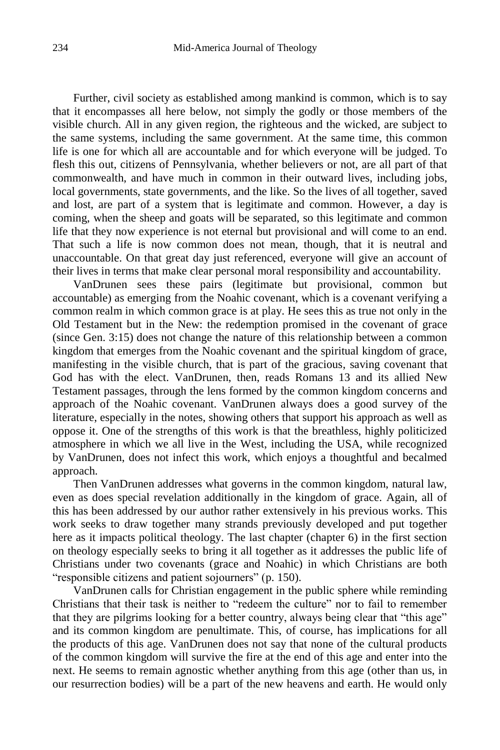Further, civil society as established among mankind is common, which is to say that it encompasses all here below, not simply the godly or those members of the visible church. All in any given region, the righteous and the wicked, are subject to the same systems, including the same government. At the same time, this common life is one for which all are accountable and for which everyone will be judged. To flesh this out, citizens of Pennsylvania, whether believers or not, are all part of that commonwealth, and have much in common in their outward lives, including jobs, local governments, state governments, and the like. So the lives of all together, saved and lost, are part of a system that is legitimate and common. However, a day is coming, when the sheep and goats will be separated, so this legitimate and common life that they now experience is not eternal but provisional and will come to an end. That such a life is now common does not mean, though, that it is neutral and unaccountable. On that great day just referenced, everyone will give an account of their lives in terms that make clear personal moral responsibility and accountability.

VanDrunen sees these pairs (legitimate but provisional, common but accountable) as emerging from the Noahic covenant, which is a covenant verifying a common realm in which common grace is at play. He sees this as true not only in the Old Testament but in the New: the redemption promised in the covenant of grace (since Gen. 3:15) does not change the nature of this relationship between a common kingdom that emerges from the Noahic covenant and the spiritual kingdom of grace, manifesting in the visible church, that is part of the gracious, saving covenant that God has with the elect. VanDrunen, then, reads Romans 13 and its allied New Testament passages, through the lens formed by the common kingdom concerns and approach of the Noahic covenant. VanDrunen always does a good survey of the literature, especially in the notes, showing others that support his approach as well as oppose it. One of the strengths of this work is that the breathless, highly politicized atmosphere in which we all live in the West, including the USA, while recognized by VanDrunen, does not infect this work, which enjoys a thoughtful and becalmed approach.

Then VanDrunen addresses what governs in the common kingdom, natural law, even as does special revelation additionally in the kingdom of grace. Again, all of this has been addressed by our author rather extensively in his previous works. This work seeks to draw together many strands previously developed and put together here as it impacts political theology. The last chapter (chapter 6) in the first section on theology especially seeks to bring it all together as it addresses the public life of Christians under two covenants (grace and Noahic) in which Christians are both "responsible citizens and patient sojourners" (p. 150).

VanDrunen calls for Christian engagement in the public sphere while reminding Christians that their task is neither to "redeem the culture" nor to fail to remember that they are pilgrims looking for a better country, always being clear that "this age" and its common kingdom are penultimate. This, of course, has implications for all the products of this age. VanDrunen does not say that none of the cultural products of the common kingdom will survive the fire at the end of this age and enter into the next. He seems to remain agnostic whether anything from this age (other than us, in our resurrection bodies) will be a part of the new heavens and earth. He would only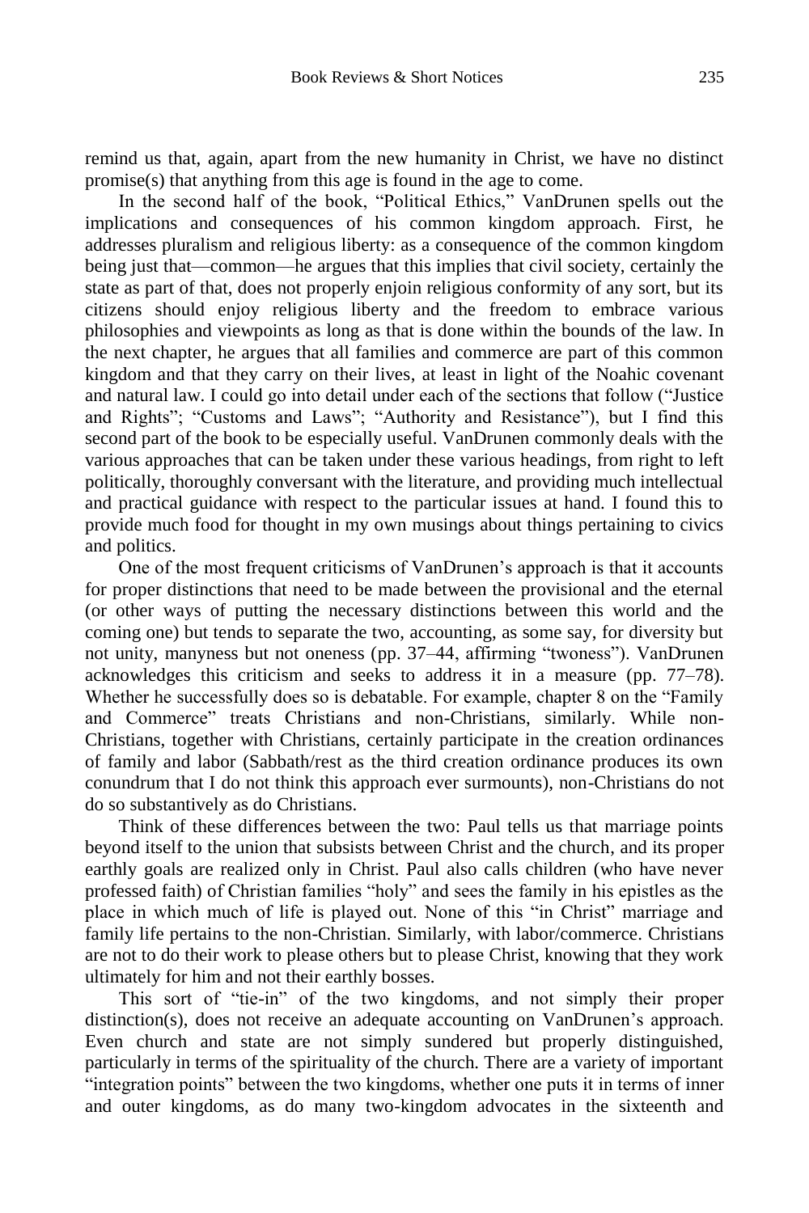remind us that, again, apart from the new humanity in Christ, we have no distinct promise(s) that anything from this age is found in the age to come.

In the second half of the book, "Political Ethics," VanDrunen spells out the implications and consequences of his common kingdom approach. First, he addresses pluralism and religious liberty: as a consequence of the common kingdom being just that—common—he argues that this implies that civil society, certainly the state as part of that, does not properly enjoin religious conformity of any sort, but its citizens should enjoy religious liberty and the freedom to embrace various philosophies and viewpoints as long as that is done within the bounds of the law. In the next chapter, he argues that all families and commerce are part of this common kingdom and that they carry on their lives, at least in light of the Noahic covenant and natural law. I could go into detail under each of the sections that follow ("Justice and Rights"; "Customs and Laws"; "Authority and Resistance"), but I find this second part of the book to be especially useful. VanDrunen commonly deals with the various approaches that can be taken under these various headings, from right to left politically, thoroughly conversant with the literature, and providing much intellectual and practical guidance with respect to the particular issues at hand. I found this to provide much food for thought in my own musings about things pertaining to civics and politics.

One of the most frequent criticisms of VanDrunen's approach is that it accounts for proper distinctions that need to be made between the provisional and the eternal (or other ways of putting the necessary distinctions between this world and the coming one) but tends to separate the two, accounting, as some say, for diversity but not unity, manyness but not oneness (pp. 37–44, affirming "twoness"). VanDrunen acknowledges this criticism and seeks to address it in a measure (pp. 77–78). Whether he successfully does so is debatable. For example, chapter 8 on the "Family and Commerce" treats Christians and non-Christians, similarly. While non-Christians, together with Christians, certainly participate in the creation ordinances of family and labor (Sabbath/rest as the third creation ordinance produces its own conundrum that I do not think this approach ever surmounts), non-Christians do not do so substantively as do Christians.

Think of these differences between the two: Paul tells us that marriage points beyond itself to the union that subsists between Christ and the church, and its proper earthly goals are realized only in Christ. Paul also calls children (who have never professed faith) of Christian families "holy" and sees the family in his epistles as the place in which much of life is played out. None of this "in Christ" marriage and family life pertains to the non-Christian. Similarly, with labor/commerce. Christians are not to do their work to please others but to please Christ, knowing that they work ultimately for him and not their earthly bosses.

This sort of "tie-in" of the two kingdoms, and not simply their proper distinction(s), does not receive an adequate accounting on VanDrunen's approach. Even church and state are not simply sundered but properly distinguished, particularly in terms of the spirituality of the church. There are a variety of important "integration points" between the two kingdoms, whether one puts it in terms of inner and outer kingdoms, as do many two-kingdom advocates in the sixteenth and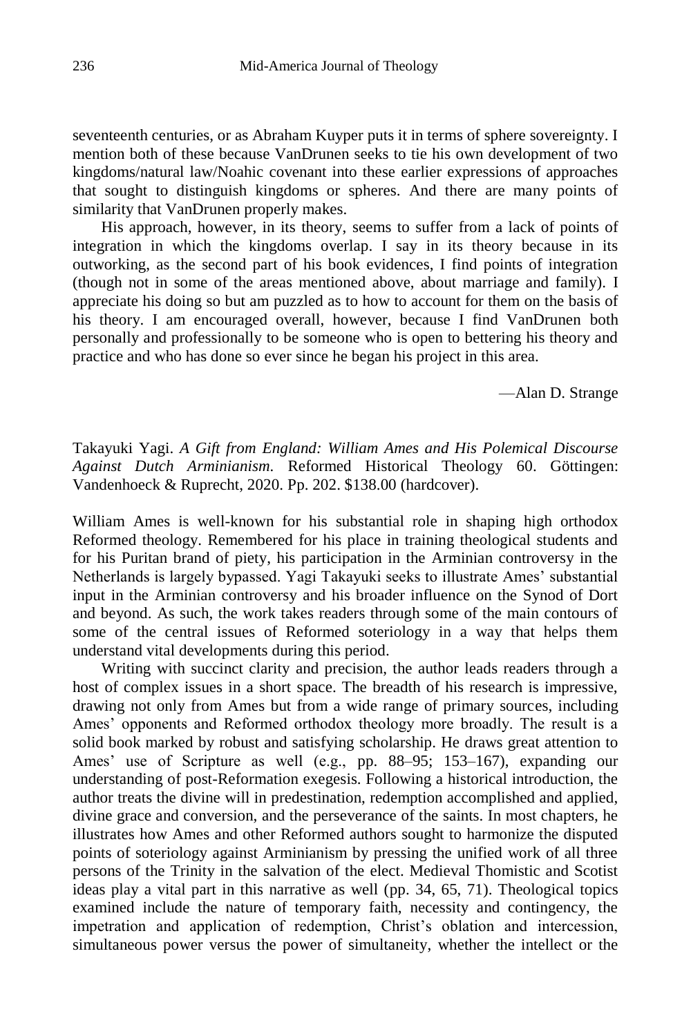seventeenth centuries, or as Abraham Kuyper puts it in terms of sphere sovereignty. I mention both of these because VanDrunen seeks to tie his own development of two kingdoms/natural law/Noahic covenant into these earlier expressions of approaches that sought to distinguish kingdoms or spheres. And there are many points of similarity that VanDrunen properly makes.

His approach, however, in its theory, seems to suffer from a lack of points of integration in which the kingdoms overlap. I say in its theory because in its outworking, as the second part of his book evidences, I find points of integration (though not in some of the areas mentioned above, about marriage and family). I appreciate his doing so but am puzzled as to how to account for them on the basis of his theory. I am encouraged overall, however, because I find VanDrunen both personally and professionally to be someone who is open to bettering his theory and practice and who has done so ever since he began his project in this area.

—Alan D. Strange

Takayuki Yagi. *A Gift from England: William Ames and His Polemical Discourse Against Dutch Arminianism.* Reformed Historical Theology 60. Göttingen: Vandenhoeck & Ruprecht, 2020. Pp. 202. $138.00 (hardcover).

William Ames is well-known for his substantial role in shaping high orthodox Reformed theology. Remembered for his place in training theological students and for his Puritan brand of piety, his participation in the Arminian controversy in the Netherlands is largely bypassed. Yagi Takayuki seeks to illustrate Ames' substantial input in the Arminian controversy and his broader influence on the Synod of Dort and beyond. As such, the work takes readers through some of the main contours of some of the central issues of Reformed soteriology in a way that helps them understand vital developments during this period.

Writing with succinct clarity and precision, the author leads readers through a host of complex issues in a short space. The breadth of his research is impressive, drawing not only from Ames but from a wide range of primary sources, including Ames' opponents and Reformed orthodox theology more broadly. The result is a solid book marked by robust and satisfying scholarship. He draws great attention to Ames' use of Scripture as well (e.g., pp. 88–95; 153–167), expanding our understanding of post-Reformation exegesis. Following a historical introduction, the author treats the divine will in predestination, redemption accomplished and applied, divine grace and conversion, and the perseverance of the saints. In most chapters, he illustrates how Ames and other Reformed authors sought to harmonize the disputed points of soteriology against Arminianism by pressing the unified work of all three persons of the Trinity in the salvation of the elect. Medieval Thomistic and Scotist ideas play a vital part in this narrative as well (pp. 34, 65, 71). Theological topics examined include the nature of temporary faith, necessity and contingency, the impetration and application of redemption, Christ's oblation and intercession, simultaneous power versus the power of simultaneity, whether the intellect or the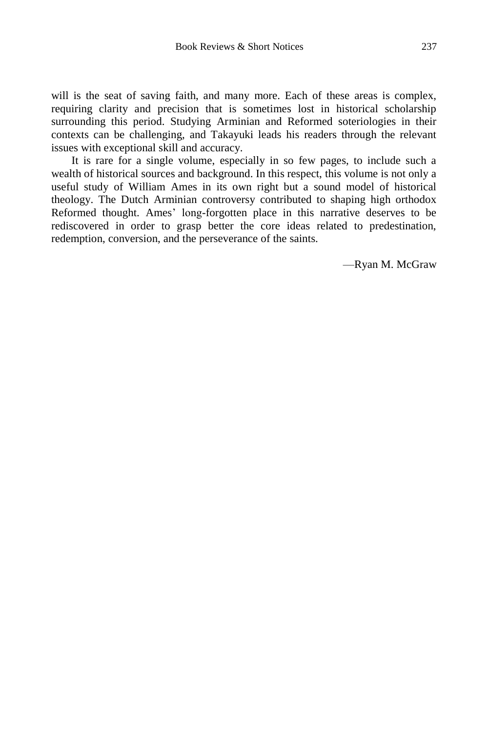will is the seat of saving faith, and many more. Each of these areas is complex, requiring clarity and precision that is sometimes lost in historical scholarship surrounding this period. Studying Arminian and Reformed soteriologies in their contexts can be challenging, and Takayuki leads his readers through the relevant issues with exceptional skill and accuracy.

It is rare for a single volume, especially in so few pages, to include such a wealth of historical sources and background. In this respect, this volume is not only a useful study of William Ames in its own right but a sound model of historical theology. The Dutch Arminian controversy contributed to shaping high orthodox Reformed thought. Ames' long-forgotten place in this narrative deserves to be rediscovered in order to grasp better the core ideas related to predestination, redemption, conversion, and the perseverance of the saints.

—Ryan M. McGraw